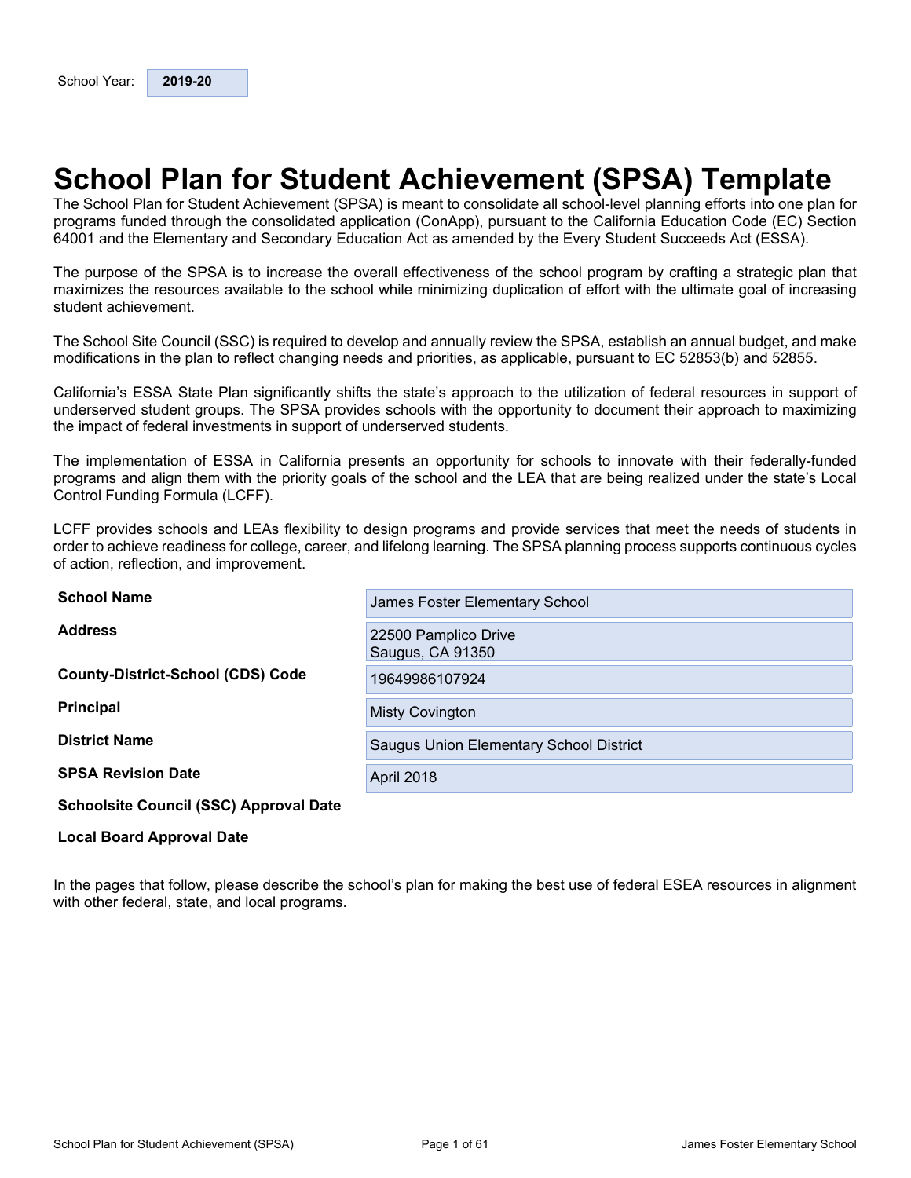School Year: **2019-20**

# School Plan for Student Achievement (SPSA) Template

The School Plan for Student Achievement (SPSA) is meant to consolidate all school-level planning efforts into one plan for programs funded through the consolidated application (ConApp), pursuant to the California Education Code (EC) Section 64001 and the Elementary and Secondary Education Act as amended by the Every Student Succeeds Act (ESSA).

The purpose of the SPSA is to increase the overall effectiveness of the school program by crafting a strategic plan that maximizes the resources available to the school while minimizing duplication of effort with the ultimate goal of increasing student achievement.

The School Site Council (SSC) is required to develop and annually review the SPSA, establish an annual budget, and make modifications in the plan to reflect changing needs and priorities, as applicable, pursuant to EC 52853(b) and 52855.

California's ESSA State Plan significantly shifts the state's approach to the utilization of federal resources in support of underserved student groups. The SPSA provides schools with the opportunity to document their approach to maximizing the impact of federal investments in support of underserved students.

The implementation of ESSA in California presents an opportunity for schools to innovate with their federally-funded programs and align them with the priority goals of the school and the LEA that are being realized under the state's Local Control Funding Formula (LCFF).

LCFF provides schools and LEAs flexibility to design programs and provide services that meet the needs of students in order to achieve readiness for college, career, and lifelong learning. The SPSA planning process supports continuous cycles of action, reflection, and improvement.

| | |
|---|---|
| **School Name** | James Foster Elementary School |
| **Address** | 22500 Pamplico Drive<br>Saugus, CA 91350 |
| **County-District-School (CDS) Code** | 19649986107924 |
| **Principal** | Misty Covington |
| **District Name** | Saugus Union Elementary School District |
| **SPSA Revision Date** | April 2018 |
| **Schoolsite Council (SSC) Approval Date** | |
| **Local Board Approval Date** | |

In the pages that follow, please describe the school's plan for making the best use of federal ESEA resources in alignment with other federal, state, and local programs.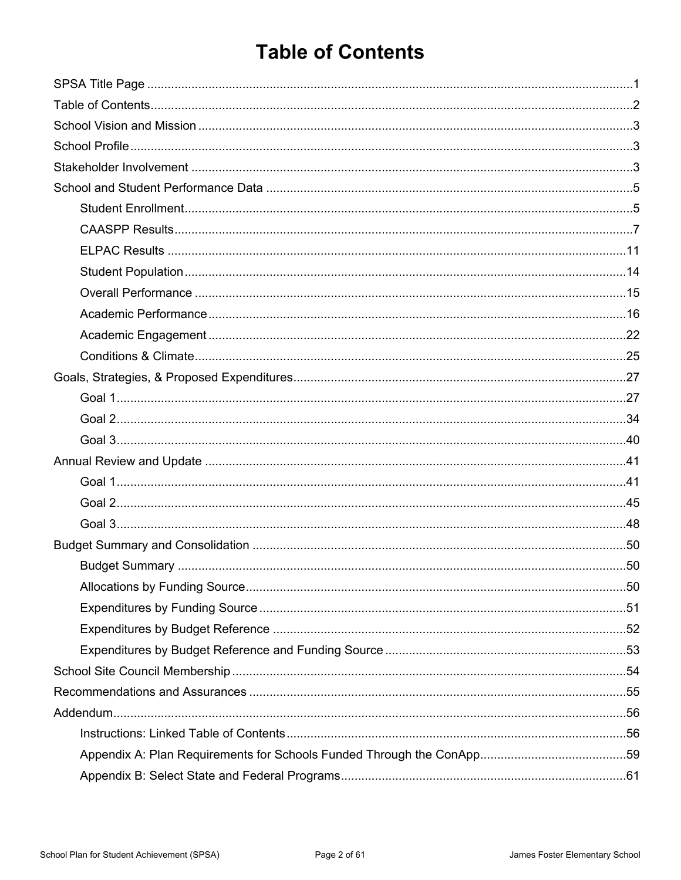# Table of Contents

SPSA Title Page ....... 1

Table of Contents ....... 2

School Vision and Mission ....... 3

School Profile ....... 3

Stakeholder Involvement ....... 3

School and Student Performance Data ....... 5

- Student Enrollment ....... 5
- CAASPP Results ....... 7
- ELPAC Results ....... 11
- Student Population ....... 14
- Overall Performance ....... 15
- Academic Performance ....... 16
- Academic Engagement ....... 22
- Conditions & Climate ....... 25

Goals, Strategies, & Proposed Expenditures ....... 27

- Goal 1 ....... 27
- Goal 2 ....... 34
- Goal 3 ....... 40

Annual Review and Update ....... 41

- Goal 1 ....... 41
- Goal 2 ....... 45
- Goal 3 ....... 48

Budget Summary and Consolidation ....... 50

- Budget Summary ....... 50
- Allocations by Funding Source ....... 50
- Expenditures by Funding Source ....... 51
- Expenditures by Budget Reference ....... 52
- Expenditures by Budget Reference and Funding Source ....... 53

School Site Council Membership ....... 54

Recommendations and Assurances ....... 55

Addendum ....... 56

- Instructions: Linked Table of Contents ....... 56
- Appendix A: Plan Requirements for Schools Funded Through the ConApp ....... 59
- Appendix B: Select State and Federal Programs ....... 61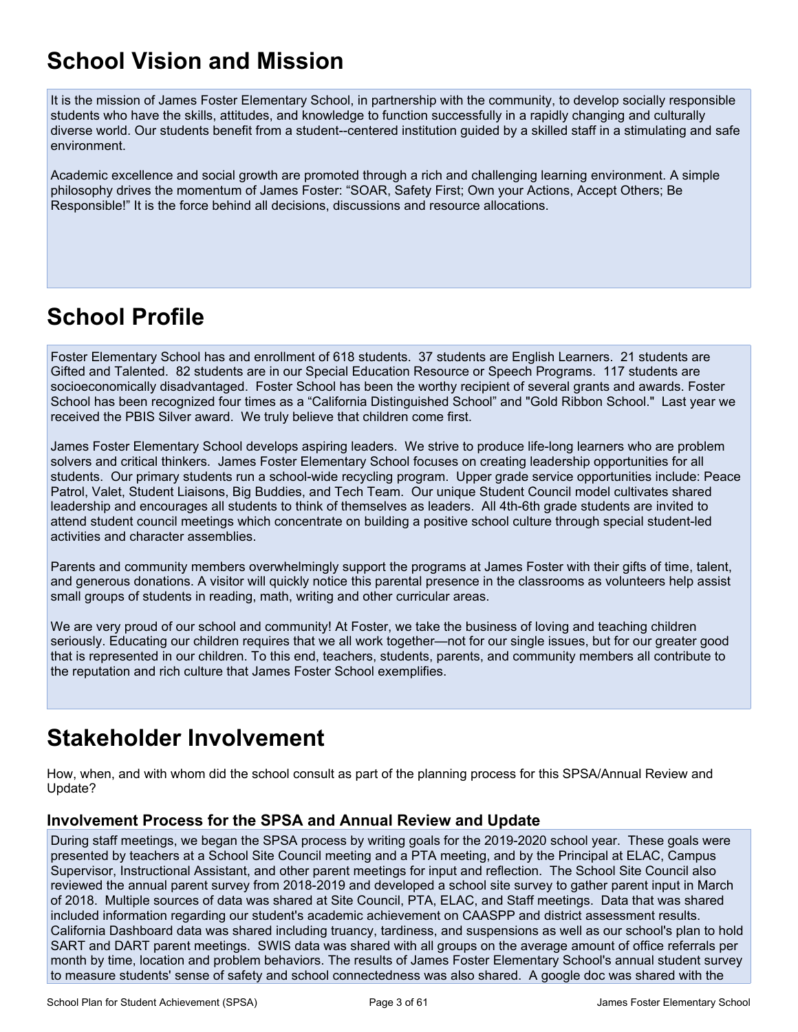# School Vision and Mission

It is the mission of James Foster Elementary School, in partnership with the community, to develop socially responsible students who have the skills, attitudes, and knowledge to function successfully in a rapidly changing and culturally diverse world. Our students benefit from a student--centered institution guided by a skilled staff in a stimulating and safe environment.

Academic excellence and social growth are promoted through a rich and challenging learning environment. A simple philosophy drives the momentum of James Foster: "SOAR, Safety First; Own your Actions, Accept Others; Be Responsible!" It is the force behind all decisions, discussions and resource allocations.

# School Profile

Foster Elementary School has and enrollment of 618 students. 37 students are English Learners. 21 students are Gifted and Talented. 82 students are in our Special Education Resource or Speech Programs. 117 students are socioeconomically disadvantaged. Foster School has been the worthy recipient of several grants and awards. Foster School has been recognized four times as a "California Distinguished School" and "Gold Ribbon School." Last year we received the PBIS Silver award. We truly believe that children come first.

James Foster Elementary School develops aspiring leaders. We strive to produce life-long learners who are problem solvers and critical thinkers. James Foster Elementary School focuses on creating leadership opportunities for all students. Our primary students run a school-wide recycling program. Upper grade service opportunities include: Peace Patrol, Valet, Student Liaisons, Big Buddies, and Tech Team. Our unique Student Council model cultivates shared leadership and encourages all students to think of themselves as leaders. All 4th-6th grade students are invited to attend student council meetings which concentrate on building a positive school culture through special student-led activities and character assemblies.

Parents and community members overwhelmingly support the programs at James Foster with their gifts of time, talent, and generous donations. A visitor will quickly notice this parental presence in the classrooms as volunteers help assist small groups of students in reading, math, writing and other curricular areas.

We are very proud of our school and community! At Foster, we take the business of loving and teaching children seriously. Educating our children requires that we all work together—not for our single issues, but for our greater good that is represented in our children. To this end, teachers, students, parents, and community members all contribute to the reputation and rich culture that James Foster School exemplifies.

# Stakeholder Involvement

How, when, and with whom did the school consult as part of the planning process for this SPSA/Annual Review and Update?

## Involvement Process for the SPSA and Annual Review and Update

During staff meetings, we began the SPSA process by writing goals for the 2019-2020 school year. These goals were presented by teachers at a School Site Council meeting and a PTA meeting, and by the Principal at ELAC, Campus Supervisor, Instructional Assistant, and other parent meetings for input and reflection. The School Site Council also reviewed the annual parent survey from 2018-2019 and developed a school site survey to gather parent input in March of 2018. Multiple sources of data was shared at Site Council, PTA, ELAC, and Staff meetings. Data that was shared included information regarding our student's academic achievement on CAASPP and district assessment results. California Dashboard data was shared including truancy, tardiness, and suspensions as well as our school's plan to hold SART and DART parent meetings. SWIS data was shared with all groups on the average amount of office referrals per month by time, location and problem behaviors. The results of James Foster Elementary School's annual student survey to measure students' sense of safety and school connectedness was also shared. A google doc was shared with the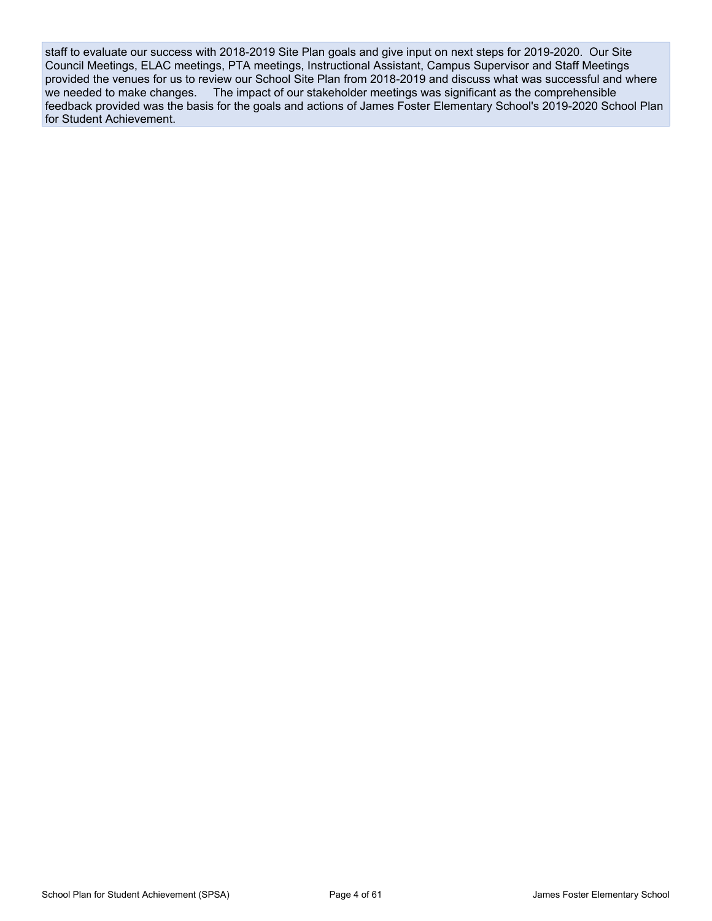staff to evaluate our success with 2018-2019 Site Plan goals and give input on next steps for 2019-2020. Our Site Council Meetings, ELAC meetings, PTA meetings, Instructional Assistant, Campus Supervisor and Staff Meetings provided the venues for us to review our School Site Plan from 2018-2019 and discuss what was successful and where we needed to make changes. The impact of our stakeholder meetings was significant as the comprehensible feedback provided was the basis for the goals and actions of James Foster Elementary School's 2019-2020 School Plan for Student Achievement.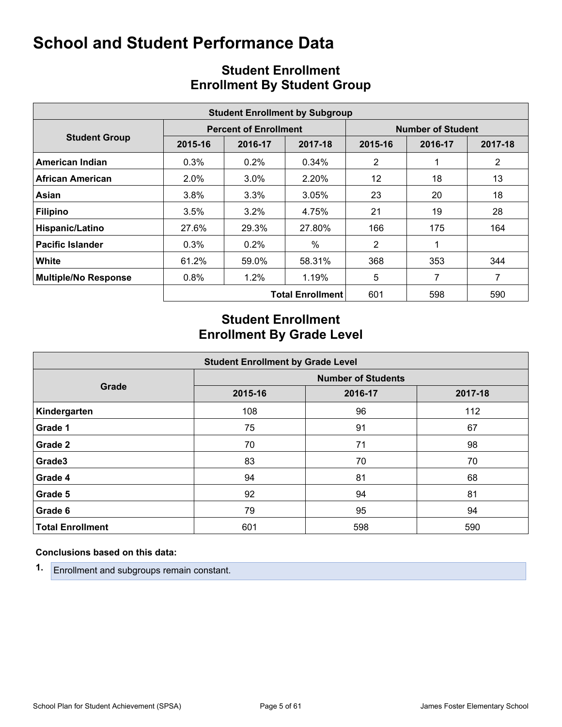# School and Student Performance Data

## Student Enrollment
## Enrollment By Student Group

| Student Enrollment by Subgroup | | | | | | |
|---|---|---|---|---|---|---|
| Student Group | Percent of Enrollment | | | Number of Student | | |
| | 2015-16 | 2016-17 | 2017-18 | 2015-16 | 2016-17 | 2017-18 |
| **American Indian** | 0.3% | 0.2% | 0.34% | 2 | 1 | 2 |
| **African American** | 2.0% | 3.0% | 2.20% | 12 | 18 | 13 |
| **Asian** | 3.8% | 3.3% | 3.05% | 23 | 20 | 18 |
| **Filipino** | 3.5% | 3.2% | 4.75% | 21 | 19 | 28 |
| **Hispanic/Latino** | 27.6% | 29.3% | 27.80% | 166 | 175 | 164 |
| **Pacific Islander** | 0.3% | 0.2% | % | 2 | 1 | |
| **White** | 61.2% | 59.0% | 58.31% | 368 | 353 | 344 |
| **Multiple/No Response** | 0.8% | 1.2% | 1.19% | 5 | 7 | 7 |
| | | | **Total Enrollment** | 601 | 598 | 590 |

## Student Enrollment
## Enrollment By Grade Level

| Student Enrollment by Grade Level | | | |
|---|---|---|---|
| Grade | Number of Students | | |
| | 2015-16 | 2016-17 | 2017-18 |
| **Kindergarten** | 108 | 96 | 112 |
| **Grade 1** | 75 | 91 | 67 |
| **Grade 2** | 70 | 71 | 98 |
| **Grade3** | 83 | 70 | 70 |
| **Grade 4** | 94 | 81 | 68 |
| **Grade 5** | 92 | 94 | 81 |
| **Grade 6** | 79 | 95 | 94 |
| **Total Enrollment** | 601 | 598 | 590 |

**Conclusions based on this data:**

1. Enrollment and subgroups remain constant.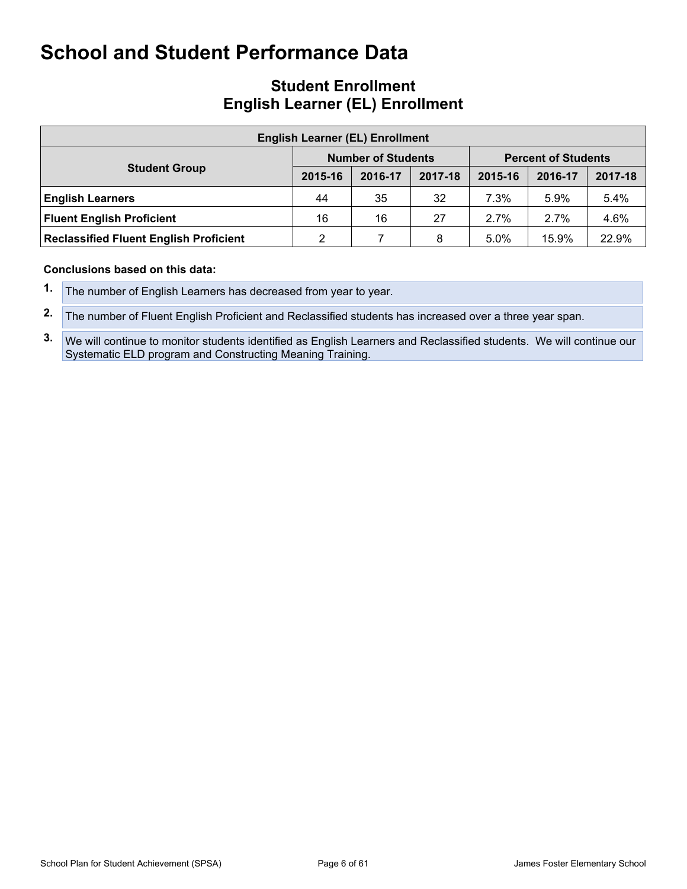# School and Student Performance Data

## Student Enrollment
## English Learner (EL) Enrollment

| English Learner (EL) Enrollment | | | | | | |
|---|---|---|---|---|---|---|
| **Student Group** | **Number of Students** | | | **Percent of Students** | | |
| | **2015-16** | **2016-17** | **2017-18** | **2015-16** | **2016-17** | **2017-18** |
| **English Learners** | 44 | 35 | 32 | 7.3% | 5.9% | 5.4% |
| **Fluent English Proficient** | 16 | 16 | 27 | 2.7% | 2.7% | 4.6% |
| **Reclassified Fluent English Proficient** | 2 | 7 | 8 | 5.0% | 15.9% | 22.9% |

**Conclusions based on this data:**

1. The number of English Learners has decreased from year to year.
2. The number of Fluent English Proficient and Reclassified students has increased over a three year span.
3. We will continue to monitor students identified as English Learners and Reclassified students. We will continue our Systematic ELD program and Constructing Meaning Training.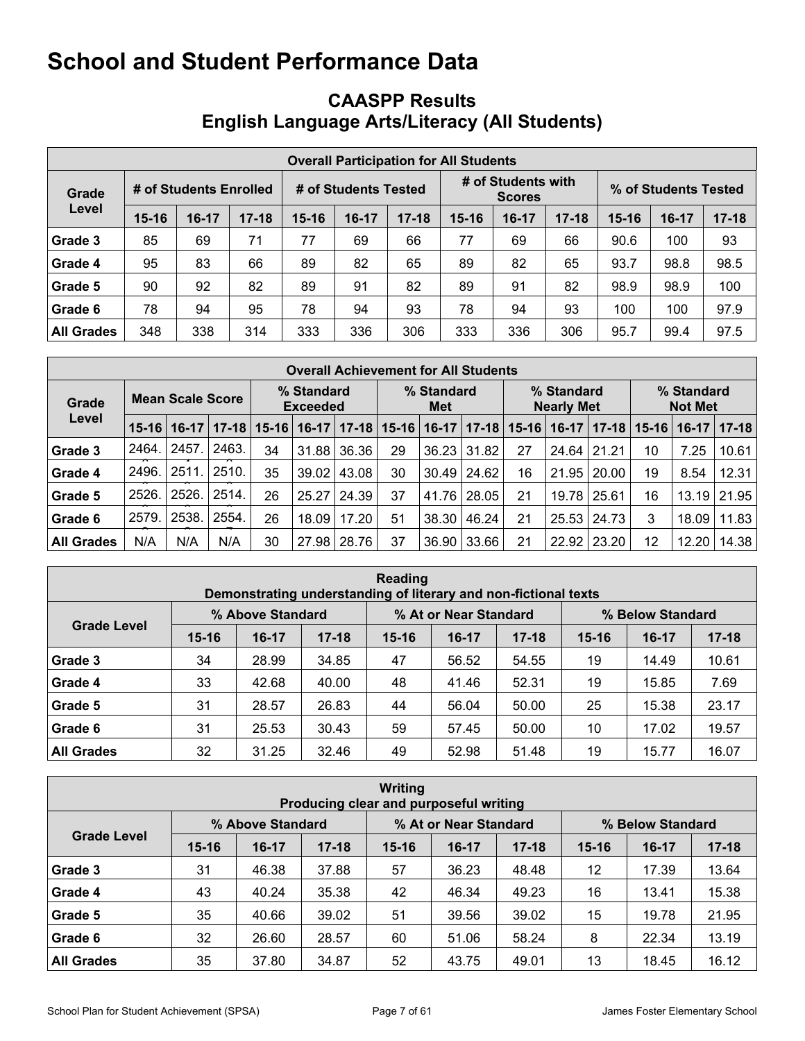# School and Student Performance Data

## CAASPP Results
## English Language Arts/Literacy (All Students)

| Overall Participation for All Students | | | | | | | | | | | | |
|---|---|---|---|---|---|---|---|---|---|---|---|---|
| Grade Level | # of Students Enrolled | | | # of Students Tested | | | # of Students with Scores | | | % of Students Tested | | |
| | 15-16 | 16-17 | 17-18 | 15-16 | 16-17 | 17-18 | 15-16 | 16-17 | 17-18 | 15-16 | 16-17 | 17-18 |
| Grade 3 | 85 | 69 | 71 | 77 | 69 | 66 | 77 | 69 | 66 | 90.6 | 100 | 93 |
| Grade 4 | 95 | 83 | 66 | 89 | 82 | 65 | 89 | 82 | 65 | 93.7 | 98.8 | 98.5 |
| Grade 5 | 90 | 92 | 82 | 89 | 91 | 82 | 89 | 91 | 82 | 98.9 | 98.9 | 100 |
| Grade 6 | 78 | 94 | 95 | 78 | 94 | 93 | 78 | 94 | 93 | 100 | 100 | 97.9 |
| All Grades | 348 | 338 | 314 | 333 | 336 | 306 | 333 | 336 | 306 | 95.7 | 99.4 | 97.5 |

| Overall Achievement for All Students | | | | | | | | | | | | | | | |
|---|---|---|---|---|---|---|---|---|---|---|---|---|---|---|---|
| Grade Level | Mean Scale Score | | | % Standard Exceeded | | | % Standard Met | | | % Standard Nearly Met | | | % Standard Not Met | | |
| | 15-16 | 16-17 | 17-18 | 15-16 | 16-17 | 17-18 | 15-16 | 16-17 | 17-18 | 15-16 | 16-17 | 17-18 | 15-16 | 16-17 | 17-18 |
| Grade 3 | 2464. | 2457. | 2463. | 34 | 31.88 | 36.36 | 29 | 36.23 | 31.82 | 27 | 24.64 | 21.21 | 10 | 7.25 | 10.61 |
| Grade 4 | 2496. | 2511. | 2510. | 35 | 39.02 | 43.08 | 30 | 30.49 | 24.62 | 16 | 21.95 | 20.00 | 19 | 8.54 | 12.31 |
| Grade 5 | 2526. | 2526. | 2514. | 26 | 25.27 | 24.39 | 37 | 41.76 | 28.05 | 21 | 19.78 | 25.61 | 16 | 13.19 | 21.95 |
| Grade 6 | 2579. | 2538. | 2554. | 26 | 18.09 | 17.20 | 51 | 38.30 | 46.24 | 21 | 25.53 | 24.73 | 3 | 18.09 | 11.83 |
| All Grades | N/A | N/A | N/A | 30 | 27.98 | 28.76 | 37 | 36.90 | 33.66 | 21 | 22.92 | 23.20 | 12 | 12.20 | 14.38 |

| Reading<br>Demonstrating understanding of literary and non-fictional texts | | | | | | | | | |
|---|---|---|---|---|---|---|---|---|---|
| Grade Level | % Above Standard | | | % At or Near Standard | | | % Below Standard | | |
| | 15-16 | 16-17 | 17-18 | 15-16 | 16-17 | 17-18 | 15-16 | 16-17 | 17-18 |
| Grade 3 | 34 | 28.99 | 34.85 | 47 | 56.52 | 54.55 | 19 | 14.49 | 10.61 |
| Grade 4 | 33 | 42.68 | 40.00 | 48 | 41.46 | 52.31 | 19 | 15.85 | 7.69 |
| Grade 5 | 31 | 28.57 | 26.83 | 44 | 56.04 | 50.00 | 25 | 15.38 | 23.17 |
| Grade 6 | 31 | 25.53 | 30.43 | 59 | 57.45 | 50.00 | 10 | 17.02 | 19.57 |
| All Grades | 32 | 31.25 | 32.46 | 49 | 52.98 | 51.48 | 19 | 15.77 | 16.07 |

| Writing<br>Producing clear and purposeful writing | | | | | | | | | |
|---|---|---|---|---|---|---|---|---|---|
| Grade Level | % Above Standard | | | % At or Near Standard | | | % Below Standard | | |
| | 15-16 | 16-17 | 17-18 | 15-16 | 16-17 | 17-18 | 15-16 | 16-17 | 17-18 |
| Grade 3 | 31 | 46.38 | 37.88 | 57 | 36.23 | 48.48 | 12 | 17.39 | 13.64 |
| Grade 4 | 43 | 40.24 | 35.38 | 42 | 46.34 | 49.23 | 16 | 13.41 | 15.38 |
| Grade 5 | 35 | 40.66 | 39.02 | 51 | 39.56 | 39.02 | 15 | 19.78 | 21.95 |
| Grade 6 | 32 | 26.60 | 28.57 | 60 | 51.06 | 58.24 | 8 | 22.34 | 13.19 |
| All Grades | 35 | 37.80 | 34.87 | 52 | 43.75 | 49.01 | 13 | 18.45 | 16.12 |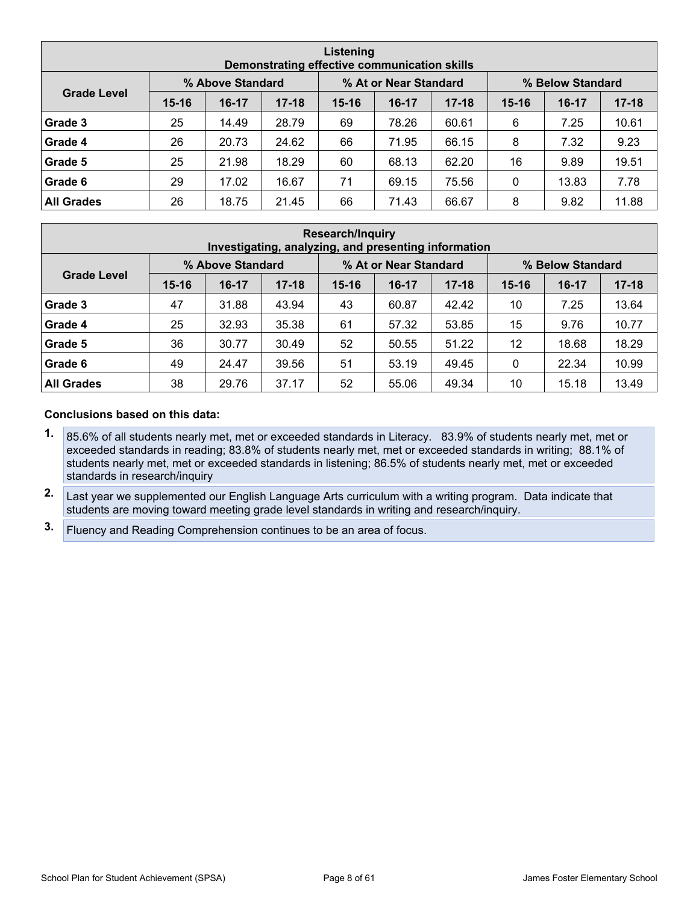| Listening<br>Demonstrating effective communication skills | | | | | | | | | |
|---|---|---|---|---|---|---|---|---|---|
| Grade Level | % Above Standard | | | % At or Near Standard | | | % Below Standard | | |
| | 15-16 | 16-17 | 17-18 | 15-16 | 16-17 | 17-18 | 15-16 | 16-17 | 17-18 |
| **Grade 3** | 25 | 14.49 | 28.79 | 69 | 78.26 | 60.61 | 6 | 7.25 | 10.61 |
| **Grade 4** | 26 | 20.73 | 24.62 | 66 | 71.95 | 66.15 | 8 | 7.32 | 9.23 |
| **Grade 5** | 25 | 21.98 | 18.29 | 60 | 68.13 | 62.20 | 16 | 9.89 | 19.51 |
| **Grade 6** | 29 | 17.02 | 16.67 | 71 | 69.15 | 75.56 | 0 | 13.83 | 7.78 |
| **All Grades** | 26 | 18.75 | 21.45 | 66 | 71.43 | 66.67 | 8 | 9.82 | 11.88 |

| Research/Inquiry<br>Investigating, analyzing, and presenting information | | | | | | | | | |
|---|---|---|---|---|---|---|---|---|---|
| Grade Level | % Above Standard | | | % At or Near Standard | | | % Below Standard | | |
| | 15-16 | 16-17 | 17-18 | 15-16 | 16-17 | 17-18 | 15-16 | 16-17 | 17-18 |
| **Grade 3** | 47 | 31.88 | 43.94 | 43 | 60.87 | 42.42 | 10 | 7.25 | 13.64 |
| **Grade 4** | 25 | 32.93 | 35.38 | 61 | 57.32 | 53.85 | 15 | 9.76 | 10.77 |
| **Grade 5** | 36 | 30.77 | 30.49 | 52 | 50.55 | 51.22 | 12 | 18.68 | 18.29 |
| **Grade 6** | 49 | 24.47 | 39.56 | 51 | 53.19 | 49.45 | 0 | 22.34 | 10.99 |
| **All Grades** | 38 | 29.76 | 37.17 | 52 | 55.06 | 49.34 | 10 | 15.18 | 13.49 |

**Conclusions based on this data:**

1. 85.6% of all students nearly met, met or exceeded standards in Literacy. 83.9% of students nearly met, met or exceeded standards in reading; 83.8% of students nearly met, met or exceeded standards in writing; 88.1% of students nearly met, met or exceeded standards in listening; 86.5% of students nearly met, met or exceeded standards in research/inquiry
2. Last year we supplemented our English Language Arts curriculum with a writing program. Data indicate that students are moving toward meeting grade level standards in writing and research/inquiry.
3. Fluency and Reading Comprehension continues to be an area of focus.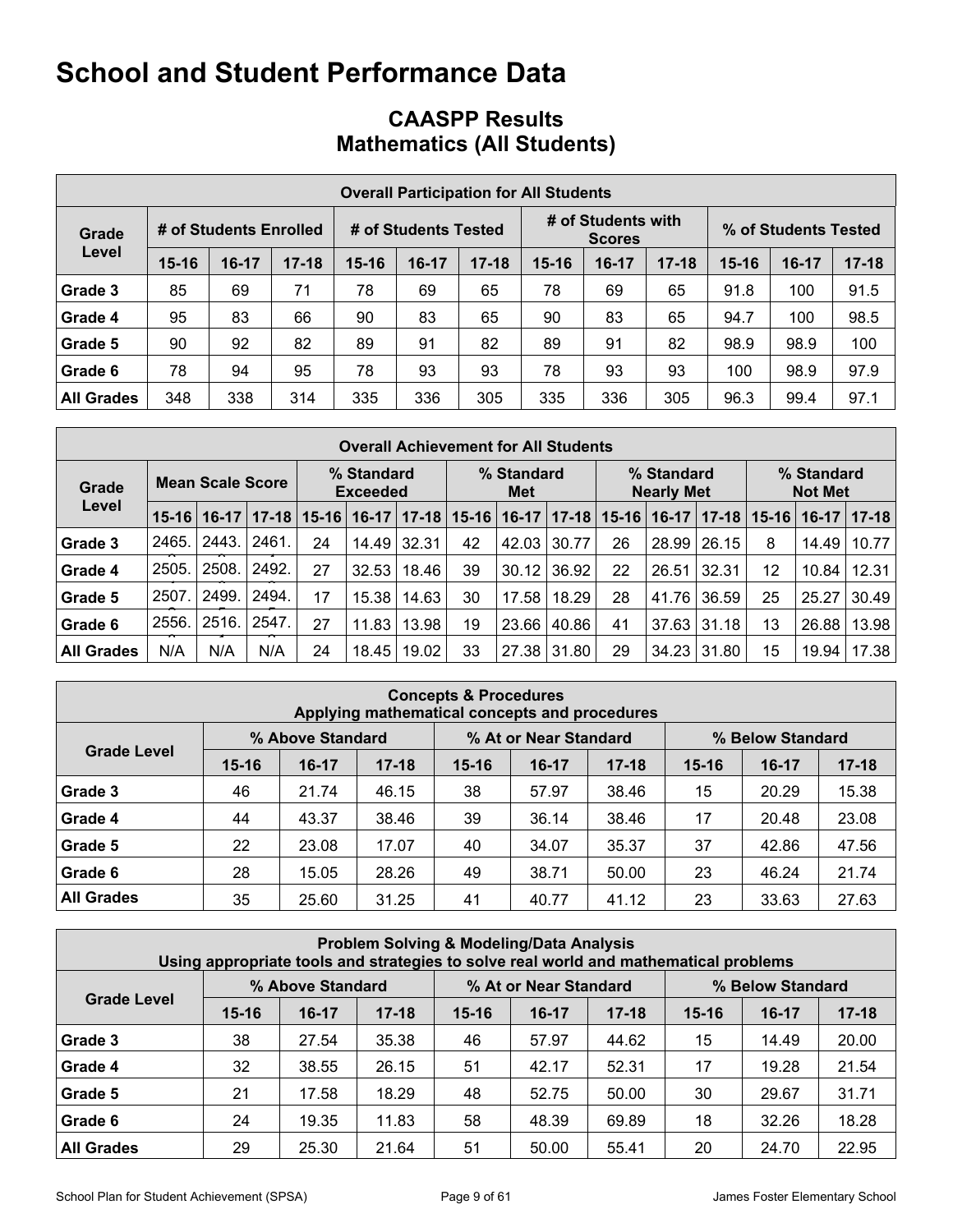# School and Student Performance Data

## CAASPP Results
## Mathematics (All Students)

| Overall Participation for All Students | | | | | | | | | | | | |
|---|---|---|---|---|---|---|---|---|---|---|---|---|
| Grade Level | # of Students Enrolled | | | # of Students Tested | | | # of Students with Scores | | | % of Students Tested | | |
| | 15-16 | 16-17 | 17-18 | 15-16 | 16-17 | 17-18 | 15-16 | 16-17 | 17-18 | 15-16 | 16-17 | 17-18 |
| Grade 3 | 85 | 69 | 71 | 78 | 69 | 65 | 78 | 69 | 65 | 91.8 | 100 | 91.5 |
| Grade 4 | 95 | 83 | 66 | 90 | 83 | 65 | 90 | 83 | 65 | 94.7 | 100 | 98.5 |
| Grade 5 | 90 | 92 | 82 | 89 | 91 | 82 | 89 | 91 | 82 | 98.9 | 98.9 | 100 |
| Grade 6 | 78 | 94 | 95 | 78 | 93 | 93 | 78 | 93 | 93 | 100 | 98.9 | 97.9 |
| All Grades | 348 | 338 | 314 | 335 | 336 | 305 | 335 | 336 | 305 | 96.3 | 99.4 | 97.1 |

| Overall Achievement for All Students | | | | | | | | | | | | | | | |
|---|---|---|---|---|---|---|---|---|---|---|---|---|---|---|---|
| Grade Level | Mean Scale Score | | | % Standard Exceeded | | | % Standard Met | | | % Standard Nearly Met | | | % Standard Not Met | | |
| | 15-16 | 16-17 | 17-18 | 15-16 | 16-17 | 17-18 | 15-16 | 16-17 | 17-18 | 15-16 | 16-17 | 17-18 | 15-16 | 16-17 | 17-18 |
| Grade 3 | 2465. | 2443. | 2461. | 24 | 14.49 | 32.31 | 42 | 42.03 | 30.77 | 26 | 28.99 | 26.15 | 8 | 14.49 | 10.77 |
| Grade 4 | 2505. | 2508. | 2492. | 27 | 32.53 | 18.46 | 39 | 30.12 | 36.92 | 22 | 26.51 | 32.31 | 12 | 10.84 | 12.31 |
| Grade 5 | 2507. | 2499. | 2494. | 17 | 15.38 | 14.63 | 30 | 17.58 | 18.29 | 28 | 41.76 | 36.59 | 25 | 25.27 | 30.49 |
| Grade 6 | 2556. | 2516. | 2547. | 27 | 11.83 | 13.98 | 19 | 23.66 | 40.86 | 41 | 37.63 | 31.18 | 13 | 26.88 | 13.98 |
| All Grades | N/A | N/A | N/A | 24 | 18.45 | 19.02 | 33 | 27.38 | 31.80 | 29 | 34.23 | 31.80 | 15 | 19.94 | 17.38 |

| Concepts & Procedures<br>Applying mathematical concepts and procedures | | | | | | | | | |
|---|---|---|---|---|---|---|---|---|---|
| Grade Level | % Above Standard | | | % At or Near Standard | | | % Below Standard | | |
| | 15-16 | 16-17 | 17-18 | 15-16 | 16-17 | 17-18 | 15-16 | 16-17 | 17-18 |
| Grade 3 | 46 | 21.74 | 46.15 | 38 | 57.97 | 38.46 | 15 | 20.29 | 15.38 |
| Grade 4 | 44 | 43.37 | 38.46 | 39 | 36.14 | 38.46 | 17 | 20.48 | 23.08 |
| Grade 5 | 22 | 23.08 | 17.07 | 40 | 34.07 | 35.37 | 37 | 42.86 | 47.56 |
| Grade 6 | 28 | 15.05 | 28.26 | 49 | 38.71 | 50.00 | 23 | 46.24 | 21.74 |
| All Grades | 35 | 25.60 | 31.25 | 41 | 40.77 | 41.12 | 23 | 33.63 | 27.63 |

| Problem Solving & Modeling/Data Analysis<br>Using appropriate tools and strategies to solve real world and mathematical problems | | | | | | | | | |
|---|---|---|---|---|---|---|---|---|---|
| Grade Level | % Above Standard | | | % At or Near Standard | | | % Below Standard | | |
| | 15-16 | 16-17 | 17-18 | 15-16 | 16-17 | 17-18 | 15-16 | 16-17 | 17-18 |
| Grade 3 | 38 | 27.54 | 35.38 | 46 | 57.97 | 44.62 | 15 | 14.49 | 20.00 |
| Grade 4 | 32 | 38.55 | 26.15 | 51 | 42.17 | 52.31 | 17 | 19.28 | 21.54 |
| Grade 5 | 21 | 17.58 | 18.29 | 48 | 52.75 | 50.00 | 30 | 29.67 | 31.71 |
| Grade 6 | 24 | 19.35 | 11.83 | 58 | 48.39 | 69.89 | 18 | 32.26 | 18.28 |
| All Grades | 29 | 25.30 | 21.64 | 51 | 50.00 | 55.41 | 20 | 24.70 | 22.95 |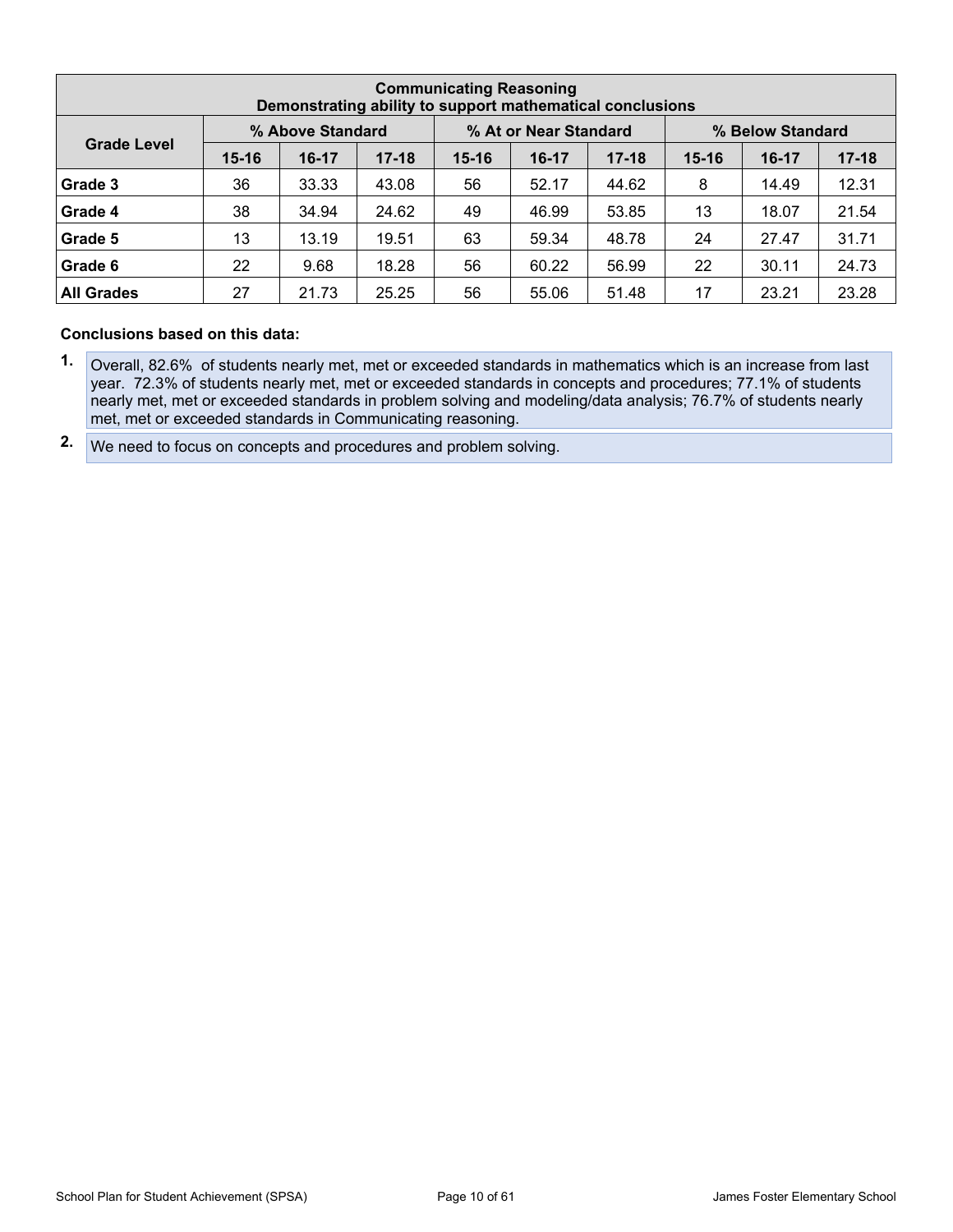| Communicating Reasoning<br>Demonstrating ability to support mathematical conclusions | | | | | | | | | |
|---|---|---|---|---|---|---|---|---|---|
| Grade Level | % Above Standard | | | % At or Near Standard | | | % Below Standard | | |
| | 15-16 | 16-17 | 17-18 | 15-16 | 16-17 | 17-18 | 15-16 | 16-17 | 17-18 |
| **Grade 3** | 36 | 33.33 | 43.08 | 56 | 52.17 | 44.62 | 8 | 14.49 | 12.31 |
| **Grade 4** | 38 | 34.94 | 24.62 | 49 | 46.99 | 53.85 | 13 | 18.07 | 21.54 |
| **Grade 5** | 13 | 13.19 | 19.51 | 63 | 59.34 | 48.78 | 24 | 27.47 | 31.71 |
| **Grade 6** | 22 | 9.68 | 18.28 | 56 | 60.22 | 56.99 | 22 | 30.11 | 24.73 |
| **All Grades** | 27 | 21.73 | 25.25 | 56 | 55.06 | 51.48 | 17 | 23.21 | 23.28 |

**Conclusions based on this data:**

1. Overall, 82.6% of students nearly met, met or exceeded standards in mathematics which is an increase from last year. 72.3% of students nearly met, met or exceeded standards in concepts and procedures; 77.1% of students nearly met, met or exceeded standards in problem solving and modeling/data analysis; 76.7% of students nearly met, met or exceeded standards in Communicating reasoning.
2. We need to focus on concepts and procedures and problem solving.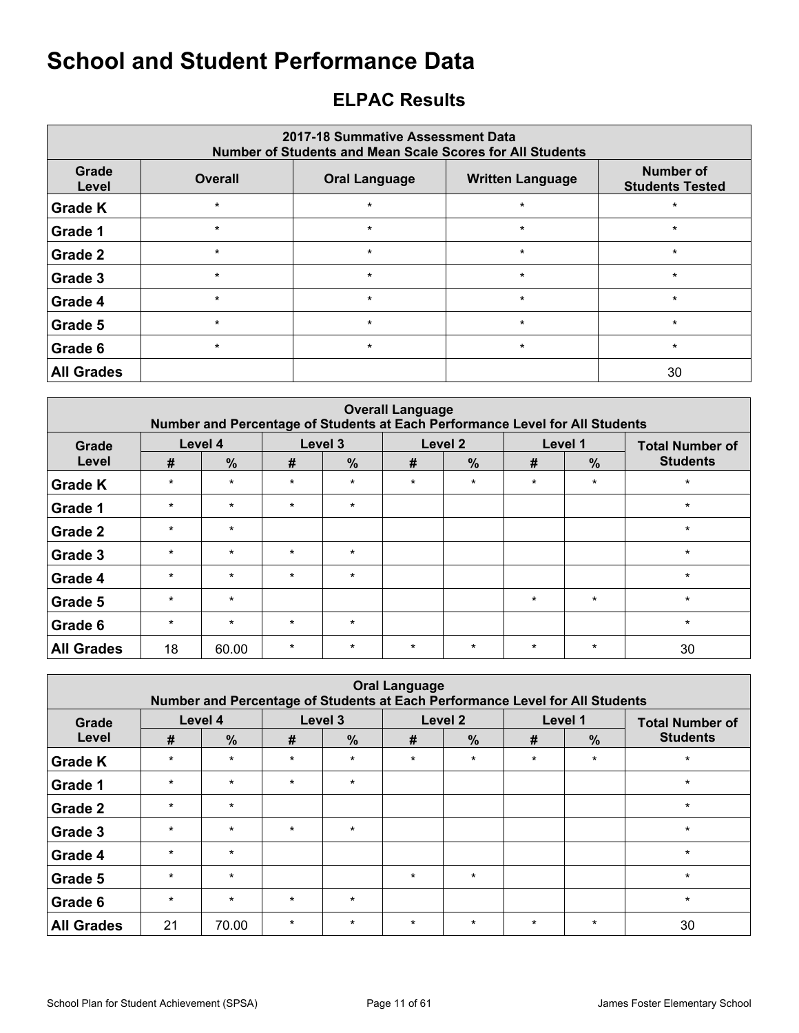# School and Student Performance Data

## ELPAC Results

| 2017-18 Summative Assessment Data<br>Number of Students and Mean Scale Scores for All Students | | | | |
|---|---|---|---|---|
| Grade Level | Overall | Oral Language | Written Language | Number of Students Tested |
| Grade K | * | * | * | * |
| Grade 1 | * | * | * | * |
| Grade 2 | * | * | * | * |
| Grade 3 | * | * | * | * |
| Grade 4 | * | * | * | * |
| Grade 5 | * | * | * | * |
| Grade 6 | * | * | * | * |
| All Grades | | | | 30 |

| Overall Language<br>Number and Percentage of Students at Each Performance Level for All Students | | | | | | | | | |
|---|---|---|---|---|---|---|---|---|---|
| Grade Level | Level 4 | | Level 3 | | Level 2 | | Level 1 | | Total Number of Students |
| | # | % | # | % | # | % | # | % | |
| Grade K | * | * | * | * | * | * | * | * | * |
| Grade 1 | * | * | * | * | | | | | * |
| Grade 2 | * | * | | | | | | | * |
| Grade 3 | * | * | * | * | | | | | * |
| Grade 4 | * | * | * | * | | | | | * |
| Grade 5 | * | * | | | | | * | * | * |
| Grade 6 | * | * | * | * | | | | | * |
| All Grades | 18 | 60.00 | * | * | * | * | * | * | 30 |

| Oral Language<br>Number and Percentage of Students at Each Performance Level for All Students | | | | | | | | | |
|---|---|---|---|---|---|---|---|---|---|
| Grade Level | Level 4 | | Level 3 | | Level 2 | | Level 1 | | Total Number of Students |
| | # | % | # | % | # | % | # | % | |
| Grade K | * | * | * | * | * | * | * | * | * |
| Grade 1 | * | * | * | * | | | | | * |
| Grade 2 | * | * | | | | | | | * |
| Grade 3 | * | * | * | * | | | | | * |
| Grade 4 | * | * | | | | | | | * |
| Grade 5 | * | * | | | * | * | | | * |
| Grade 6 | * | * | * | * | | | | | * |
| All Grades | 21 | 70.00 | * | * | * | * | * | * | 30 |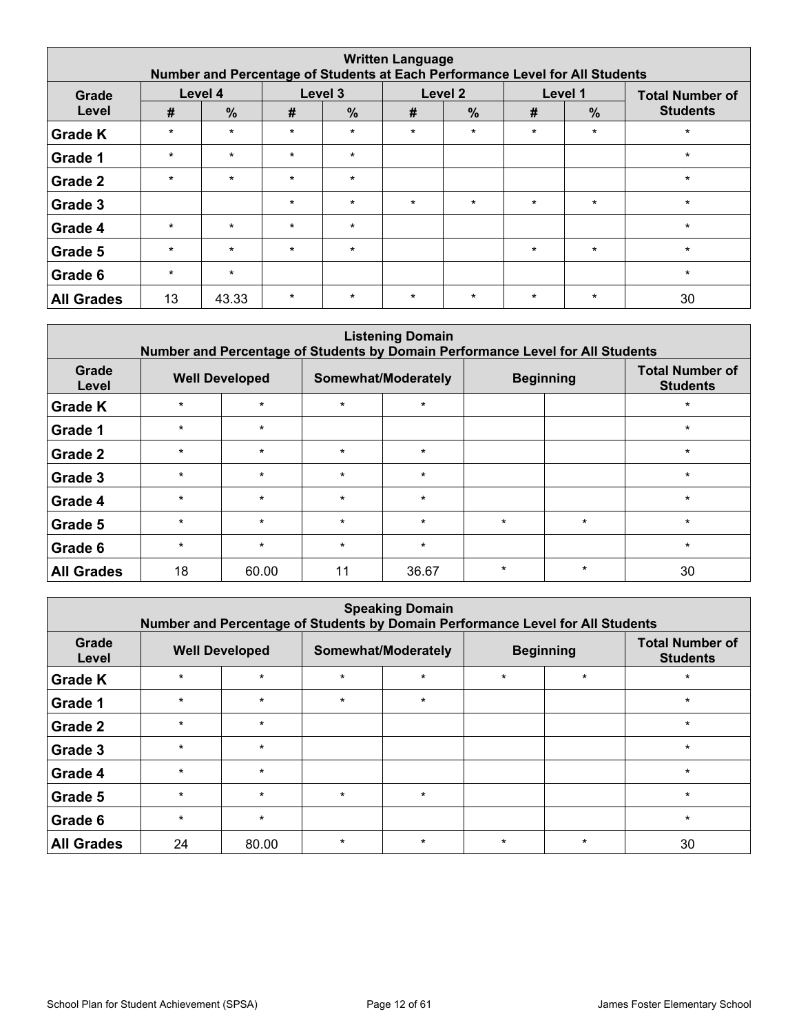| Written Language<br>Number and Percentage of Students at Each Performance Level for All Students | | | | | | | | | |
|---|---|---|---|---|---|---|---|---|---|
| Grade Level | Level 4 | | Level 3 | | Level 2 | | Level 1 | | Total Number of Students |
| | # | % | # | % | # | % | # | % | |
| Grade K | * | * | * | * | * | * | * | * | * |
| Grade 1 | * | * | * | * | | | | | * |
| Grade 2 | * | * | * | * | | | | | * |
| Grade 3 | | | * | * | * | * | * | * | * |
| Grade 4 | * | * | * | * | | | | | * |
| Grade 5 | * | * | * | * | | | * | * | * |
| Grade 6 | * | * | | | | | | | * |
| All Grades | 13 | 43.33 | * | * | * | * | * | * | 30 |

| Listening Domain<br>Number and Percentage of Students by Domain Performance Level for All Students | | | | | | | |
|---|---|---|---|---|---|---|---|
| Grade Level | Well Developed | | Somewhat/Moderately | | Beginning | | Total Number of Students |
| Grade K | * | * | * | * | | | * |
| Grade 1 | * | * | | | | | * |
| Grade 2 | * | * | * | * | | | * |
| Grade 3 | * | * | * | * | | | * |
| Grade 4 | * | * | * | * | | | * |
| Grade 5 | * | * | * | * | * | * | * |
| Grade 6 | * | * | * | * | | | * |
| All Grades | 18 | 60.00 | 11 | 36.67 | * | * | 30 |

| Speaking Domain<br>Number and Percentage of Students by Domain Performance Level for All Students | | | | | | | |
|---|---|---|---|---|---|---|---|
| Grade Level | Well Developed | | Somewhat/Moderately | | Beginning | | Total Number of Students |
| Grade K | * | * | * | * | * | * | * |
| Grade 1 | * | * | * | * | | | * |
| Grade 2 | * | * | | | | | * |
| Grade 3 | * | * | | | | | * |
| Grade 4 | * | * | | | | | * |
| Grade 5 | * | * | * | * | | | * |
| Grade 6 | * | * | | | | | * |
| All Grades | 24 | 80.00 | * | * | * | * | 30 |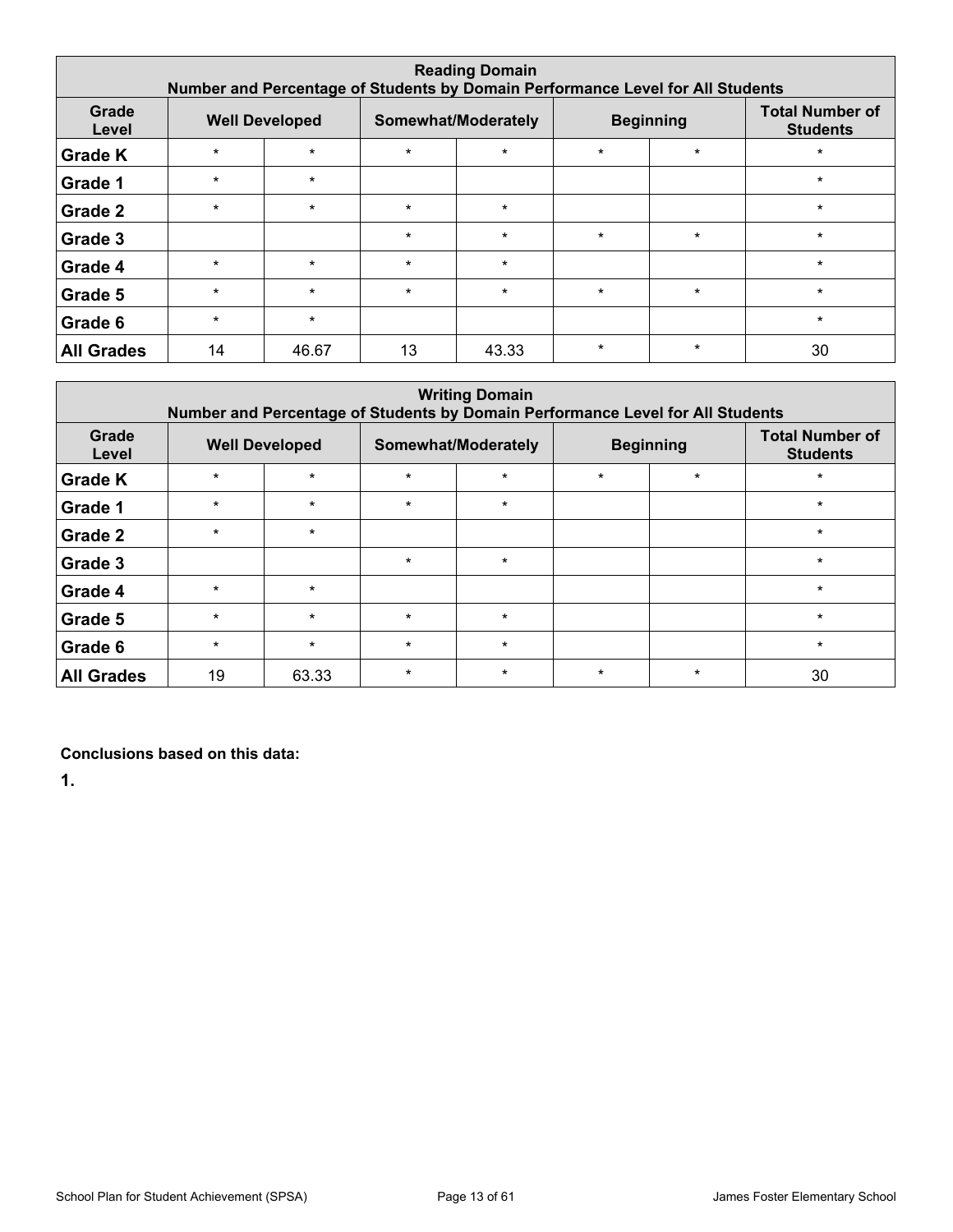| Reading Domain<br>Number and Percentage of Students by Domain Performance Level for All Students | | | | | | | |
|---|---|---|---|---|---|---|---|
| Grade Level | Well Developed | | Somewhat/Moderately | | Beginning | | Total Number of Students |
| Grade K | * | * | * | * | * | * | * |
| Grade 1 | * | * | | | | | * |
| Grade 2 | * | * | * | * | | | * |
| Grade 3 | | | * | * | * | * | * |
| Grade 4 | * | * | * | * | | | * |
| Grade 5 | * | * | * | * | * | * | * |
| Grade 6 | * | * | | | | | * |
| All Grades | 14 | 46.67 | 13 | 43.33 | * | * | 30 |

| Writing Domain<br>Number and Percentage of Students by Domain Performance Level for All Students | | | | | | | |
|---|---|---|---|---|---|---|---|
| Grade Level | Well Developed | | Somewhat/Moderately | | Beginning | | Total Number of Students |
| Grade K | * | * | * | * | * | * | * |
| Grade 1 | * | * | * | * | | | * |
| Grade 2 | * | * | | | | | * |
| Grade 3 | | | * | * | | | * |
| Grade 4 | * | * | | | | | * |
| Grade 5 | * | * | * | * | | | * |
| Grade 6 | * | * | * | * | | | * |
| All Grades | 19 | 63.33 | * | * | * | * | 30 |

**Conclusions based on this data:**

**1.**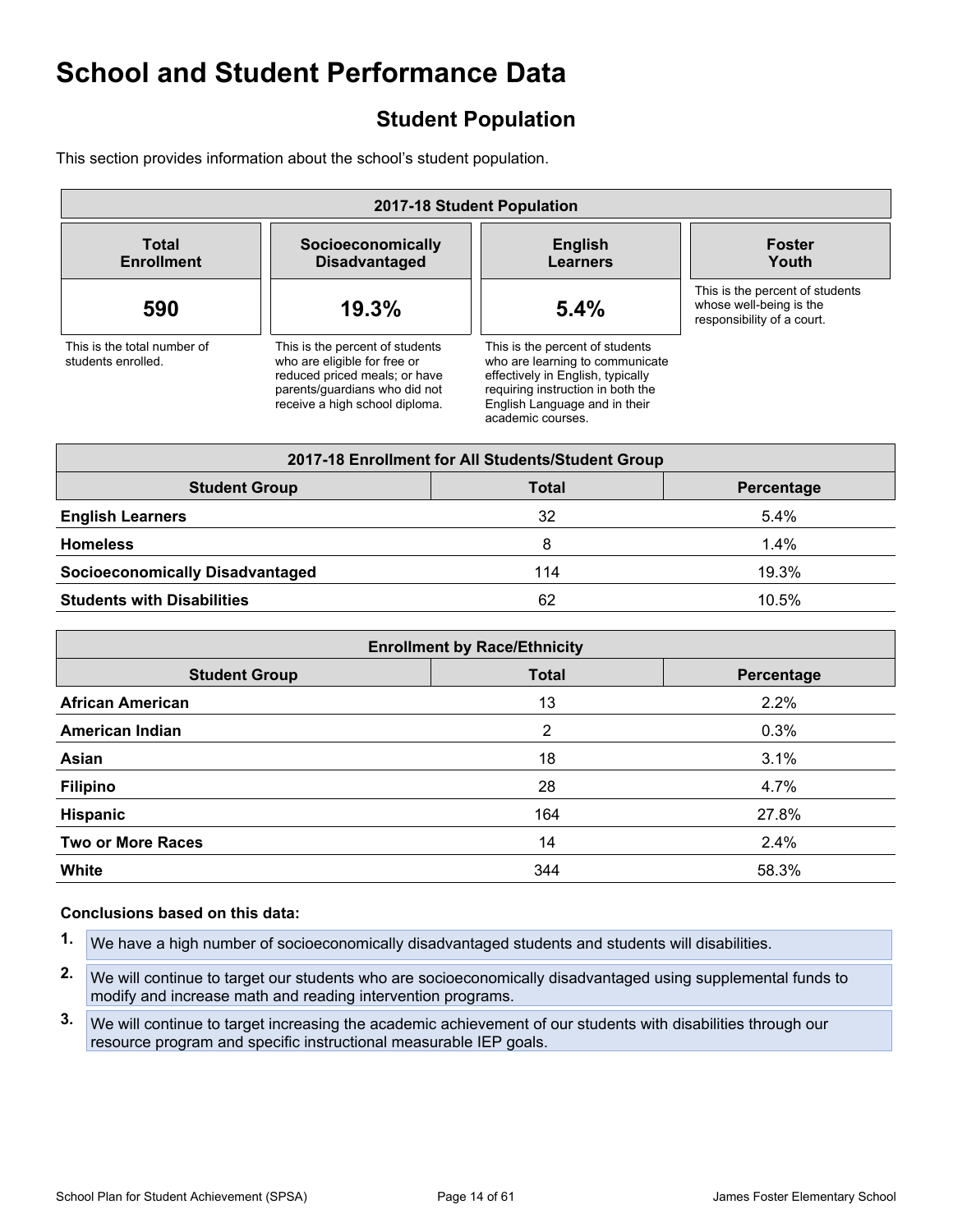# School and Student Performance Data

## Student Population

This section provides information about the school's student population.

| 2017-18 Student Population | | | |
|---|---|---|---|
| **Total Enrollment** | **Socioeconomically Disadvantaged** | **English Learners** | **Foster Youth** |
| **590** | **19.3%** | **5.4%** | |
| This is the total number of students enrolled. | This is the percent of students who are eligible for free or reduced priced meals; or have parents/guardians who did not receive a high school diploma. | This is the percent of students who are learning to communicate effectively in English, typically requiring instruction in both the English Language and in their academic courses. | This is the percent of students whose well-being is the responsibility of a court. |

| 2017-18 Enrollment for All Students/Student Group | | |
|---|---|---|
| **Student Group** | **Total** | **Percentage** |
| **English Learners** | 32 | 5.4% |
| **Homeless** | 8 | 1.4% |
| **Socioeconomically Disadvantaged** | 114 | 19.3% |
| **Students with Disabilities** | 62 | 10.5% |

| Enrollment by Race/Ethnicity | | |
|---|---|---|
| **Student Group** | **Total** | **Percentage** |
| **African American** | 13 | 2.2% |
| **American Indian** | 2 | 0.3% |
| **Asian** | 18 | 3.1% |
| **Filipino** | 28 | 4.7% |
| **Hispanic** | 164 | 27.8% |
| **Two or More Races** | 14 | 2.4% |
| **White** | 344 | 58.3% |

**Conclusions based on this data:**

1. We have a high number of socioeconomically disadvantaged students and students will disabilities.
2. We will continue to target our students who are socioeconomically disadvantaged using supplemental funds to modify and increase math and reading intervention programs.
3. We will continue to target increasing the academic achievement of our students with disabilities through our resource program and specific instructional measurable IEP goals.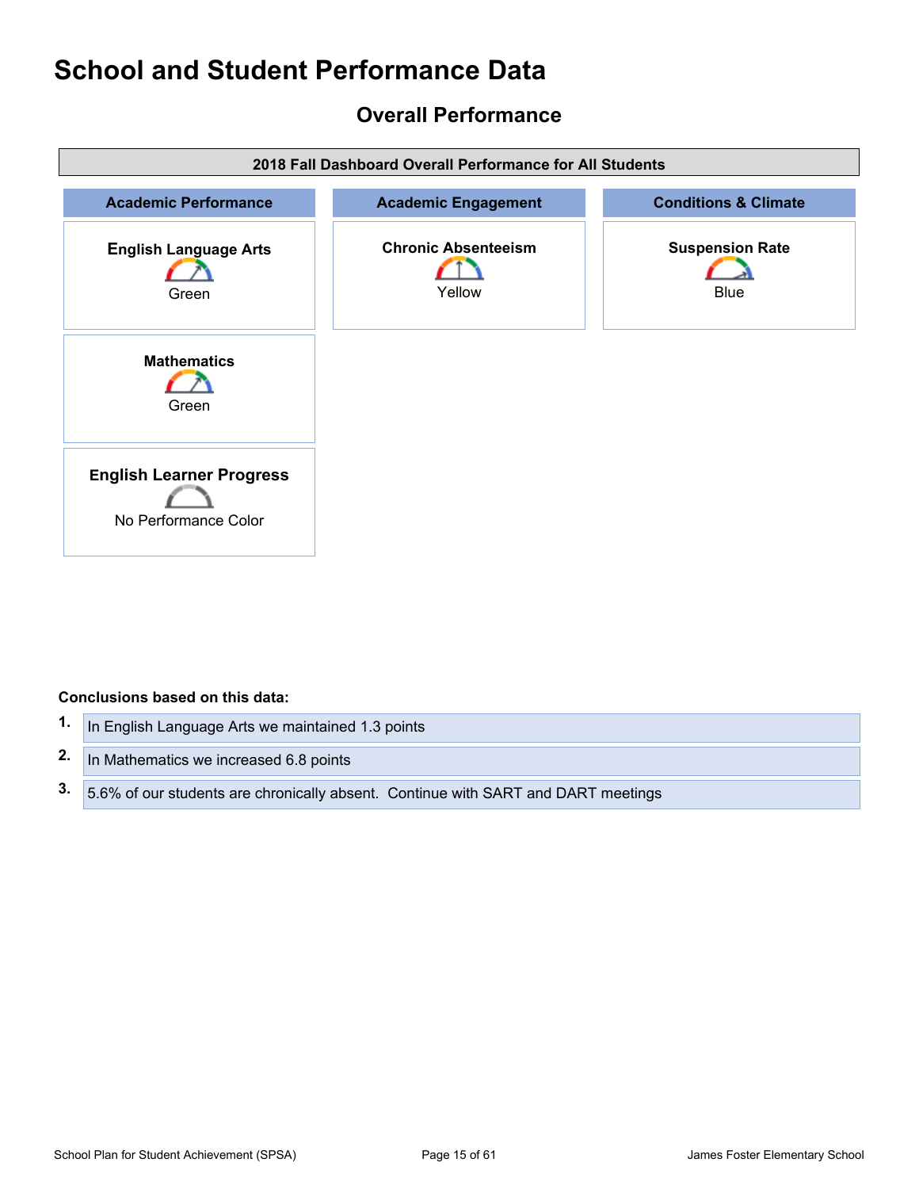# School and Student Performance Data

## Overall Performance

| 2018 Fall Dashboard Overall Performance for All Students | | |
|---|---|---|
| **Academic Performance** | **Academic Engagement** | **Conditions & Climate** |
| **English Language Arts** Green | **Chronic Absenteeism** Yellow | **Suspension Rate** Blue |
| **Mathematics** Green | | |
| **English Learner Progress** No Performance Color | | |

**Conclusions based on this data:**

1. In English Language Arts we maintained 1.3 points
2. In Mathematics we increased 6.8 points
3. 5.6% of our students are chronically absent. Continue with SART and DART meetings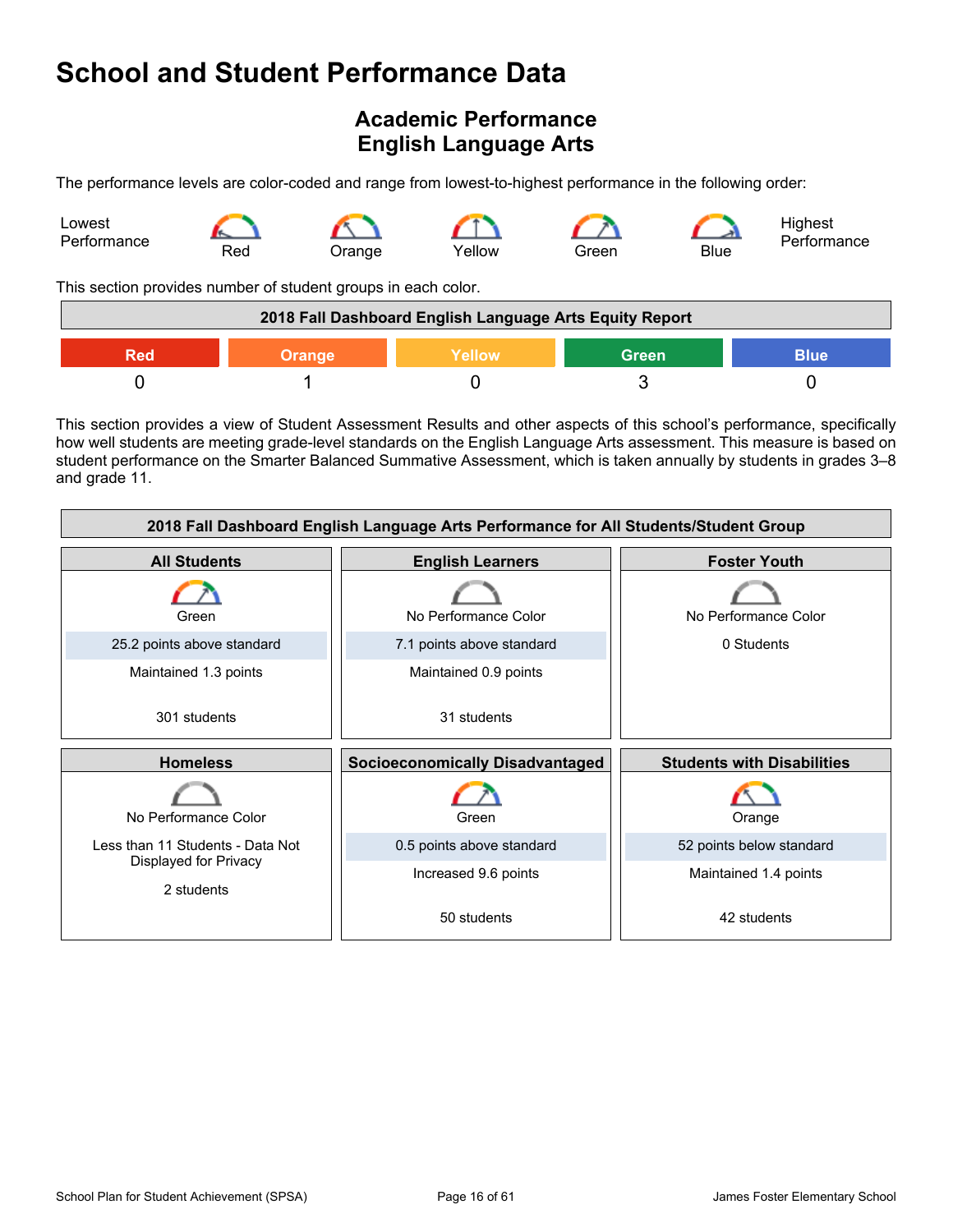# School and Student Performance Data

## Academic Performance
## English Language Arts

The performance levels are color-coded and range from lowest-to-highest performance in the following order:

Lowest Performance — Red — Orange — Yellow — Green — Blue — Highest Performance

This section provides number of student groups in each color.

| 2018 Fall Dashboard English Language Arts Equity Report | | | | |
|---|---|---|---|---|
| Red | Orange | Yellow | Green | Blue |
| 0 | 1 | 0 | 3 | 0 |

This section provides a view of Student Assessment Results and other aspects of this school's performance, specifically how well students are meeting grade-level standards on the English Language Arts assessment. This measure is based on student performance on the Smarter Balanced Summative Assessment, which is taken annually by students in grades 3–8 and grade 11.

| 2018 Fall Dashboard English Language Arts Performance for All Students/Student Group | | |
|---|---|---|
| **All Students** | **English Learners** | **Foster Youth** |
| Green | No Performance Color | No Performance Color |
| 25.2 points above standard | 7.1 points above standard | 0 Students |
| Maintained 1.3 points | Maintained 0.9 points | |
| 301 students | 31 students | |
| **Homeless** | **Socioeconomically Disadvantaged** | **Students with Disabilities** |
| No Performance Color | Green | Orange |
| Less than 11 Students - Data Not Displayed for Privacy | 0.5 points above standard | 52 points below standard |
| | Increased 9.6 points | Maintained 1.4 points |
| 2 students | 50 students | 42 students |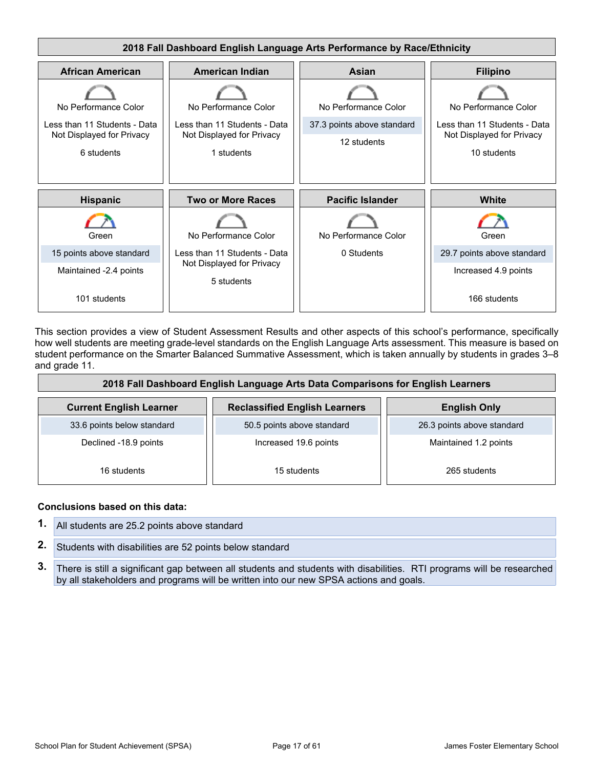| 2018 Fall Dashboard English Language Arts Performance by Race/Ethnicity | | | |
|---|---|---|---|
| **African American** | **American Indian** | **Asian** | **Filipino** |
| No Performance Color<br>Less than 11 Students - Data Not Displayed for Privacy<br>6 students | No Performance Color<br>Less than 11 Students - Data Not Displayed for Privacy<br>1 students | No Performance Color<br>37.3 points above standard<br>12 students | No Performance Color<br>Less than 11 Students - Data Not Displayed for Privacy<br>10 students |
| **Hispanic** | **Two or More Races** | **Pacific Islander** | **White** |
| Green<br>15 points above standard<br>Maintained -2.4 points<br>101 students | No Performance Color<br>Less than 11 Students - Data Not Displayed for Privacy<br>5 students | No Performance Color<br>0 Students | Green<br>29.7 points above standard<br>Increased 4.9 points<br>166 students |

This section provides a view of Student Assessment Results and other aspects of this school's performance, specifically how well students are meeting grade-level standards on the English Language Arts assessment. This measure is based on student performance on the Smarter Balanced Summative Assessment, which is taken annually by students in grades 3–8 and grade 11.

| 2018 Fall Dashboard English Language Arts Data Comparisons for English Learners | | |
|---|---|---|
| **Current English Learner** | **Reclassified English Learners** | **English Only** |
| 33.6 points below standard<br>Declined -18.9 points<br>16 students | 50.5 points above standard<br>Increased 19.6 points<br>15 students | 26.3 points above standard<br>Maintained 1.2 points<br>265 students |

**Conclusions based on this data:**

1. All students are 25.2 points above standard
2. Students with disabilities are 52 points below standard
3. There is still a significant gap between all students and students with disabilities. RTI programs will be researched by all stakeholders and programs will be written into our new SPSA actions and goals.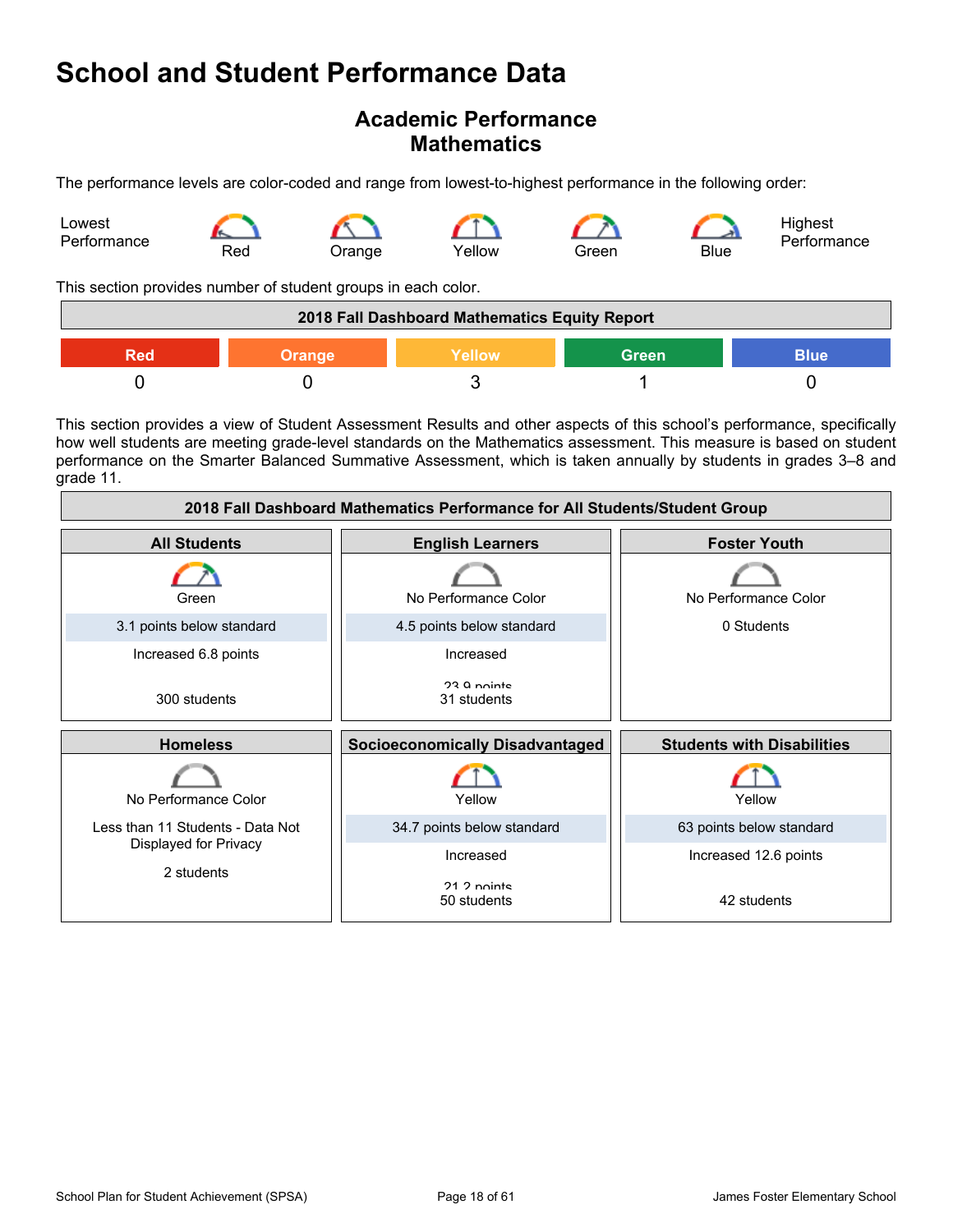# School and Student Performance Data

## Academic Performance
## Mathematics

The performance levels are color-coded and range from lowest-to-highest performance in the following order:

Lowest Performance — Red — Orange — Yellow — Green — Blue — Highest Performance

This section provides number of student groups in each color.

| 2018 Fall Dashboard Mathematics Equity Report | | | | |
|---|---|---|---|---|
| Red | Orange | Yellow | Green | Blue |
| 0 | 0 | 3 | 1 | 0 |

This section provides a view of Student Assessment Results and other aspects of this school's performance, specifically how well students are meeting grade-level standards on the Mathematics assessment. This measure is based on student performance on the Smarter Balanced Summative Assessment, which is taken annually by students in grades 3–8 and grade 11.

| 2018 Fall Dashboard Mathematics Performance for All Students/Student Group | | |
|---|---|---|
| **All Students** | **English Learners** | **Foster Youth** |
| Green<br>3.1 points below standard<br>Increased 6.8 points<br>300 students | No Performance Color<br>4.5 points below standard<br>Increased<br>23.9 points<br>31 students | No Performance Color<br>0 Students |
| **Homeless** | **Socioeconomically Disadvantaged** | **Students with Disabilities** |
| No Performance Color<br>Less than 11 Students - Data Not Displayed for Privacy<br>2 students | Yellow<br>34.7 points below standard<br>Increased<br>21.2 points<br>50 students | Yellow<br>63 points below standard<br>Increased 12.6 points<br>42 students |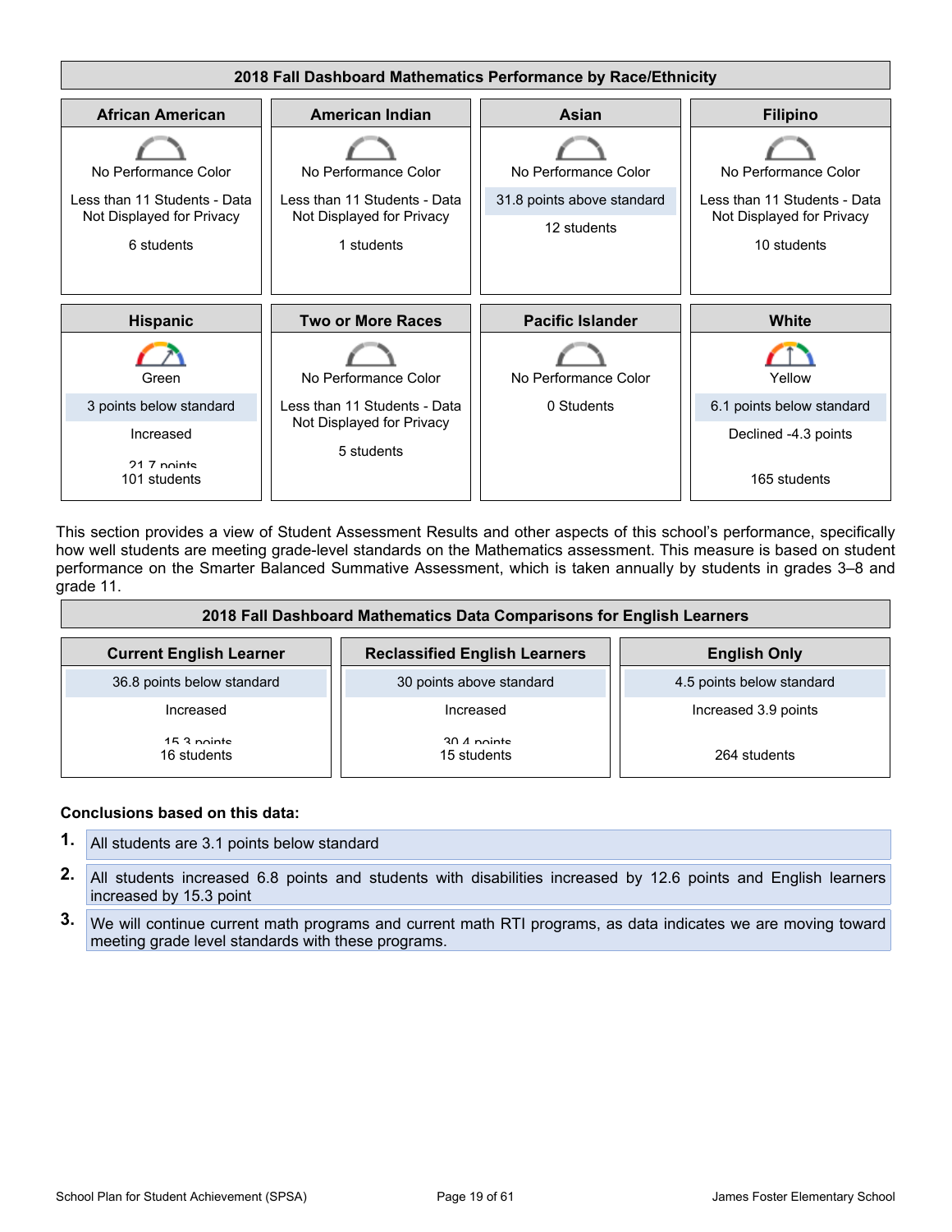| 2018 Fall Dashboard Mathematics Performance by Race/Ethnicity | | | |
|---|---|---|---|
| **African American** | **American Indian** | **Asian** | **Filipino** |
| No Performance Color<br>Less than 11 Students - Data Not Displayed for Privacy<br>6 students | No Performance Color<br>Less than 11 Students - Data Not Displayed for Privacy<br>1 students | No Performance Color<br>31.8 points above standard<br>12 students | No Performance Color<br>Less than 11 Students - Data Not Displayed for Privacy<br>10 students |
| **Hispanic** | **Two or More Races** | **Pacific Islander** | **White** |
| Green<br>3 points below standard<br>Increased<br>21.7 points<br>101 students | No Performance Color<br>Less than 11 Students - Data Not Displayed for Privacy<br>5 students | No Performance Color<br>0 Students | Yellow<br>6.1 points below standard<br>Declined -4.3 points<br>165 students |

This section provides a view of Student Assessment Results and other aspects of this school's performance, specifically how well students are meeting grade-level standards on the Mathematics assessment. This measure is based on student performance on the Smarter Balanced Summative Assessment, which is taken annually by students in grades 3–8 and grade 11.

| 2018 Fall Dashboard Mathematics Data Comparisons for English Learners | | |
|---|---|---|
| **Current English Learner** | **Reclassified English Learners** | **English Only** |
| 36.8 points below standard<br>Increased<br>15.3 points<br>16 students | 30 points above standard<br>Increased<br>30.4 points<br>15 students | 4.5 points below standard<br>Increased 3.9 points<br>264 students |

**Conclusions based on this data:**

1. All students are 3.1 points below standard
2. All students increased 6.8 points and students with disabilities increased by 12.6 points and English learners increased by 15.3 point
3. We will continue current math programs and current math RTI programs, as data indicates we are moving toward meeting grade level standards with these programs.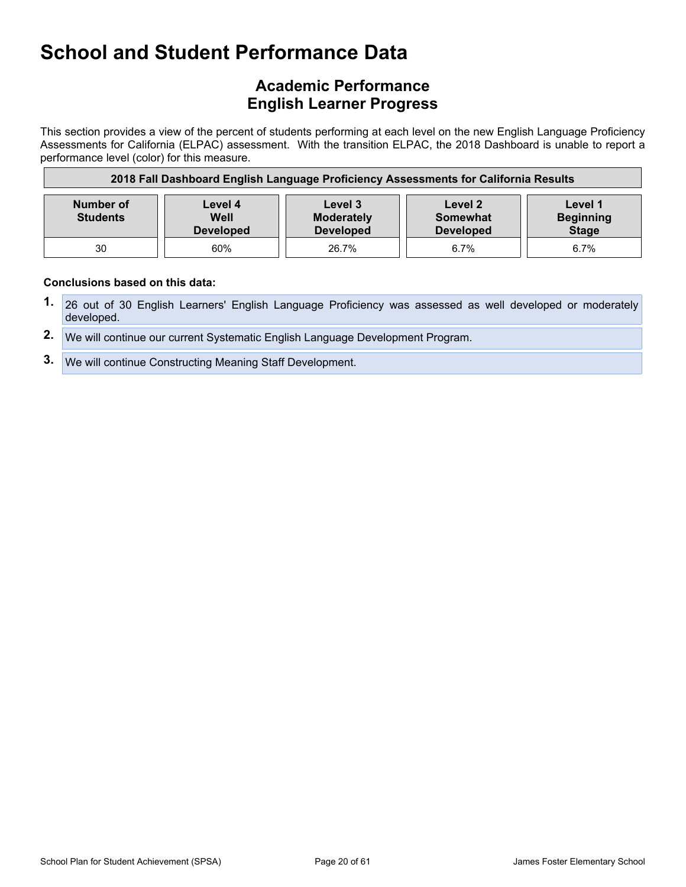# School and Student Performance Data

## Academic Performance
## English Learner Progress

This section provides a view of the percent of students performing at each level on the new English Language Proficiency Assessments for California (ELPAC) assessment. With the transition ELPAC, the 2018 Dashboard is unable to report a performance level (color) for this measure.

**2018 Fall Dashboard English Language Proficiency Assessments for California Results**

| Number of Students | Level 4 Well Developed | Level 3 Moderately Developed | Level 2 Somewhat Developed | Level 1 Beginning Stage |
|---|---|---|---|---|
| 30 | 60% | 26.7% | 6.7% | 6.7% |

**Conclusions based on this data:**

1. 26 out of 30 English Learners' English Language Proficiency was assessed as well developed or moderately developed.
2. We will continue our current Systematic English Language Development Program.
3. We will continue Constructing Meaning Staff Development.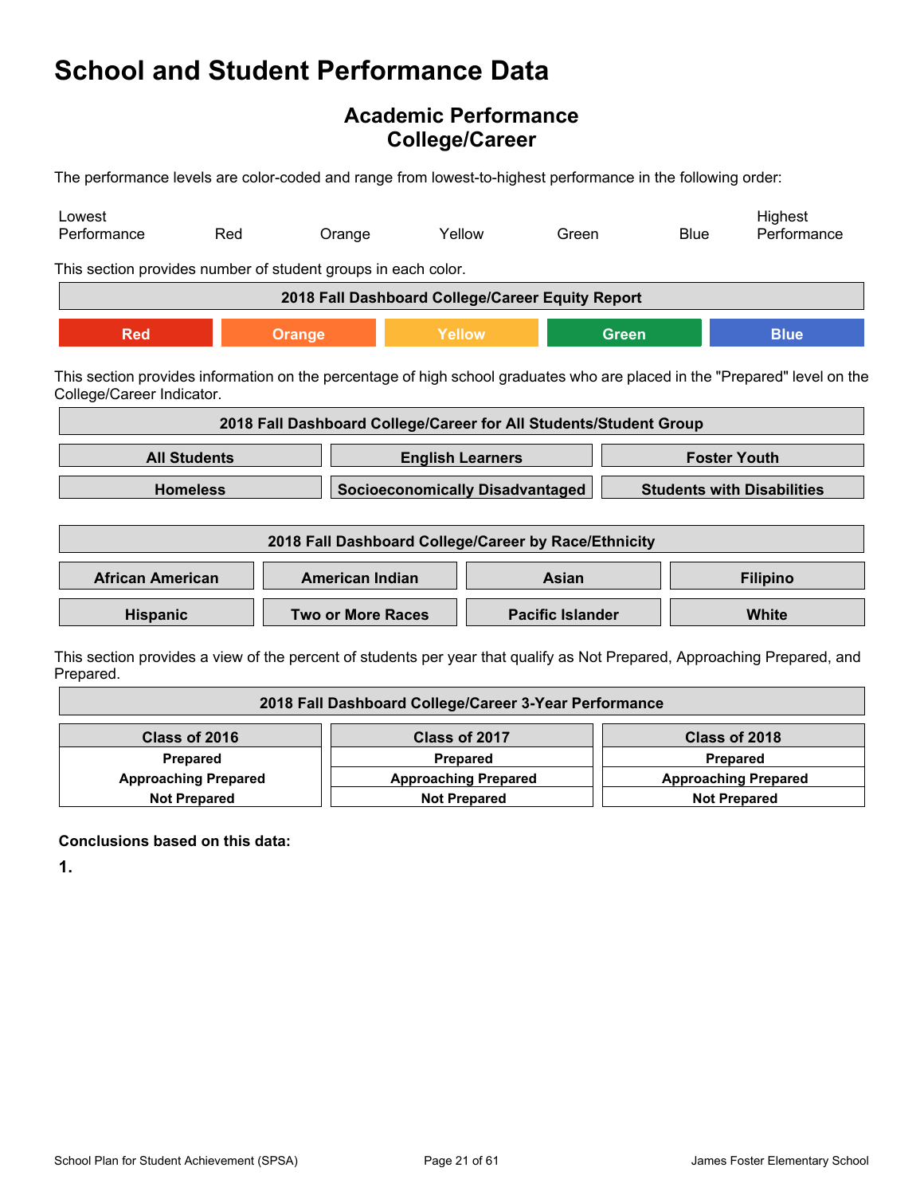# School and Student Performance Data

## Academic Performance
## College/Career

The performance levels are color-coded and range from lowest-to-highest performance in the following order:

Lowest Performance | Red | Orange | Yellow | Green | Blue | Highest Performance

This section provides number of student groups in each color.

| 2018 Fall Dashboard College/Career Equity Report | | | | |
|---|---|---|---|---|
| Red | Orange | Yellow | Green | Blue |

This section provides information on the percentage of high school graduates who are placed in the "Prepared" level on the College/Career Indicator.

| 2018 Fall Dashboard College/Career for All Students/Student Group | | |
|---|---|---|
| All Students | English Learners | Foster Youth |
| Homeless | Socioeconomically Disadvantaged | Students with Disabilities |

| 2018 Fall Dashboard College/Career by Race/Ethnicity | | | |
|---|---|---|---|
| African American | American Indian | Asian | Filipino |
| Hispanic | Two or More Races | Pacific Islander | White |

This section provides a view of the percent of students per year that qualify as Not Prepared, Approaching Prepared, and Prepared.

| 2018 Fall Dashboard College/Career 3-Year Performance | | |
|---|---|---|
| Class of 2016 | Class of 2017 | Class of 2018 |
| Prepared | Prepared | Prepared |
| Approaching Prepared | Approaching Prepared | Approaching Prepared |
| Not Prepared | Not Prepared | Not Prepared |

**Conclusions based on this data:**

**1.**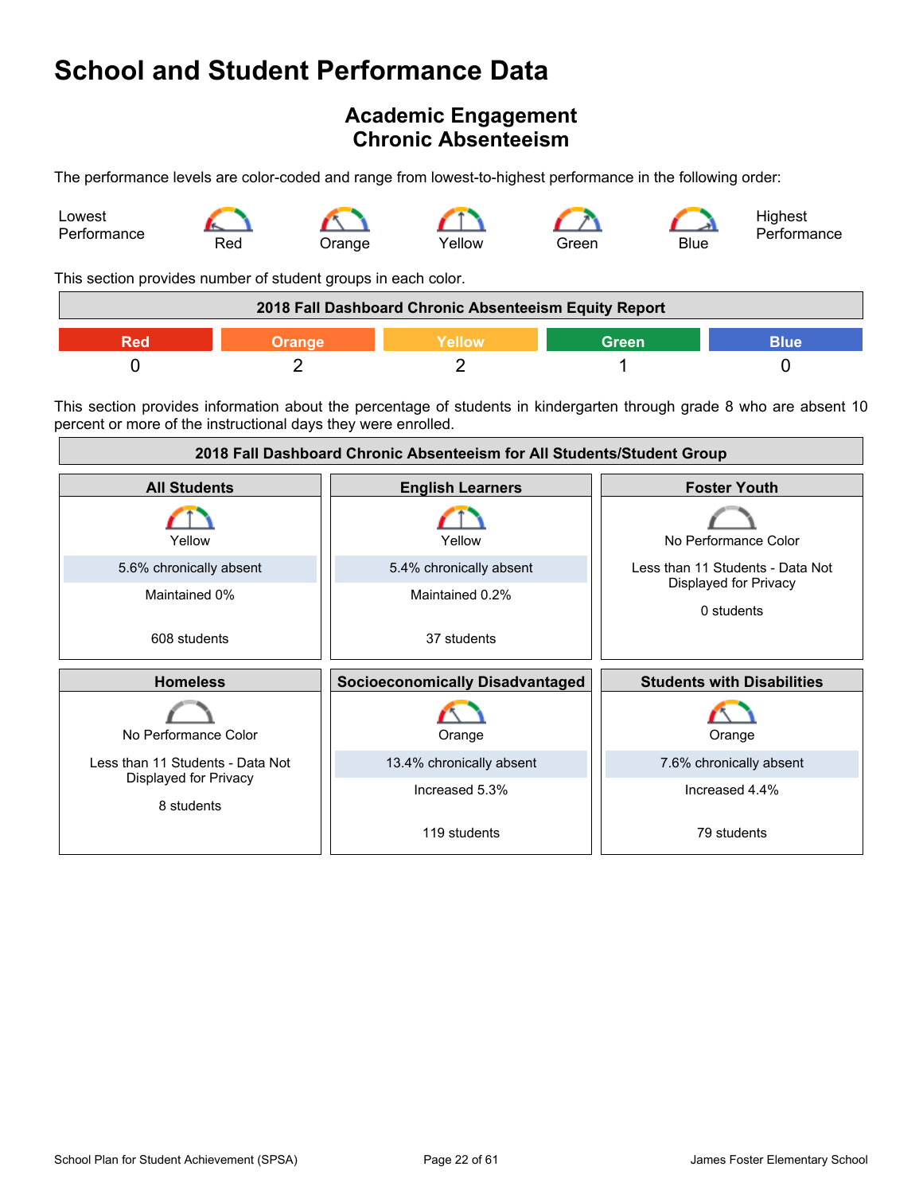# School and Student Performance Data

## Academic Engagement
## Chronic Absenteeism

The performance levels are color-coded and range from lowest-to-highest performance in the following order:

Lowest Performance — Red — Orange — Yellow — Green — Blue — Highest Performance

This section provides number of student groups in each color.

| 2018 Fall Dashboard Chronic Absenteeism Equity Report | | | | |
|---|---|---|---|---|
| Red | Orange | Yellow | Green | Blue |
| 0 | 2 | 2 | 1 | 0 |

This section provides information about the percentage of students in kindergarten through grade 8 who are absent 10 percent or more of the instructional days they were enrolled.

| 2018 Fall Dashboard Chronic Absenteeism for All Students/Student Group | | |
|---|---|---|
| **All Students** | **English Learners** | **Foster Youth** |
| Yellow<br>5.6% chronically absent<br>Maintained 0%<br>608 students | Yellow<br>5.4% chronically absent<br>Maintained 0.2%<br>37 students | No Performance Color<br>Less than 11 Students - Data Not Displayed for Privacy<br>0 students |
| **Homeless** | **Socioeconomically Disadvantaged** | **Students with Disabilities** |
| No Performance Color<br>Less than 11 Students - Data Not Displayed for Privacy<br>8 students | Orange<br>13.4% chronically absent<br>Increased 5.3%<br>119 students | Orange<br>7.6% chronically absent<br>Increased 4.4%<br>79 students |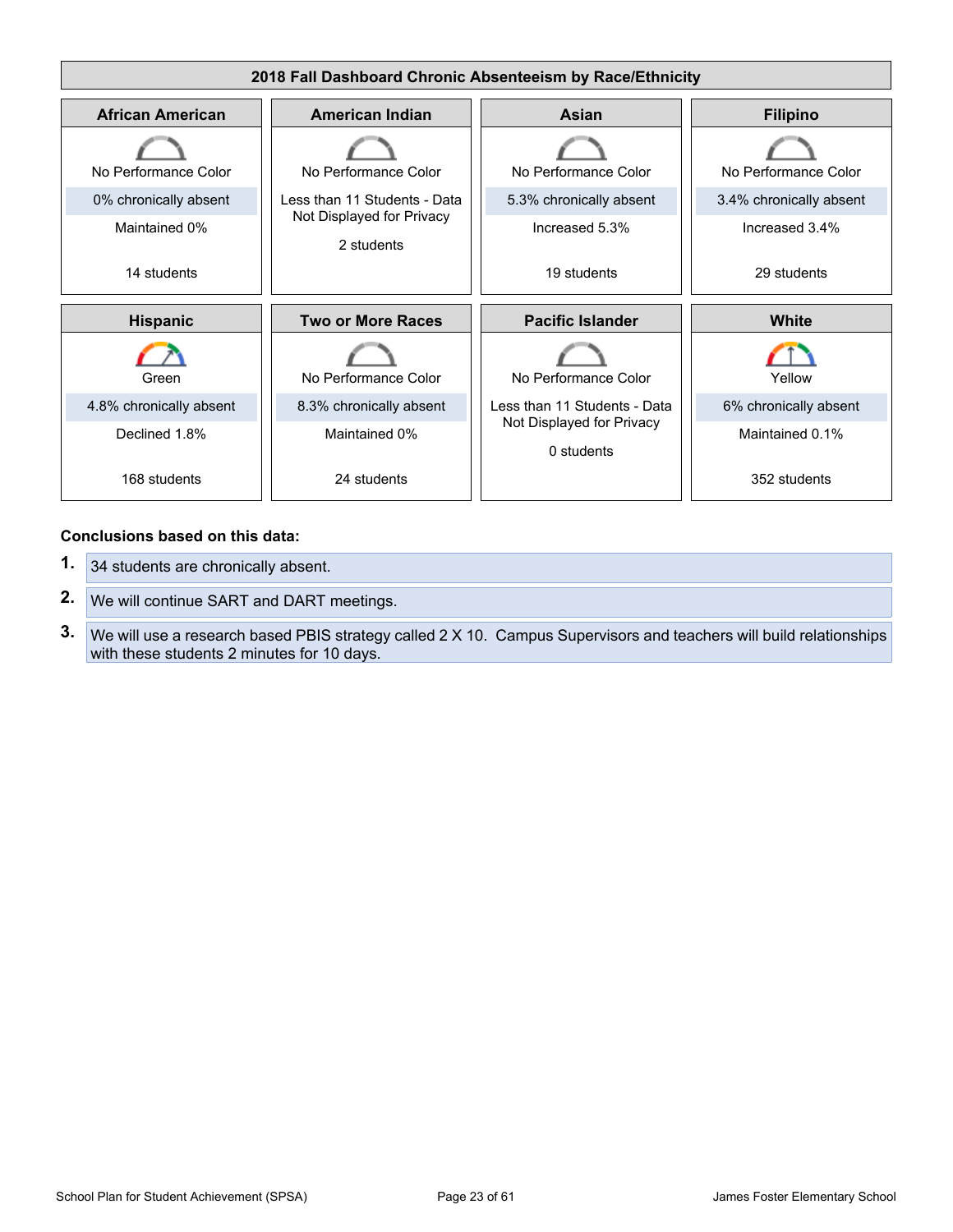## 2018 Fall Dashboard Chronic Absenteeism by Race/Ethnicity

| African American | American Indian | Asian | Filipino |
|---|---|---|---|
| No Performance Color | No Performance Color | No Performance Color | No Performance Color |
| 0% chronically absent | Less than 11 Students - Data Not Displayed for Privacy | 5.3% chronically absent | 3.4% chronically absent |
| Maintained 0% | 2 students | Increased 5.3% | Increased 3.4% |
| 14 students | | 19 students | 29 students |

| Hispanic | Two or More Races | Pacific Islander | White |
|---|---|---|---|
| Green | No Performance Color | No Performance Color | Yellow |
| 4.8% chronically absent | 8.3% chronically absent | Less than 11 Students - Data Not Displayed for Privacy | 6% chronically absent |
| Declined 1.8% | Maintained 0% | 0 students | Maintained 0.1% |
| 168 students | 24 students | | 352 students |

**Conclusions based on this data:**

1. 34 students are chronically absent.
2. We will continue SART and DART meetings.
3. We will use a research based PBIS strategy called 2 X 10. Campus Supervisors and teachers will build relationships with these students 2 minutes for 10 days.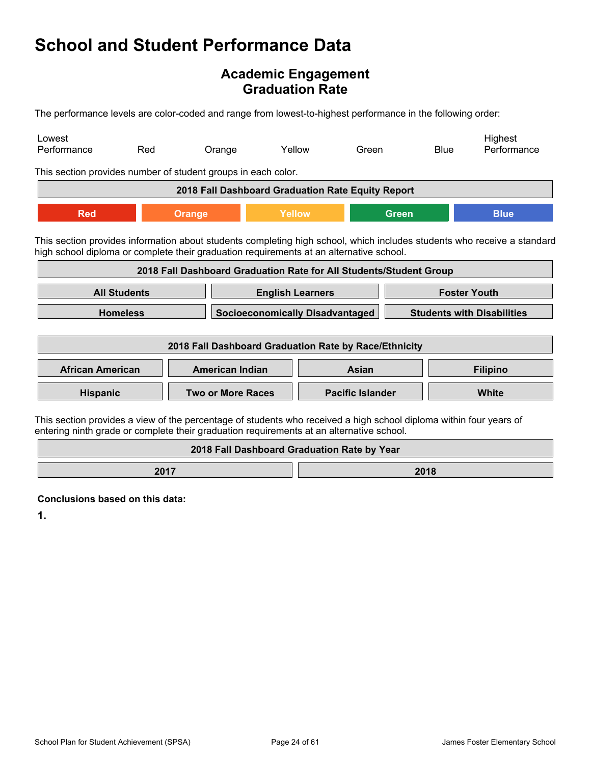# School and Student Performance Data

## Academic Engagement
## Graduation Rate

The performance levels are color-coded and range from lowest-to-highest performance in the following order:

| Lowest Performance | Red | Orange | Yellow | Green | Blue | Highest Performance |
|---|---|---|---|---|---|---|

This section provides number of student groups in each color.

| 2018 Fall Dashboard Graduation Rate Equity Report | | | | |
|---|---|---|---|---|
| Red | Orange | Yellow | Green | Blue |

This section provides information about students completing high school, which includes students who receive a standard high school diploma or complete their graduation requirements at an alternative school.

| 2018 Fall Dashboard Graduation Rate for All Students/Student Group | | |
|---|---|---|
| All Students | English Learners | Foster Youth |
| Homeless | Socioeconomically Disadvantaged | Students with Disabilities |

| 2018 Fall Dashboard Graduation Rate by Race/Ethnicity | | | |
|---|---|---|---|
| African American | American Indian | Asian | Filipino |
| Hispanic | Two or More Races | Pacific Islander | White |

This section provides a view of the percentage of students who received a high school diploma within four years of entering ninth grade or complete their graduation requirements at an alternative school.

| 2018 Fall Dashboard Graduation Rate by Year | |
|---|---|
| 2017 | 2018 |

**Conclusions based on this data:**

**1.**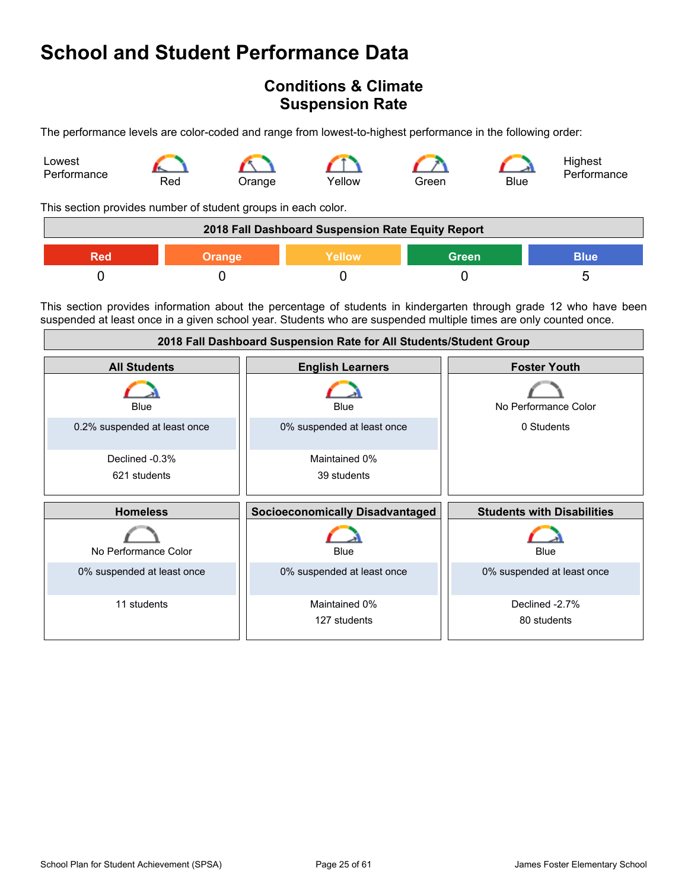# School and Student Performance Data

## Conditions & Climate
## Suspension Rate

The performance levels are color-coded and range from lowest-to-highest performance in the following order:

Lowest Performance — Red — Orange — Yellow — Green — Blue — Highest Performance

This section provides number of student groups in each color.

| 2018 Fall Dashboard Suspension Rate Equity Report | | | | |
|---|---|---|---|---|
| Red | Orange | Yellow | Green | Blue |
| 0 | 0 | 0 | 0 | 5 |

This section provides information about the percentage of students in kindergarten through grade 12 who have been suspended at least once in a given school year. Students who are suspended multiple times are only counted once.

**2018 Fall Dashboard Suspension Rate for All Students/Student Group**

| All Students | English Learners | Foster Youth |
|---|---|---|
| Blue | Blue | No Performance Color |
| 0.2% suspended at least once | 0% suspended at least once | 0 Students |
| Declined -0.3% | Maintained 0% | |
| 621 students | 39 students | |

| Homeless | Socioeconomically Disadvantaged | Students with Disabilities |
|---|---|---|
| No Performance Color | Blue | Blue |
| 0% suspended at least once | 0% suspended at least once | 0% suspended at least once |
| 11 students | Maintained 0% | Declined -2.7% |
| | 127 students | 80 students |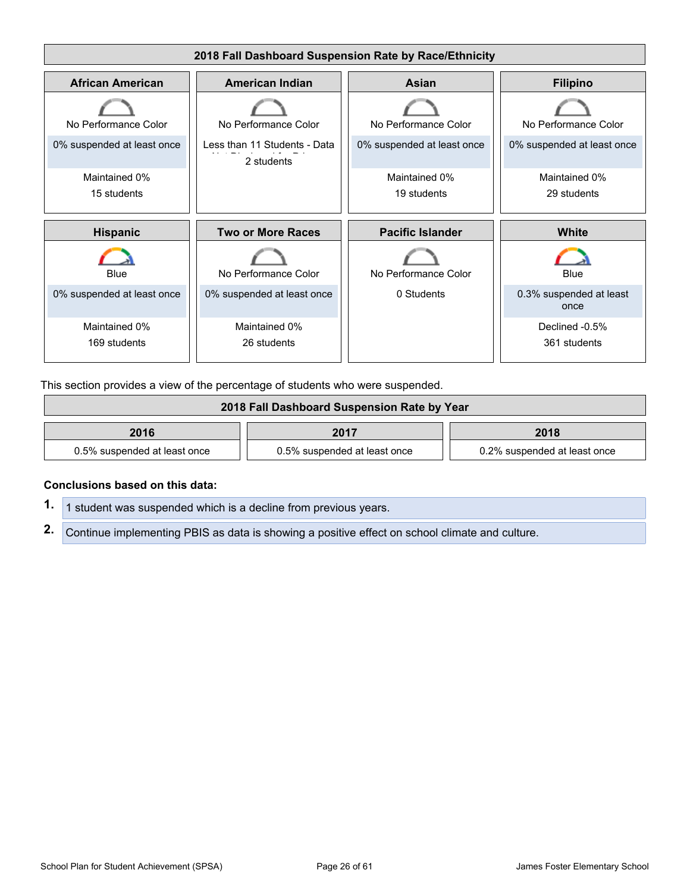## 2018 Fall Dashboard Suspension Rate by Race/Ethnicity

| African American | American Indian | Asian | Filipino |
|---|---|---|---|
| No Performance Color | No Performance Color | No Performance Color | No Performance Color |
| 0% suspended at least once | Less than 11 Students - Data Not Displayed for Privacy | 0% suspended at least once | 0% suspended at least once |
| Maintained 0% | 2 students | Maintained 0% | Maintained 0% |
| 15 students | | 19 students | 29 students |

| Hispanic | Two or More Races | Pacific Islander | White |
|---|---|---|---|
| Blue | No Performance Color | No Performance Color | Blue |
| 0% suspended at least once | 0% suspended at least once | 0 Students | 0.3% suspended at least once |
| Maintained 0% | Maintained 0% | | Declined -0.5% |
| 169 students | 26 students | | 361 students |

This section provides a view of the percentage of students who were suspended.

## 2018 Fall Dashboard Suspension Rate by Year

| 2016 | 2017 | 2018 |
|---|---|---|
| 0.5% suspended at least once | 0.5% suspended at least once | 0.2% suspended at least once |

**Conclusions based on this data:**

1. 1 student was suspended which is a decline from previous years.
2. Continue implementing PBIS as data is showing a positive effect on school climate and culture.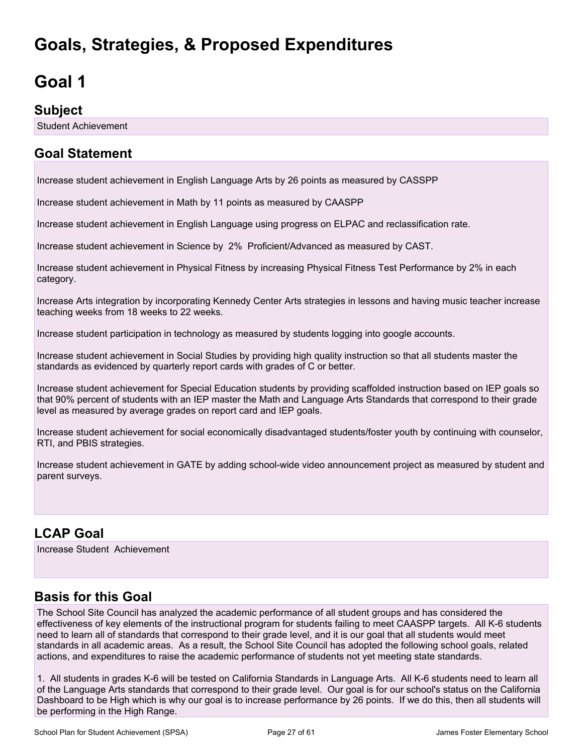# Goals, Strategies, & Proposed Expenditures

# Goal 1

## Subject

Student Achievement

## Goal Statement

Increase student achievement in English Language Arts by 26 points as measured by CASSPP

Increase student achievement in Math by 11 points as measured by CAASPP

Increase student achievement in English Language using progress on ELPAC and reclassification rate.

Increase student achievement in Science by 2% Proficient/Advanced as measured by CAST.

Increase student achievement in Physical Fitness by increasing Physical Fitness Test Performance by 2% in each category.

Increase Arts integration by incorporating Kennedy Center Arts strategies in lessons and having music teacher increase teaching weeks from 18 weeks to 22 weeks.

Increase student participation in technology as measured by students logging into google accounts.

Increase student achievement in Social Studies by providing high quality instruction so that all students master the standards as evidenced by quarterly report cards with grades of C or better.

Increase student achievement for Special Education students by providing scaffolded instruction based on IEP goals so that 90% percent of students with an IEP master the Math and Language Arts Standards that correspond to their grade level as measured by average grades on report card and IEP goals.

Increase student achievement for social economically disadvantaged students/foster youth by continuing with counselor, RTI, and PBIS strategies.

Increase student achievement in GATE by adding school-wide video announcement project as measured by student and parent surveys.

## LCAP Goal

Increase Student Achievement

## Basis for this Goal

The School Site Council has analyzed the academic performance of all student groups and has considered the effectiveness of key elements of the instructional program for students failing to meet CAASPP targets. All K-6 students need to learn all of standards that correspond to their grade level, and it is our goal that all students would meet standards in all academic areas. As a result, the School Site Council has adopted the following school goals, related actions, and expenditures to raise the academic performance of students not yet meeting state standards.

1. All students in grades K-6 will be tested on California Standards in Language Arts. All K-6 students need to learn all of the Language Arts standards that correspond to their grade level. Our goal is for our school's status on the California Dashboard to be High which is why our goal is to increase performance by 26 points. If we do this, then all students will be performing in the High Range.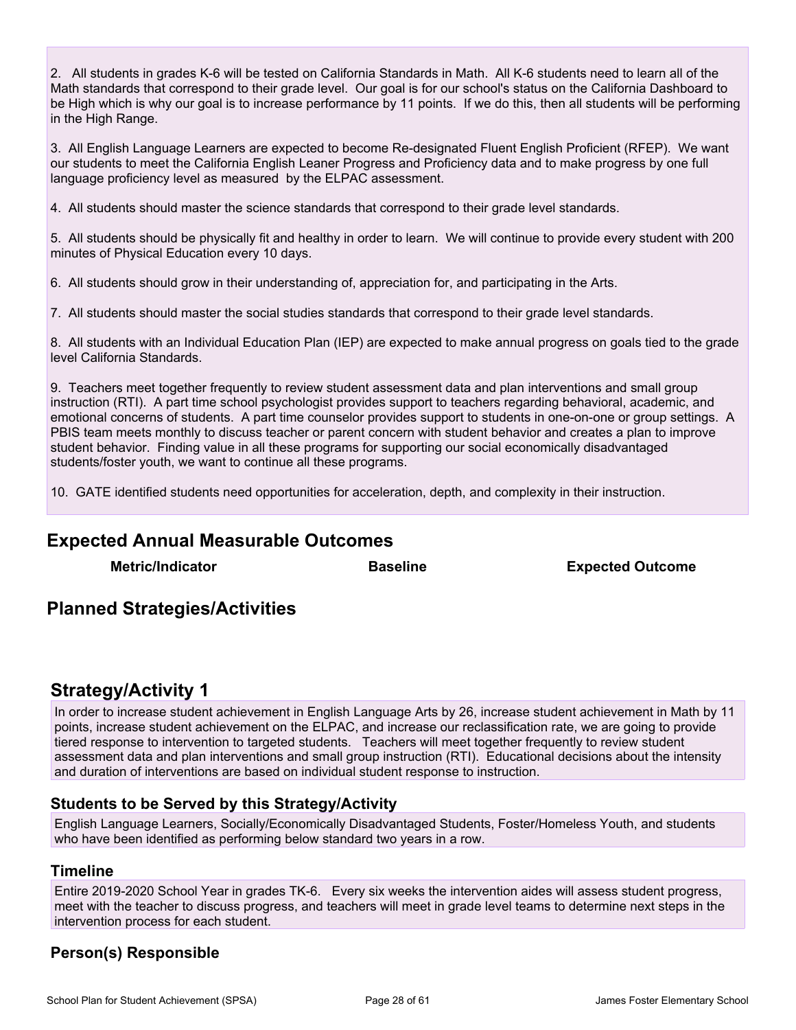2. All students in grades K-6 will be tested on California Standards in Math. All K-6 students need to learn all of the Math standards that correspond to their grade level. Our goal is for our school's status on the California Dashboard to be High which is why our goal is to increase performance by 11 points. If we do this, then all students will be performing in the High Range.

3. All English Language Learners are expected to become Re-designated Fluent English Proficient (RFEP). We want our students to meet the California English Leaner Progress and Proficiency data and to make progress by one full language proficiency level as measured by the ELPAC assessment.

4. All students should master the science standards that correspond to their grade level standards.

5. All students should be physically fit and healthy in order to learn. We will continue to provide every student with 200 minutes of Physical Education every 10 days.

6. All students should grow in their understanding of, appreciation for, and participating in the Arts.

7. All students should master the social studies standards that correspond to their grade level standards.

8. All students with an Individual Education Plan (IEP) are expected to make annual progress on goals tied to the grade level California Standards.

9. Teachers meet together frequently to review student assessment data and plan interventions and small group instruction (RTI). A part time school psychologist provides support to teachers regarding behavioral, academic, and emotional concerns of students. A part time counselor provides support to students in one-on-one or group settings. A PBIS team meets monthly to discuss teacher or parent concern with student behavior and creates a plan to improve student behavior. Finding value in all these programs for supporting our social economically disadvantaged students/foster youth, we want to continue all these programs.

10. GATE identified students need opportunities for acceleration, depth, and complexity in their instruction.

## Expected Annual Measurable Outcomes

| Metric/Indicator | Baseline | Expected Outcome |
|---|---|---|

## Planned Strategies/Activities

## Strategy/Activity 1

In order to increase student achievement in English Language Arts by 26, increase student achievement in Math by 11 points, increase student achievement on the ELPAC, and increase our reclassification rate, we are going to provide tiered response to intervention to targeted students. Teachers will meet together frequently to review student assessment data and plan interventions and small group instruction (RTI). Educational decisions about the intensity and duration of interventions are based on individual student response to instruction.

### Students to be Served by this Strategy/Activity

English Language Learners, Socially/Economically Disadvantaged Students, Foster/Homeless Youth, and students who have been identified as performing below standard two years in a row.

### Timeline

Entire 2019-2020 School Year in grades TK-6. Every six weeks the intervention aides will assess student progress, meet with the teacher to discuss progress, and teachers will meet in grade level teams to determine next steps in the intervention process for each student.

### Person(s) Responsible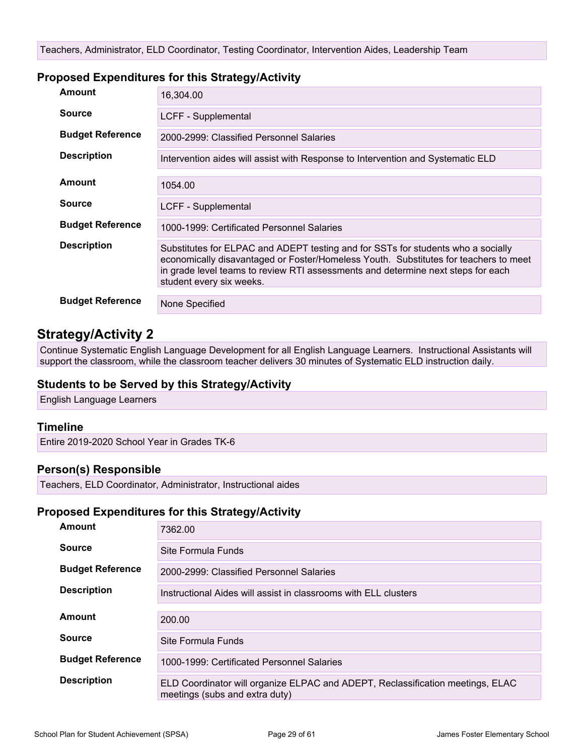Teachers, Administrator, ELD Coordinator, Testing Coordinator, Intervention Aides, Leadership Team

### Proposed Expenditures for this Strategy/Activity

| | |
|---|---|
| **Amount** | 16,304.00 |
| **Source** | LCFF - Supplemental |
| **Budget Reference** | 2000-2999: Classified Personnel Salaries |
| **Description** | Intervention aides will assist with Response to Intervention and Systematic ELD |

| | |
|---|---|
| **Amount** | 1054.00 |
| **Source** | LCFF - Supplemental |
| **Budget Reference** | 1000-1999: Certificated Personnel Salaries |
| **Description** | Substitutes for ELPAC and ADEPT testing and for SSTs for students who a socially economically disavantaged or Foster/Homeless Youth. Substitutes for teachers to meet in grade level teams to review RTI assessments and determine next steps for each student every six weeks. |

| | |
|---|---|
| **Budget Reference** | None Specified |

## Strategy/Activity 2

Continue Systematic English Language Development for all English Language Learners. Instructional Assistants will support the classroom, while the classroom teacher delivers 30 minutes of Systematic ELD instruction daily.

### Students to be Served by this Strategy/Activity

English Language Learners

### Timeline

Entire 2019-2020 School Year in Grades TK-6

### Person(s) Responsible

Teachers, ELD Coordinator, Administrator, Instructional aides

### Proposed Expenditures for this Strategy/Activity

| | |
|---|---|
| **Amount** | 7362.00 |
| **Source** | Site Formula Funds |
| **Budget Reference** | 2000-2999: Classified Personnel Salaries |
| **Description** | Instructional Aides will assist in classrooms with ELL clusters |

| | |
|---|---|
| **Amount** | 200.00 |
| **Source** | Site Formula Funds |
| **Budget Reference** | 1000-1999: Certificated Personnel Salaries |
| **Description** | ELD Coordinator will organize ELPAC and ADEPT, Reclassification meetings, ELAC meetings (subs and extra duty) |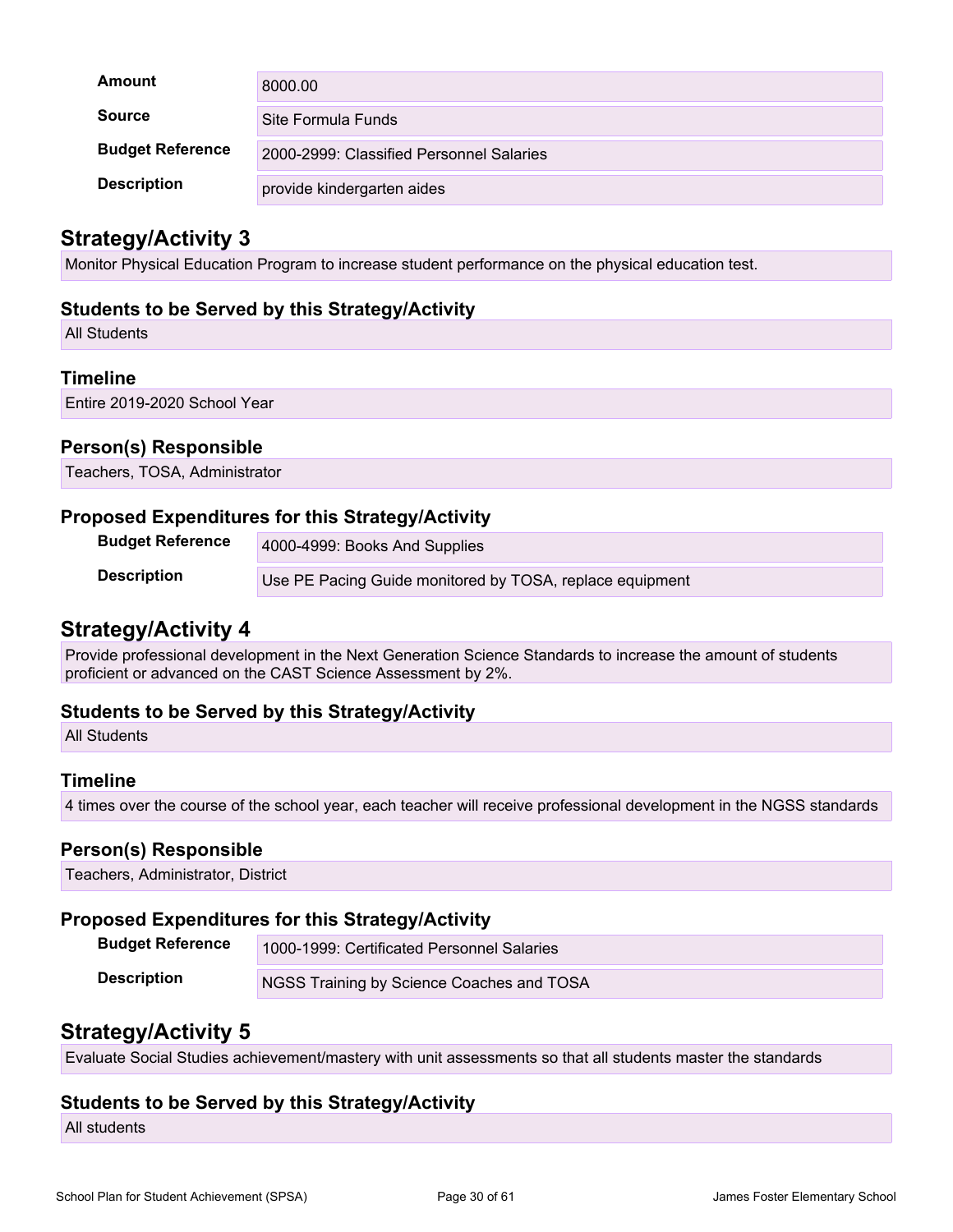| | |
|---|---|
| **Amount** | 8000.00 |
| **Source** | Site Formula Funds |
| **Budget Reference** | 2000-2999: Classified Personnel Salaries |
| **Description** | provide kindergarten aides |

## Strategy/Activity 3

Monitor Physical Education Program to increase student performance on the physical education test.

### Students to be Served by this Strategy/Activity

All Students

### Timeline

Entire 2019-2020 School Year

### Person(s) Responsible

Teachers, TOSA, Administrator

### Proposed Expenditures for this Strategy/Activity

| | |
|---|---|
| **Budget Reference** | 4000-4999: Books And Supplies |
| **Description** | Use PE Pacing Guide monitored by TOSA, replace equipment |

## Strategy/Activity 4

Provide professional development in the Next Generation Science Standards to increase the amount of students proficient or advanced on the CAST Science Assessment by 2%.

### Students to be Served by this Strategy/Activity

All Students

### Timeline

4 times over the course of the school year, each teacher will receive professional development in the NGSS standards

### Person(s) Responsible

Teachers, Administrator, District

### Proposed Expenditures for this Strategy/Activity

| | |
|---|---|
| **Budget Reference** | 1000-1999: Certificated Personnel Salaries |
| **Description** | NGSS Training by Science Coaches and TOSA |

## Strategy/Activity 5

Evaluate Social Studies achievement/mastery with unit assessments so that all students master the standards

### Students to be Served by this Strategy/Activity

All students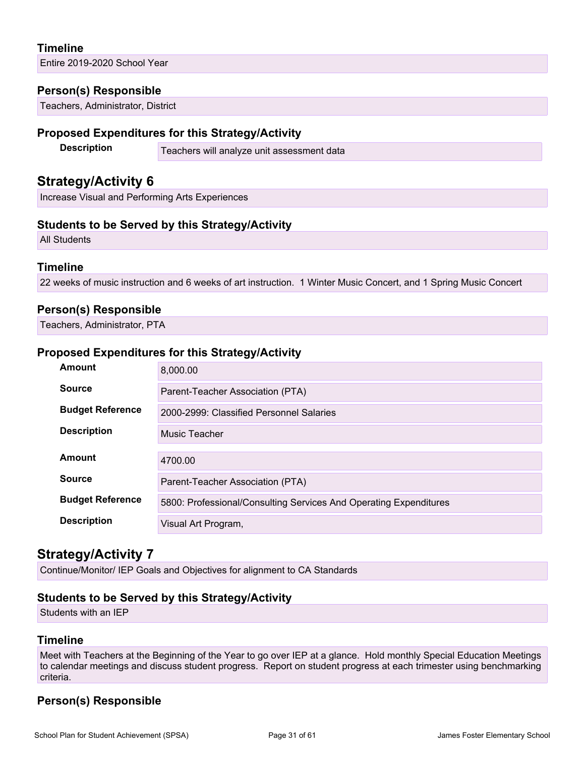### Timeline

Entire 2019-2020 School Year

### Person(s) Responsible

Teachers, Administrator, District

### Proposed Expenditures for this Strategy/Activity

| | |
|---|---|
| **Description** | Teachers will analyze unit assessment data |

## Strategy/Activity 6

Increase Visual and Performing Arts Experiences

### Students to be Served by this Strategy/Activity

All Students

### Timeline

22 weeks of music instruction and 6 weeks of art instruction. 1 Winter Music Concert, and 1 Spring Music Concert

### Person(s) Responsible

Teachers, Administrator, PTA

### Proposed Expenditures for this Strategy/Activity

| | |
|---|---|
| **Amount** | 8,000.00 |
| **Source** | Parent-Teacher Association (PTA) |
| **Budget Reference** | 2000-2999: Classified Personnel Salaries |
| **Description** | Music Teacher |
| **Amount** | 4700.00 |
| **Source** | Parent-Teacher Association (PTA) |
| **Budget Reference** | 5800: Professional/Consulting Services And Operating Expenditures |
| **Description** | Visual Art Program, |

## Strategy/Activity 7

Continue/Monitor/ IEP Goals and Objectives for alignment to CA Standards

### Students to be Served by this Strategy/Activity

Students with an IEP

### Timeline

Meet with Teachers at the Beginning of the Year to go over IEP at a glance. Hold monthly Special Education Meetings to calendar meetings and discuss student progress. Report on student progress at each trimester using benchmarking criteria.

### Person(s) Responsible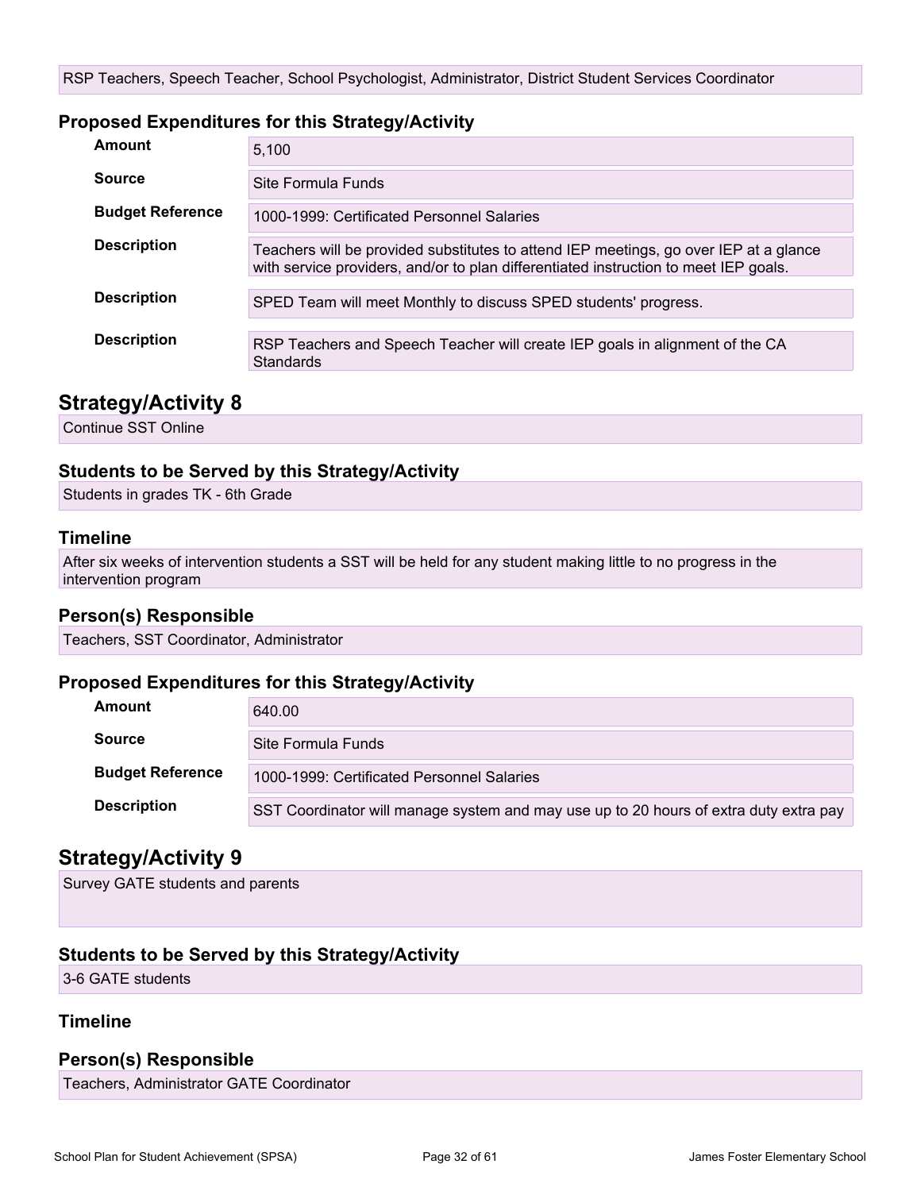RSP Teachers, Speech Teacher, School Psychologist, Administrator, District Student Services Coordinator

### Proposed Expenditures for this Strategy/Activity

| | |
|---|---|
| **Amount** | 5,100 |
| **Source** | Site Formula Funds |
| **Budget Reference** | 1000-1999: Certificated Personnel Salaries |
| **Description** | Teachers will be provided substitutes to attend IEP meetings, go over IEP at a glance with service providers, and/or to plan differentiated instruction to meet IEP goals. |
| **Description** | SPED Team will meet Monthly to discuss SPED students' progress. |
| **Description** | RSP Teachers and Speech Teacher will create IEP goals in alignment of the CA Standards |

## Strategy/Activity 8

Continue SST Online

### Students to be Served by this Strategy/Activity

Students in grades TK - 6th Grade

### Timeline

After six weeks of intervention students a SST will be held for any student making little to no progress in the intervention program

### Person(s) Responsible

Teachers, SST Coordinator, Administrator

### Proposed Expenditures for this Strategy/Activity

| | |
|---|---|
| **Amount** | 640.00 |
| **Source** | Site Formula Funds |
| **Budget Reference** | 1000-1999: Certificated Personnel Salaries |
| **Description** | SST Coordinator will manage system and may use up to 20 hours of extra duty extra pay |

## Strategy/Activity 9

Survey GATE students and parents

### Students to be Served by this Strategy/Activity

3-6 GATE students

### Timeline

### Person(s) Responsible

Teachers, Administrator GATE Coordinator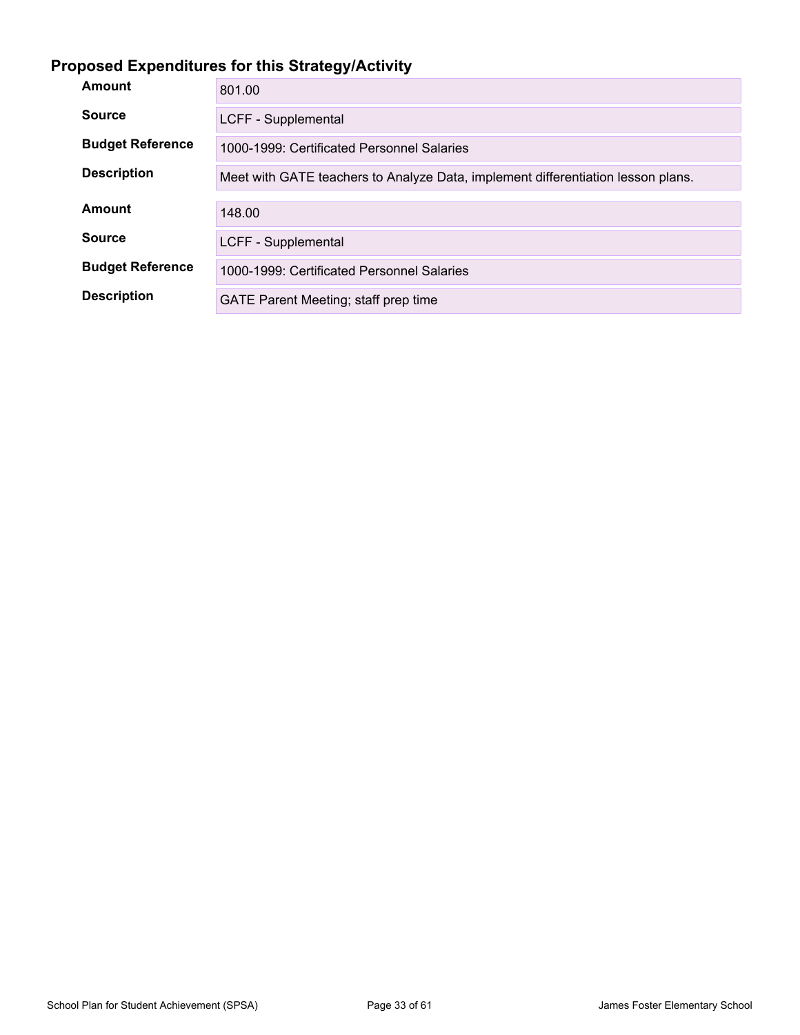### Proposed Expenditures for this Strategy/Activity

| | |
|---|---|
| **Amount** | 801.00 |
| **Source** | LCFF - Supplemental |
| **Budget Reference** | 1000-1999: Certificated Personnel Salaries |
| **Description** | Meet with GATE teachers to Analyze Data, implement differentiation lesson plans. |

| | |
|---|---|
| **Amount** | 148.00 |
| **Source** | LCFF - Supplemental |
| **Budget Reference** | 1000-1999: Certificated Personnel Salaries |
| **Description** | GATE Parent Meeting; staff prep time |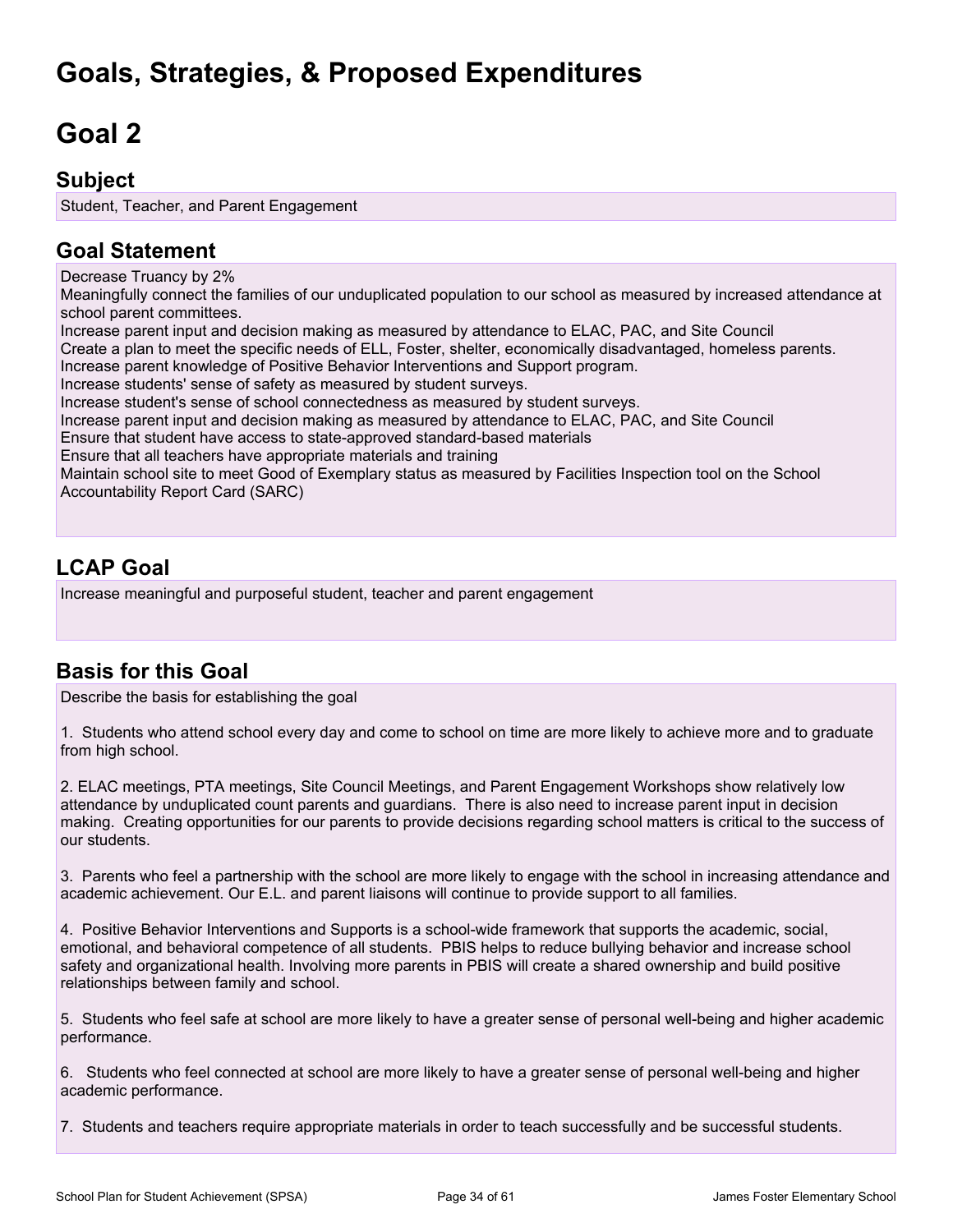# Goals, Strategies, & Proposed Expenditures

# Goal 2

## Subject

Student, Teacher, and Parent Engagement

## Goal Statement

Decrease Truancy by 2%
Meaningfully connect the families of our unduplicated population to our school as measured by increased attendance at school parent committees.
Increase parent input and decision making as measured by attendance to ELAC, PAC, and Site Council
Create a plan to meet the specific needs of ELL, Foster, shelter, economically disadvantaged, homeless parents.
Increase parent knowledge of Positive Behavior Interventions and Support program.
Increase students' sense of safety as measured by student surveys.
Increase student's sense of school connectedness as measured by student surveys.
Increase parent input and decision making as measured by attendance to ELAC, PAC, and Site Council
Ensure that student have access to state-approved standard-based materials
Ensure that all teachers have appropriate materials and training
Maintain school site to meet Good of Exemplary status as measured by Facilities Inspection tool on the School Accountability Report Card (SARC)

## LCAP Goal

Increase meaningful and purposeful student, teacher and parent engagement

## Basis for this Goal

Describe the basis for establishing the goal

1. Students who attend school every day and come to school on time are more likely to achieve more and to graduate from high school.

2. ELAC meetings, PTA meetings, Site Council Meetings, and Parent Engagement Workshops show relatively low attendance by unduplicated count parents and guardians. There is also need to increase parent input in decision making. Creating opportunities for our parents to provide decisions regarding school matters is critical to the success of our students.

3. Parents who feel a partnership with the school are more likely to engage with the school in increasing attendance and academic achievement. Our E.L. and parent liaisons will continue to provide support to all families.

4. Positive Behavior Interventions and Supports is a school-wide framework that supports the academic, social, emotional, and behavioral competence of all students. PBIS helps to reduce bullying behavior and increase school safety and organizational health. Involving more parents in PBIS will create a shared ownership and build positive relationships between family and school.

5. Students who feel safe at school are more likely to have a greater sense of personal well-being and higher academic performance.

6. Students who feel connected at school are more likely to have a greater sense of personal well-being and higher academic performance.

7. Students and teachers require appropriate materials in order to teach successfully and be successful students.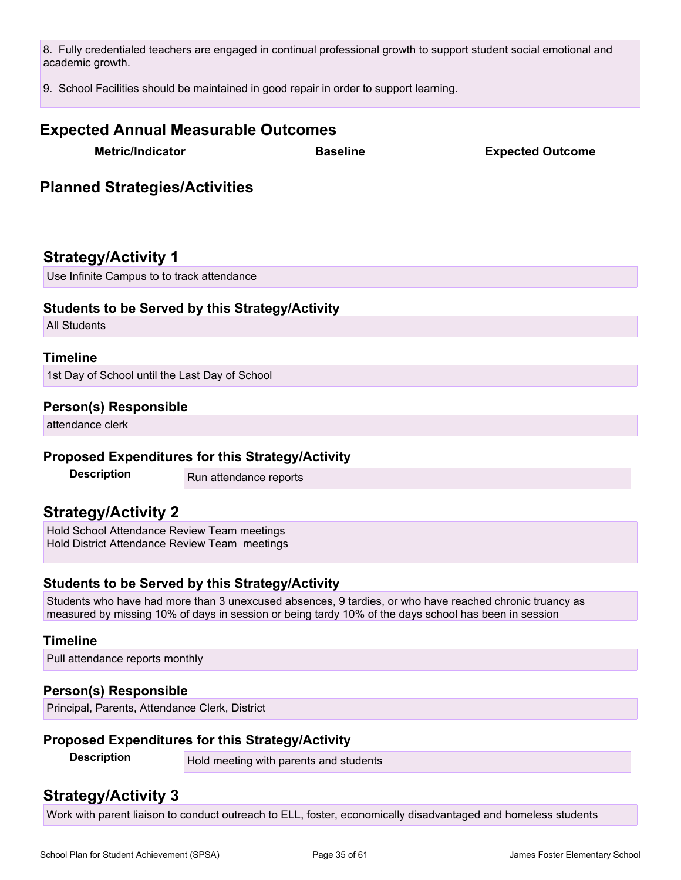8. Fully credentialed teachers are engaged in continual professional growth to support student social emotional and academic growth.

9. School Facilities should be maintained in good repair in order to support learning.

## Expected Annual Measurable Outcomes

| Metric/Indicator | Baseline | Expected Outcome |
| --- | --- | --- |

## Planned Strategies/Activities

## Strategy/Activity 1

Use Infinite Campus to to track attendance

### Students to be Served by this Strategy/Activity

All Students

### Timeline

1st Day of School until the Last Day of School

### Person(s) Responsible

attendance clerk

### Proposed Expenditures for this Strategy/Activity

| Description | Run attendance reports |
| --- | --- |

## Strategy/Activity 2

Hold School Attendance Review Team meetings
Hold District Attendance Review Team meetings

### Students to be Served by this Strategy/Activity

Students who have had more than 3 unexcused absences, 9 tardies, or who have reached chronic truancy as measured by missing 10% of days in session or being tardy 10% of the days school has been in session

### Timeline

Pull attendance reports monthly

### Person(s) Responsible

Principal, Parents, Attendance Clerk, District

### Proposed Expenditures for this Strategy/Activity

| Description | Hold meeting with parents and students |
| --- | --- |

## Strategy/Activity 3

Work with parent liaison to conduct outreach to ELL, foster, economically disadvantaged and homeless students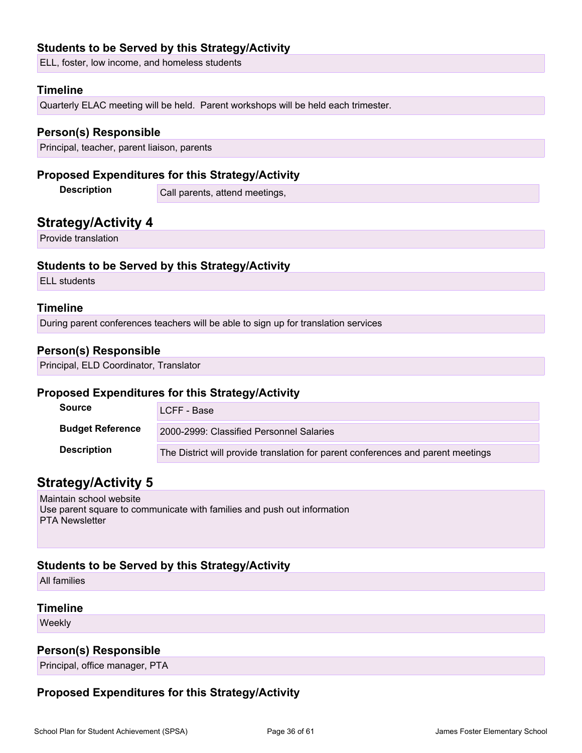### Students to be Served by this Strategy/Activity

ELL, foster, low income, and homeless students

### Timeline

Quarterly ELAC meeting will be held. Parent workshops will be held each trimester.

### Person(s) Responsible

Principal, teacher, parent liaison, parents

### Proposed Expenditures for this Strategy/Activity

| | |
|---|---|
| **Description** | Call parents, attend meetings, |

## Strategy/Activity 4

Provide translation

### Students to be Served by this Strategy/Activity

ELL students

### Timeline

During parent conferences teachers will be able to sign up for translation services

### Person(s) Responsible

Principal, ELD Coordinator, Translator

### Proposed Expenditures for this Strategy/Activity

| | |
|---|---|
| **Source** | LCFF - Base |
| **Budget Reference** | 2000-2999: Classified Personnel Salaries |
| **Description** | The District will provide translation for parent conferences and parent meetings |

## Strategy/Activity 5

Maintain school website
Use parent square to communicate with families and push out information
PTA Newsletter

### Students to be Served by this Strategy/Activity

All families

### Timeline

Weekly

### Person(s) Responsible

Principal, office manager, PTA

### Proposed Expenditures for this Strategy/Activity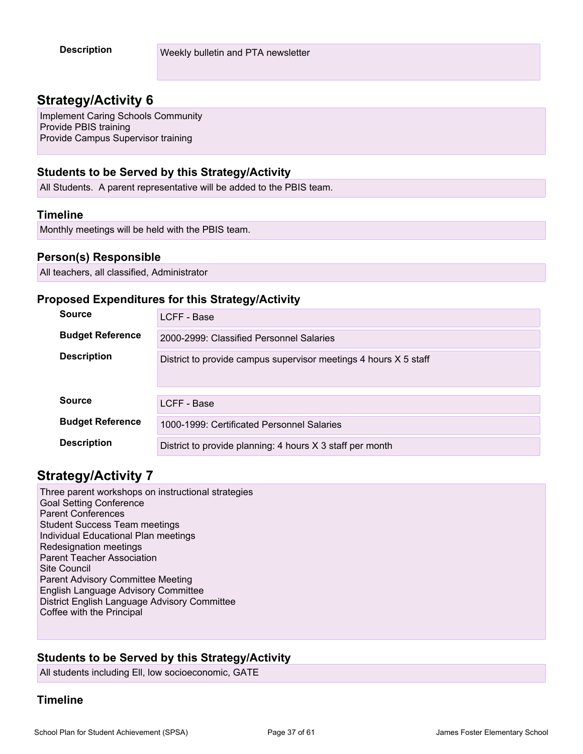**Description**

Weekly bulletin and PTA newsletter

## Strategy/Activity 6

Implement Caring Schools Community
Provide PBIS training
Provide Campus Supervisor training

### Students to be Served by this Strategy/Activity

All Students. A parent representative will be added to the PBIS team.

### Timeline

Monthly meetings will be held with the PBIS team.

### Person(s) Responsible

All teachers, all classified, Administrator

### Proposed Expenditures for this Strategy/Activity

| | |
|---|---|
| **Source** | LCFF - Base |
| **Budget Reference** | 2000-2999: Classified Personnel Salaries |
| **Description** | District to provide campus supervisor meetings 4 hours X 5 staff |

| | |
|---|---|
| **Source** | LCFF - Base |
| **Budget Reference** | 1000-1999: Certificated Personnel Salaries |
| **Description** | District to provide planning: 4 hours X 3 staff per month |

## Strategy/Activity 7

Three parent workshops on instructional strategies
Goal Setting Conference
Parent Conferences
Student Success Team meetings
Individual Educational Plan meetings
Redesignation meetings
Parent Teacher Association
Site Council
Parent Advisory Committee Meeting
English Language Advisory Committee
District English Language Advisory Committee
Coffee with the Principal

### Students to be Served by this Strategy/Activity

All students including Ell, low socioeconomic, GATE

### Timeline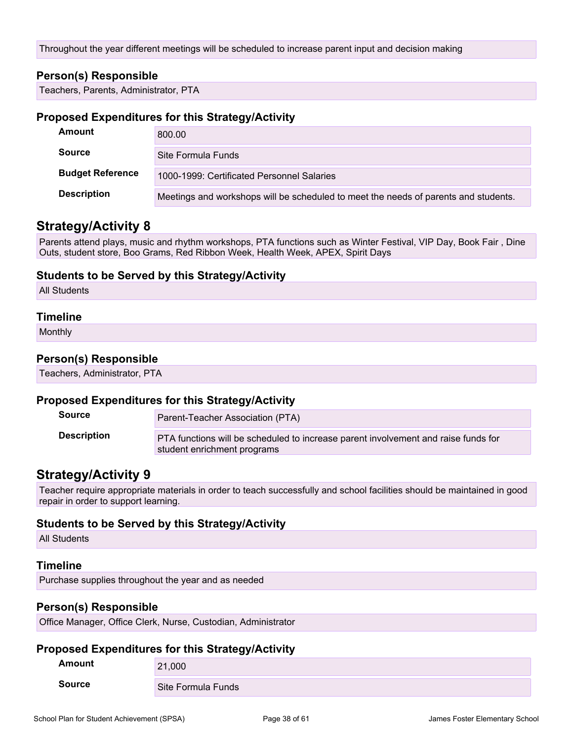Throughout the year different meetings will be scheduled to increase parent input and decision making

### Person(s) Responsible

Teachers, Parents, Administrator, PTA

### Proposed Expenditures for this Strategy/Activity

| | |
|---|---|
| **Amount** | 800.00 |
| **Source** | Site Formula Funds |
| **Budget Reference** | 1000-1999: Certificated Personnel Salaries |
| **Description** | Meetings and workshops will be scheduled to meet the needs of parents and students. |

## Strategy/Activity 8

Parents attend plays, music and rhythm workshops, PTA functions such as Winter Festival, VIP Day, Book Fair , Dine Outs, student store, Boo Grams, Red Ribbon Week, Health Week, APEX, Spirit Days

### Students to be Served by this Strategy/Activity

All Students

### Timeline

Monthly

### Person(s) Responsible

Teachers, Administrator, PTA

### Proposed Expenditures for this Strategy/Activity

| | |
|---|---|
| **Source** | Parent-Teacher Association (PTA) |
| **Description** | PTA functions will be scheduled to increase parent involvement and raise funds for student enrichment programs |

## Strategy/Activity 9

Teacher require appropriate materials in order to teach successfully and school facilities should be maintained in good repair in order to support learning.

### Students to be Served by this Strategy/Activity

All Students

### Timeline

Purchase supplies throughout the year and as needed

### Person(s) Responsible

Office Manager, Office Clerk, Nurse, Custodian, Administrator

### Proposed Expenditures for this Strategy/Activity

| | |
|---|---|
| **Amount** | 21,000 |
| **Source** | Site Formula Funds |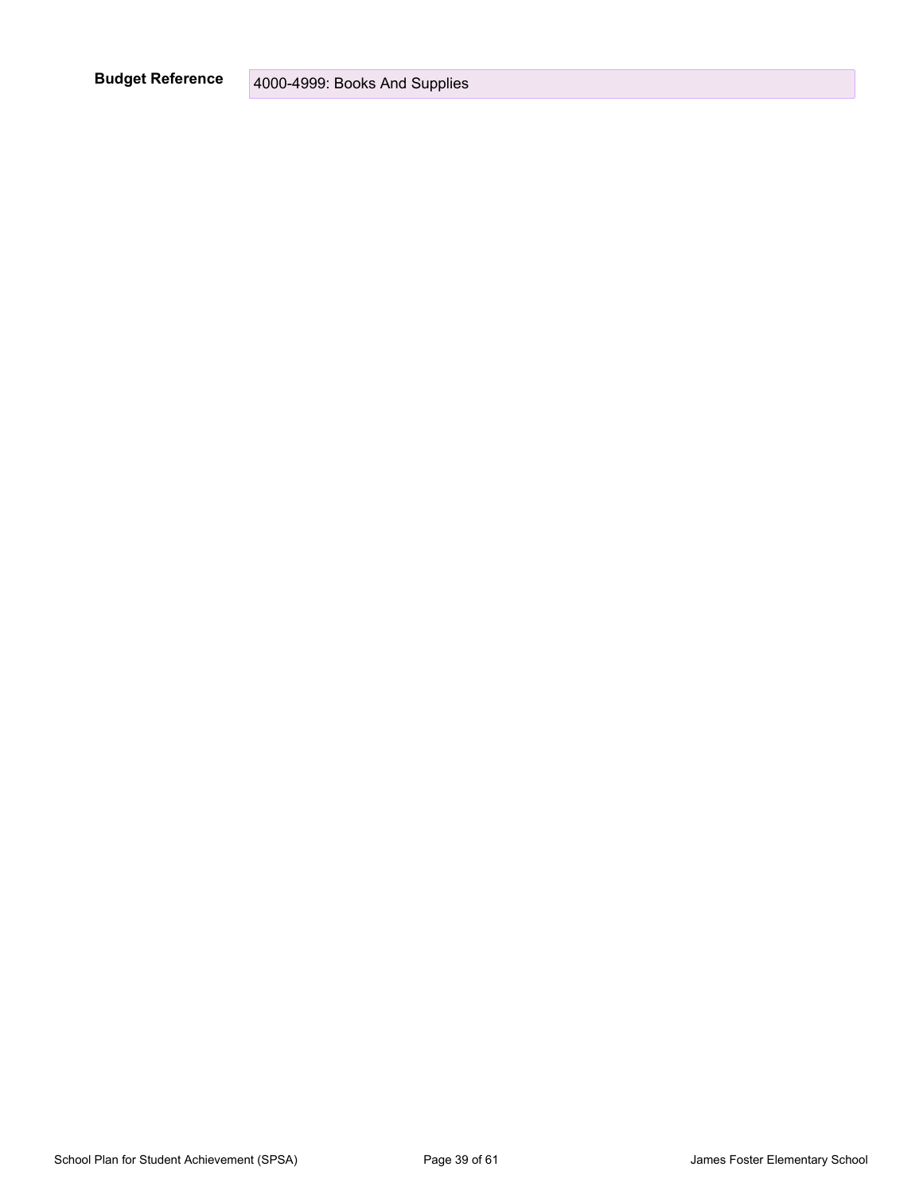| | |
|---|---|
| **Budget Reference** | 4000-4999: Books And Supplies |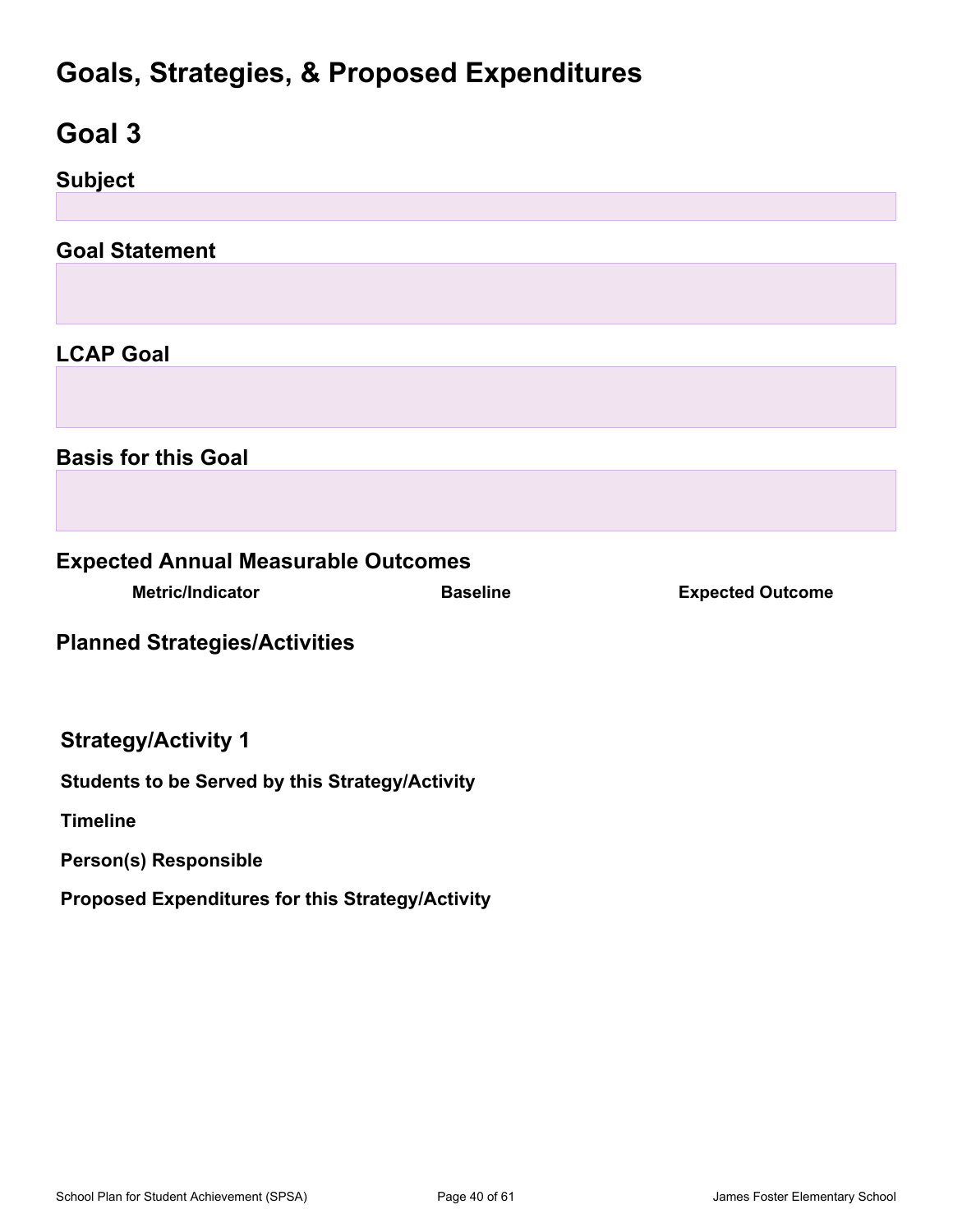# Goals, Strategies, & Proposed Expenditures

# Goal 3

## Subject

## Goal Statement

## LCAP Goal

## Basis for this Goal

## Expected Annual Measurable Outcomes

| Metric/Indicator | Baseline | Expected Outcome |
| --- | --- | --- |

## Planned Strategies/Activities

### Strategy/Activity 1

**Students to be Served by this Strategy/Activity**

**Timeline**

**Person(s) Responsible**

**Proposed Expenditures for this Strategy/Activity**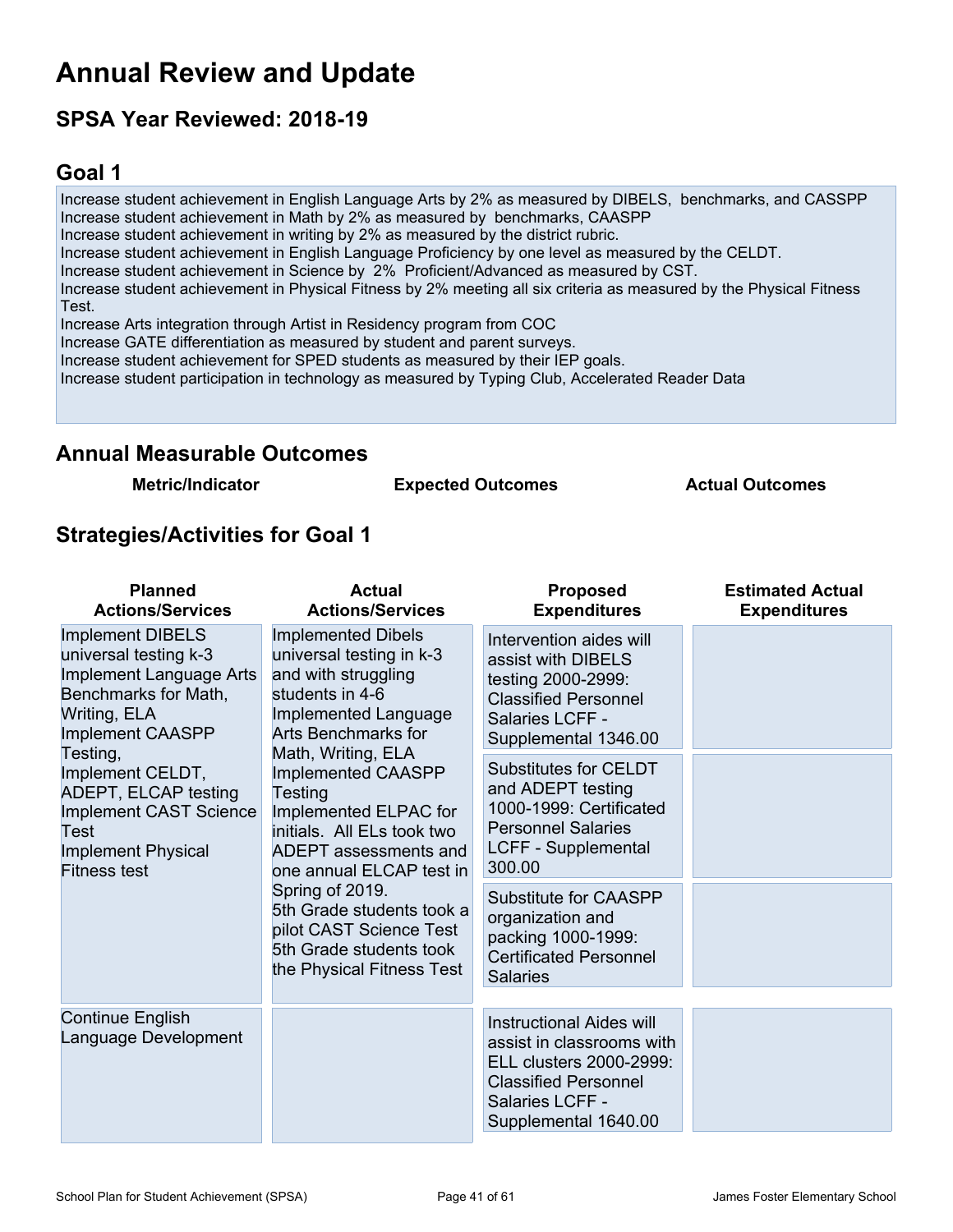# Annual Review and Update

## SPSA Year Reviewed: 2018-19

## Goal 1

Increase student achievement in English Language Arts by 2% as measured by DIBELS, benchmarks, and CASSPP
Increase student achievement in Math by 2% as measured by benchmarks, CAASPP
Increase student achievement in writing by 2% as measured by the district rubric.
Increase student achievement in English Language Proficiency by one level as measured by the CELDT.
Increase student achievement in Science by 2% Proficient/Advanced as measured by CST.
Increase student achievement in Physical Fitness by 2% meeting all six criteria as measured by the Physical Fitness Test.
Increase Arts integration through Artist in Residency program from COC
Increase GATE differentiation as measured by student and parent surveys.
Increase student achievement for SPED students as measured by their IEP goals.
Increase student participation in technology as measured by Typing Club, Accelerated Reader Data

## Annual Measurable Outcomes

| Metric/Indicator | Expected Outcomes | Actual Outcomes |
|---|---|---|

## Strategies/Activities for Goal 1

| Planned Actions/Services | Actual Actions/Services | Proposed Expenditures | Estimated Actual Expenditures |
|---|---|---|---|
| Implement DIBELS universal testing k-3<br>Implement Language Arts Benchmarks for Math, Writing, ELA<br>Implement CAASPP Testing,<br>Implement CELDT, ADEPT, ELCAP testing<br>Implement CAST Science Test<br>Implement Physical Fitness test | Implemented Dibels universal testing in k-3 and with struggling students in 4-6<br>Implemented Language Arts Benchmarks for Math, Writing, ELA<br>Implemented CAASPP Testing<br>Implemented ELPAC for initials. All ELs took two ADEPT assessments and one annual ELCAP test in Spring of 2019.<br>5th Grade students took a pilot CAST Science Test<br>5th Grade students took the Physical Fitness Test | Intervention aides will assist with DIBELS testing 2000-2999: Classified Personnel Salaries LCFF - Supplemental 1346.00 | |
| | | Substitutes for CELDT and ADEPT testing 1000-1999: Certificated Personnel Salaries LCFF - Supplemental 300.00 | |
| | | Substitute for CAASPP organization and packing 1000-1999: Certificated Personnel Salaries | |
| Continue English Language Development | | Instructional Aides will assist in classrooms with ELL clusters 2000-2999: Classified Personnel Salaries LCFF - Supplemental 1640.00 | |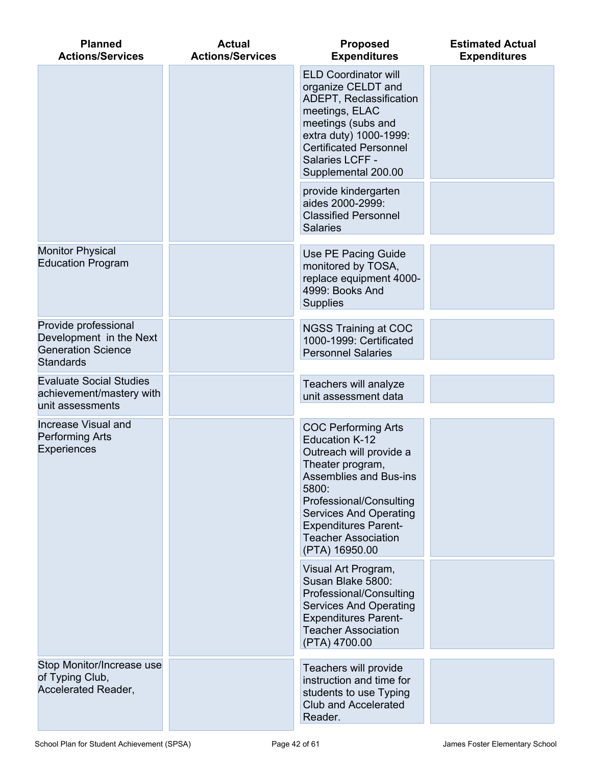| Planned Actions/Services | Actual Actions/Services | Proposed Expenditures | Estimated Actual Expenditures |
|---|---|---|---|
| | | ELD Coordinator will organize CELDT and ADEPT, Reclassification meetings, ELAC meetings (subs and extra duty) 1000-1999: Certificated Personnel Salaries LCFF - Supplemental 200.00 | |
| | | provide kindergarten aides 2000-2999: Classified Personnel Salaries | |
| Monitor Physical Education Program | | Use PE Pacing Guide monitored by TOSA, replace equipment 4000-4999: Books And Supplies | |
| Provide professional Development in the Next Generation Science Standards | | NGSS Training at COC 1000-1999: Certificated Personnel Salaries | |
| Evaluate Social Studies achievement/mastery with unit assessments | | Teachers will analyze unit assessment data | |
| Increase Visual and Performing Arts Experiences | | COC Performing Arts Education K-12 Outreach will provide a Theater program, Assemblies and Bus-ins 5800: Professional/Consulting Services And Operating Expenditures Parent-Teacher Association (PTA) 16950.00 | |
| | | Visual Art Program, Susan Blake 5800: Professional/Consulting Services And Operating Expenditures Parent-Teacher Association (PTA) 4700.00 | |
| Stop Monitor/Increase use of Typing Club, Accelerated Reader, | | Teachers will provide instruction and time for students to use Typing Club and Accelerated Reader. | |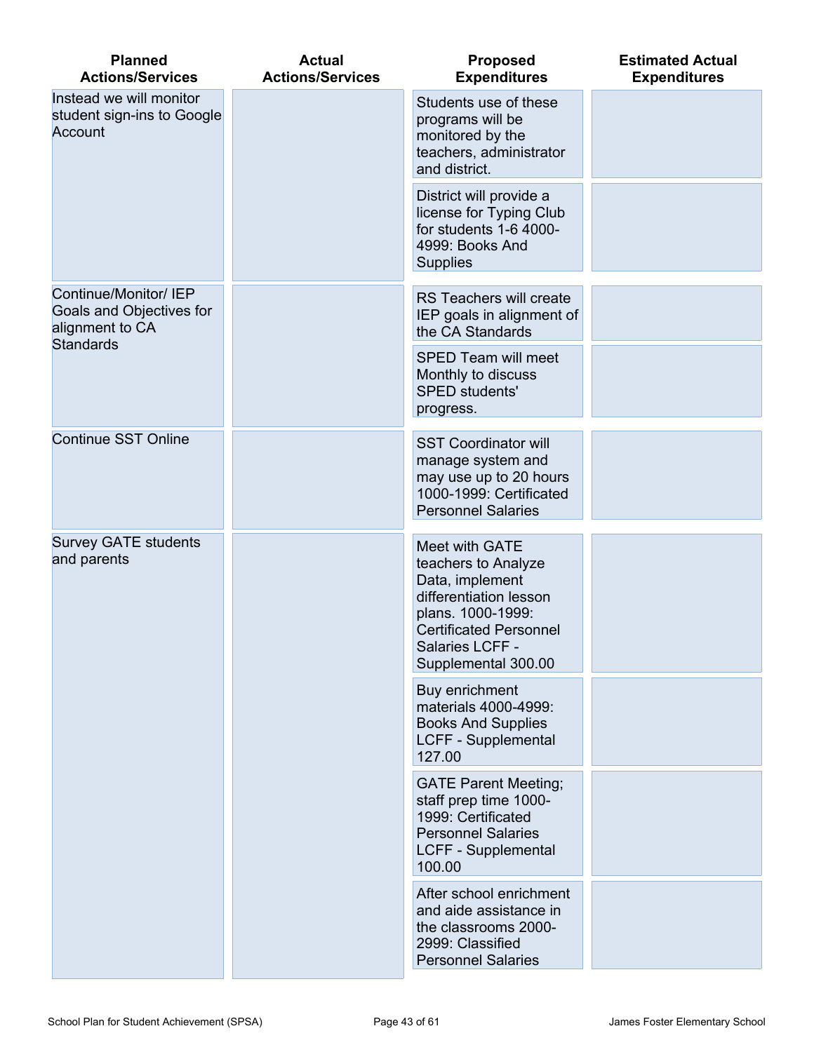| Planned Actions/Services | Actual Actions/Services | Proposed Expenditures | Estimated Actual Expenditures |
|---|---|---|---|
| Instead we will monitor student sign-ins to Google Account | | Students use of these programs will be monitored by the teachers, administrator and district. | |
| | | District will provide a license for Typing Club for students 1-6 4000-4999: Books And Supplies | |
| Continue/Monitor/ IEP Goals and Objectives for alignment to CA Standards | | RS Teachers will create IEP goals in alignment of the CA Standards | |
| | | SPED Team will meet Monthly to discuss SPED students' progress. | |
| Continue SST Online | | SST Coordinator will manage system and may use up to 20 hours 1000-1999: Certificated Personnel Salaries | |
| Survey GATE students and parents | | Meet with GATE teachers to Analyze Data, implement differentiation lesson plans. 1000-1999: Certificated Personnel Salaries LCFF - Supplemental 300.00 | |
| | | Buy enrichment materials 4000-4999: Books And Supplies LCFF - Supplemental 127.00 | |
| | | GATE Parent Meeting; staff prep time 1000-1999: Certificated Personnel Salaries LCFF - Supplemental 100.00 | |
| | | After school enrichment and aide assistance in the classrooms 2000-2999: Classified Personnel Salaries | |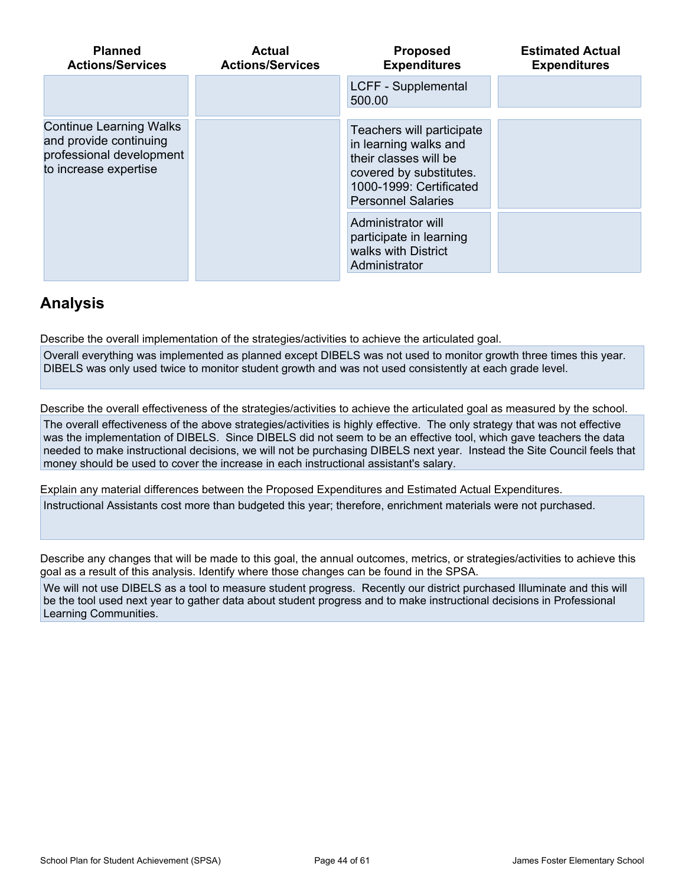| Planned Actions/Services | Actual Actions/Services | Proposed Expenditures | Estimated Actual Expenditures |
|---|---|---|---|
| | | LCFF - Supplemental 500.00 | |
| Continue Learning Walks and provide continuing professional development to increase expertise | | Teachers will participate in learning walks and their classes will be covered by substitutes. 1000-1999: Certificated Personnel Salaries | |
| | | Administrator will participate in learning walks with District Administrator | |

## Analysis

Describe the overall implementation of the strategies/activities to achieve the articulated goal.

Overall everything was implemented as planned except DIBELS was not used to monitor growth three times this year. DIBELS was only used twice to monitor student growth and was not used consistently at each grade level.

Describe the overall effectiveness of the strategies/activities to achieve the articulated goal as measured by the school.

The overall effectiveness of the above strategies/activities is highly effective. The only strategy that was not effective was the implementation of DIBELS. Since DIBELS did not seem to be an effective tool, which gave teachers the data needed to make instructional decisions, we will not be purchasing DIBELS next year. Instead the Site Council feels that money should be used to cover the increase in each instructional assistant's salary.

Explain any material differences between the Proposed Expenditures and Estimated Actual Expenditures.

Instructional Assistants cost more than budgeted this year; therefore, enrichment materials were not purchased.

Describe any changes that will be made to this goal, the annual outcomes, metrics, or strategies/activities to achieve this goal as a result of this analysis. Identify where those changes can be found in the SPSA.

We will not use DIBELS as a tool to measure student progress. Recently our district purchased Illuminate and this will be the tool used next year to gather data about student progress and to make instructional decisions in Professional Learning Communities.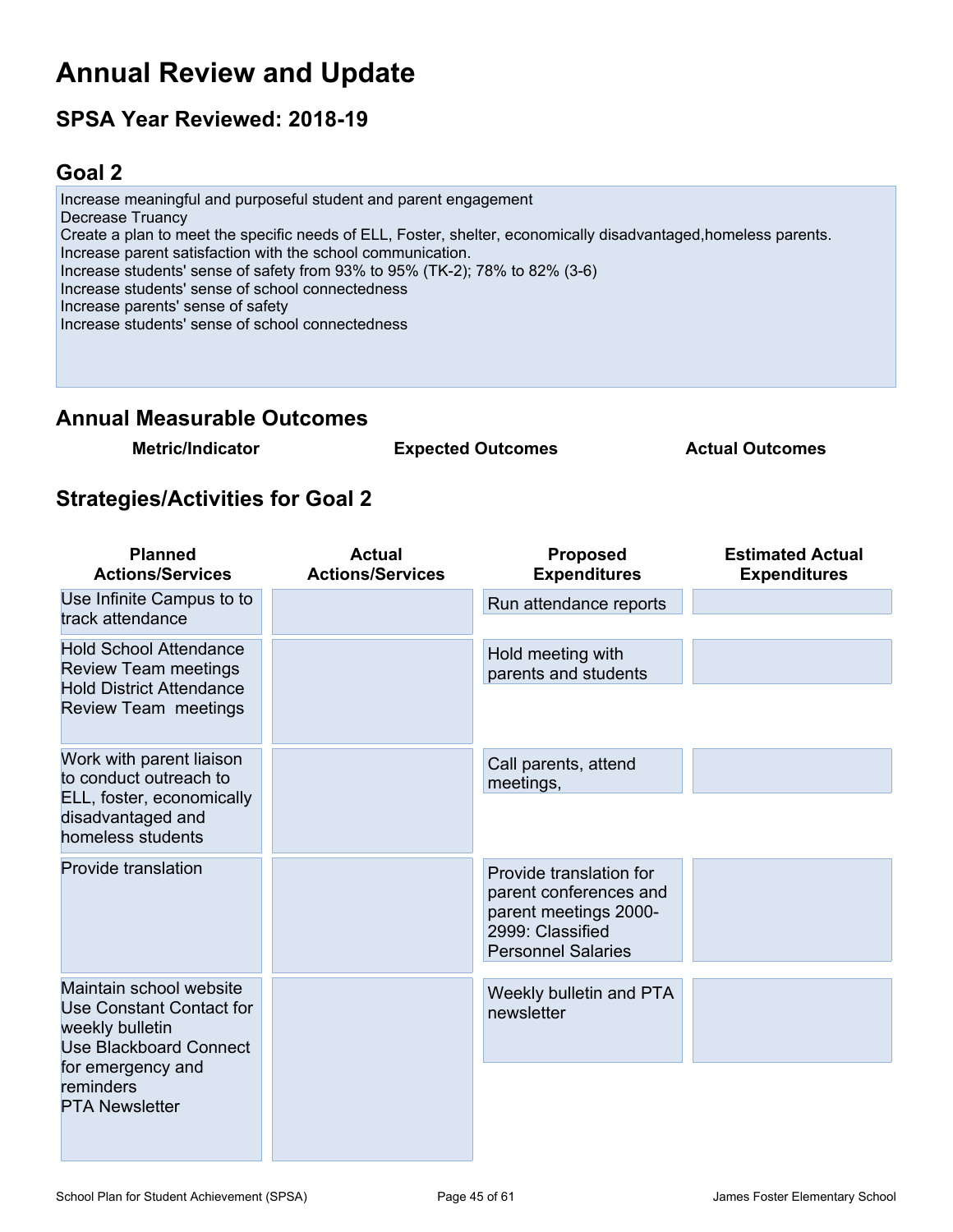# Annual Review and Update

## SPSA Year Reviewed: 2018-19

## Goal 2

Increase meaningful and purposeful student and parent engagement
Decrease Truancy
Create a plan to meet the specific needs of ELL, Foster, shelter, economically disadvantaged,homeless parents.
Increase parent satisfaction with the school communication.
Increase students' sense of safety from 93% to 95% (TK-2); 78% to 82% (3-6)
Increase students' sense of school connectedness
Increase parents' sense of safety
Increase students' sense of school connectedness

## Annual Measurable Outcomes

| Metric/Indicator | Expected Outcomes | Actual Outcomes |
|---|---|---|

## Strategies/Activities for Goal 2

| Planned Actions/Services | Actual Actions/Services | Proposed Expenditures | Estimated Actual Expenditures |
|---|---|---|---|
| Use Infinite Campus to to track attendance | | Run attendance reports | |
| Hold School Attendance Review Team meetings<br>Hold District Attendance Review Team meetings | | Hold meeting with parents and students | |
| Work with parent liaison to conduct outreach to ELL, foster, economically disadvantaged and homeless students | | Call parents, attend meetings, | |
| Provide translation | | Provide translation for parent conferences and parent meetings 2000-2999: Classified Personnel Salaries | |
| Maintain school website<br>Use Constant Contact for weekly bulletin<br>Use Blackboard Connect for emergency and reminders<br>PTA Newsletter | | Weekly bulletin and PTA newsletter | |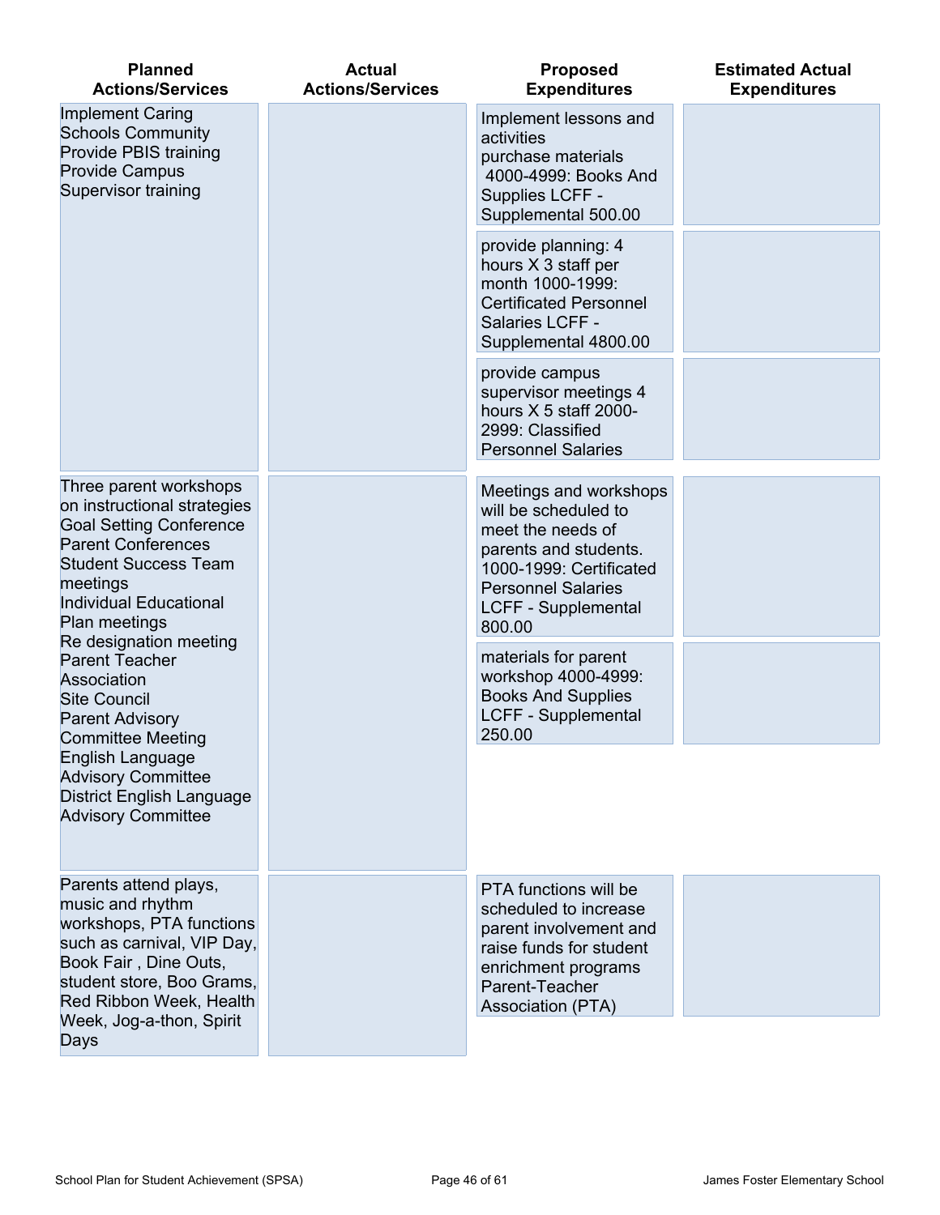| Planned Actions/Services | Actual Actions/Services | Proposed Expenditures | Estimated Actual Expenditures |
|---|---|---|---|
| Implement Caring Schools Community<br>Provide PBIS training<br>Provide Campus Supervisor training | | Implement lessons and activities<br>purchase materials<br>4000-4999: Books And Supplies LCFF - Supplemental 500.00 | |
| | | provide planning: 4 hours X 3 staff per month 1000-1999: Certificated Personnel Salaries LCFF - Supplemental 4800.00 | |
| | | provide campus supervisor meetings 4 hours X 5 staff 2000-2999: Classified Personnel Salaries | |
| Three parent workshops on instructional strategies<br>Goal Setting Conference<br>Parent Conferences<br>Student Success Team meetings<br>Individual Educational Plan meetings<br>Re designation meeting<br>Parent Teacher Association<br>Site Council<br>Parent Advisory Committee Meeting<br>English Language Advisory Committee<br>District English Language Advisory Committee | | Meetings and workshops will be scheduled to meet the needs of parents and students. 1000-1999: Certificated Personnel Salaries LCFF - Supplemental 800.00 | |
| | | materials for parent workshop 4000-4999: Books And Supplies LCFF - Supplemental 250.00 | |
| Parents attend plays, music and rhythm workshops, PTA functions such as carnival, VIP Day, Book Fair , Dine Outs, student store, Boo Grams, Red Ribbon Week, Health Week, Jog-a-thon, Spirit Days | | PTA functions will be scheduled to increase parent involvement and raise funds for student enrichment programs Parent-Teacher Association (PTA) | |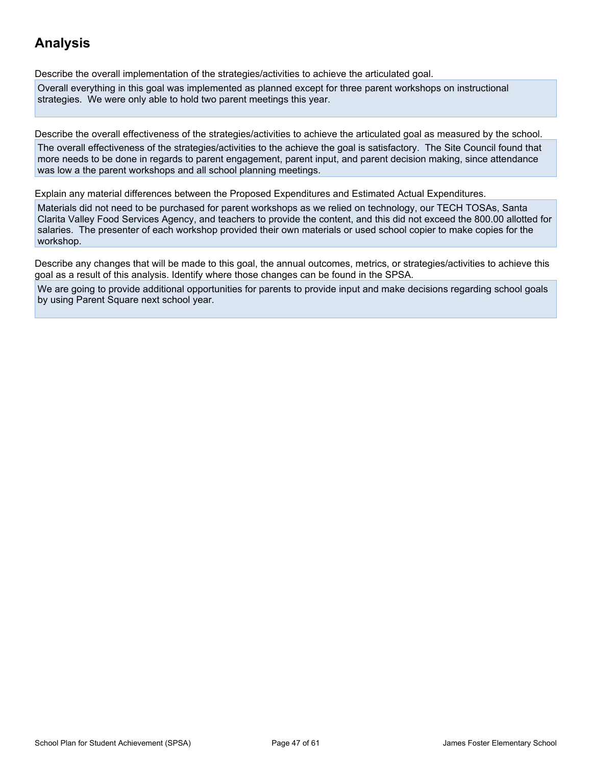## Analysis

Describe the overall implementation of the strategies/activities to achieve the articulated goal.

Overall everything in this goal was implemented as planned except for three parent workshops on instructional strategies. We were only able to hold two parent meetings this year.

Describe the overall effectiveness of the strategies/activities to achieve the articulated goal as measured by the school.

The overall effectiveness of the strategies/activities to the achieve the goal is satisfactory. The Site Council found that more needs to be done in regards to parent engagement, parent input, and parent decision making, since attendance was low a the parent workshops and all school planning meetings.

Explain any material differences between the Proposed Expenditures and Estimated Actual Expenditures.

Materials did not need to be purchased for parent workshops as we relied on technology, our TECH TOSAs, Santa Clarita Valley Food Services Agency, and teachers to provide the content, and this did not exceed the 800.00 allotted for salaries. The presenter of each workshop provided their own materials or used school copier to make copies for the workshop.

Describe any changes that will be made to this goal, the annual outcomes, metrics, or strategies/activities to achieve this goal as a result of this analysis. Identify where those changes can be found in the SPSA.

We are going to provide additional opportunities for parents to provide input and make decisions regarding school goals by using Parent Square next school year.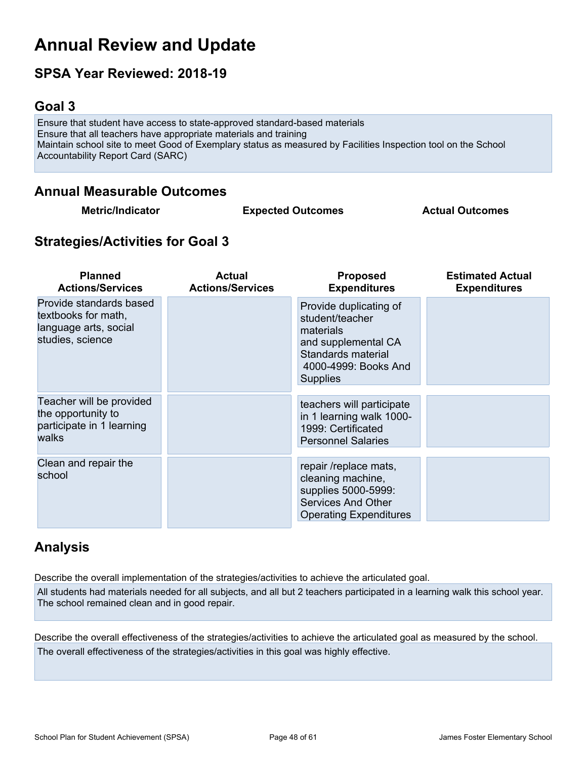# Annual Review and Update

## SPSA Year Reviewed: 2018-19

## Goal 3

Ensure that student have access to state-approved standard-based materials
Ensure that all teachers have appropriate materials and training
Maintain school site to meet Good of Exemplary status as measured by Facilities Inspection tool on the School Accountability Report Card (SARC)

## Annual Measurable Outcomes

| Metric/Indicator | Expected Outcomes | Actual Outcomes |
|---|---|---|

## Strategies/Activities for Goal 3

| Planned Actions/Services | Actual Actions/Services | Proposed Expenditures | Estimated Actual Expenditures |
|---|---|---|---|
| Provide standards based textbooks for math, language arts, social studies, science | | Provide duplicating of student/teacher materials and supplemental CA Standards material 4000-4999: Books And Supplies | |
| Teacher will be provided the opportunity to participate in 1 learning walks | | teachers will participate in 1 learning walk 1000-1999: Certificated Personnel Salaries | |
| Clean and repair the school | | repair /replace mats, cleaning machine, supplies 5000-5999: Services And Other Operating Expenditures | |

## Analysis

Describe the overall implementation of the strategies/activities to achieve the articulated goal.

All students had materials needed for all subjects, and all but 2 teachers participated in a learning walk this school year. The school remained clean and in good repair.

Describe the overall effectiveness of the strategies/activities to achieve the articulated goal as measured by the school.

The overall effectiveness of the strategies/activities in this goal was highly effective.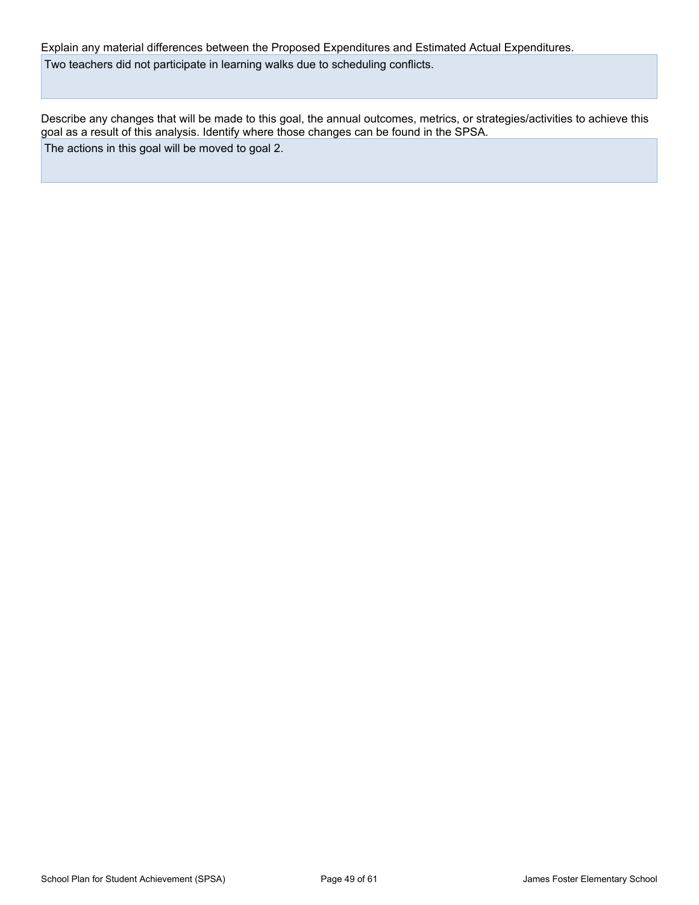Explain any material differences between the Proposed Expenditures and Estimated Actual Expenditures.

Two teachers did not participate in learning walks due to scheduling conflicts.

Describe any changes that will be made to this goal, the annual outcomes, metrics, or strategies/activities to achieve this goal as a result of this analysis. Identify where those changes can be found in the SPSA.

The actions in this goal will be moved to goal 2.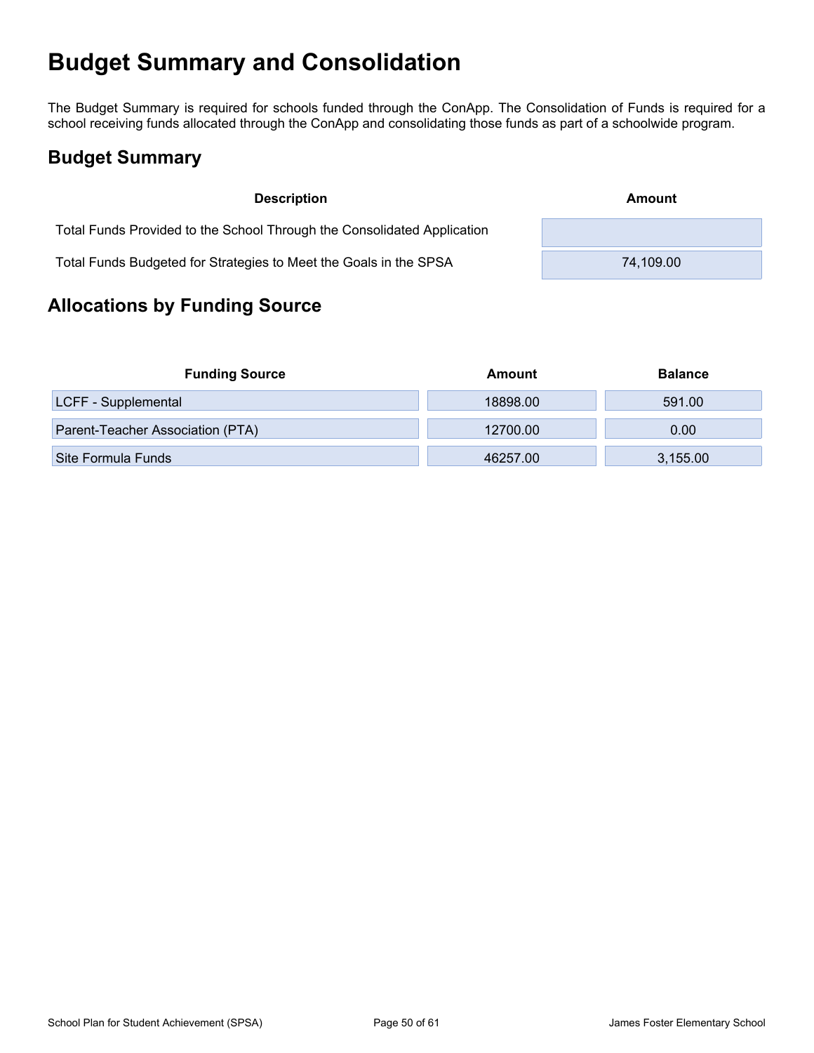# Budget Summary and Consolidation

The Budget Summary is required for schools funded through the ConApp. The Consolidation of Funds is required for a school receiving funds allocated through the ConApp and consolidating those funds as part of a schoolwide program.

## Budget Summary

| Description | Amount |
| --- | --- |
| Total Funds Provided to the School Through the Consolidated Application | |
| Total Funds Budgeted for Strategies to Meet the Goals in the SPSA | 74,109.00 |

## Allocations by Funding Source

| Funding Source | Amount | Balance |
| --- | --- | --- |
| LCFF - Supplemental | 18898.00 | 591.00 |
| Parent-Teacher Association (PTA) | 12700.00 | 0.00 |
| Site Formula Funds | 46257.00 | 3,155.00 |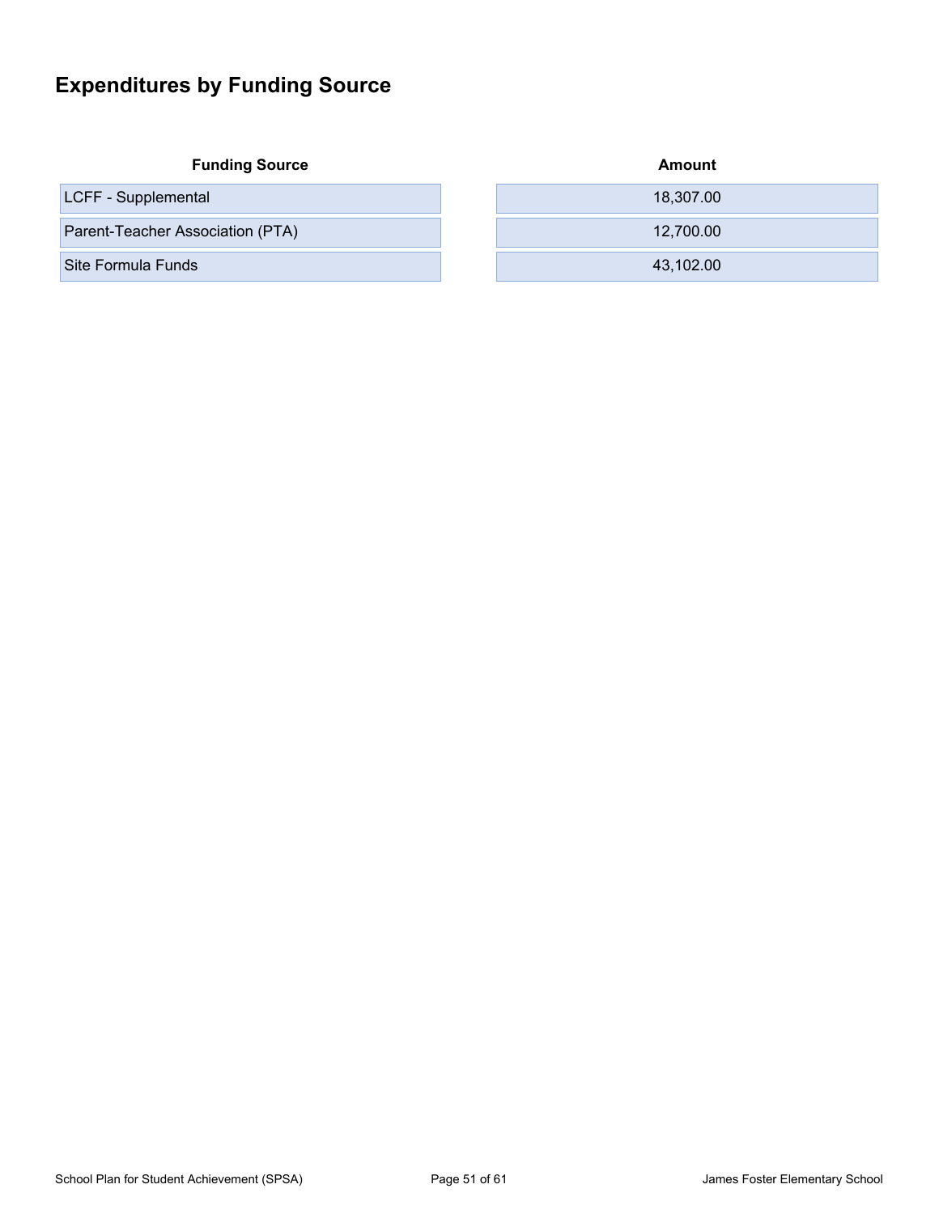# Expenditures by Funding Source

| Funding Source | Amount |
|---|---|
| LCFF - Supplemental | 18,307.00 |
| Parent-Teacher Association (PTA) | 12,700.00 |
| Site Formula Funds | 43,102.00 |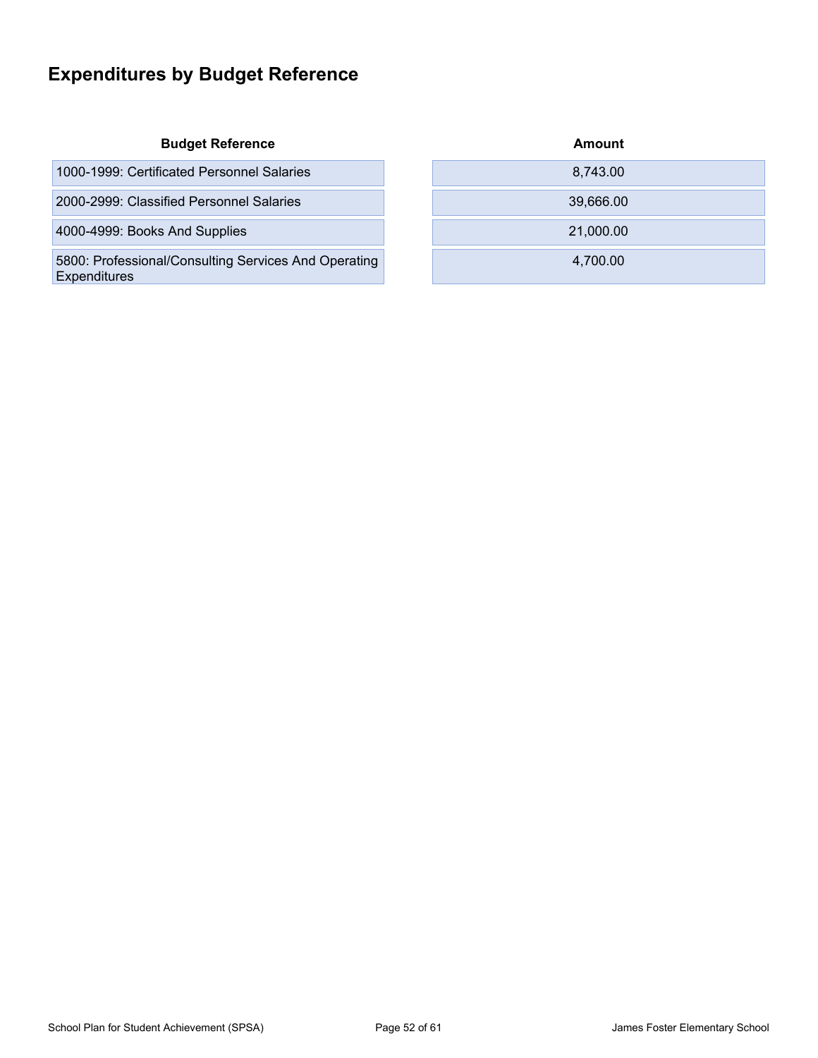# Expenditures by Budget Reference

| Budget Reference | Amount |
|---|---|
| 1000-1999: Certificated Personnel Salaries | 8,743.00 |
| 2000-2999: Classified Personnel Salaries | 39,666.00 |
| 4000-4999: Books And Supplies | 21,000.00 |
| 5800: Professional/Consulting Services And Operating Expenditures | 4,700.00 |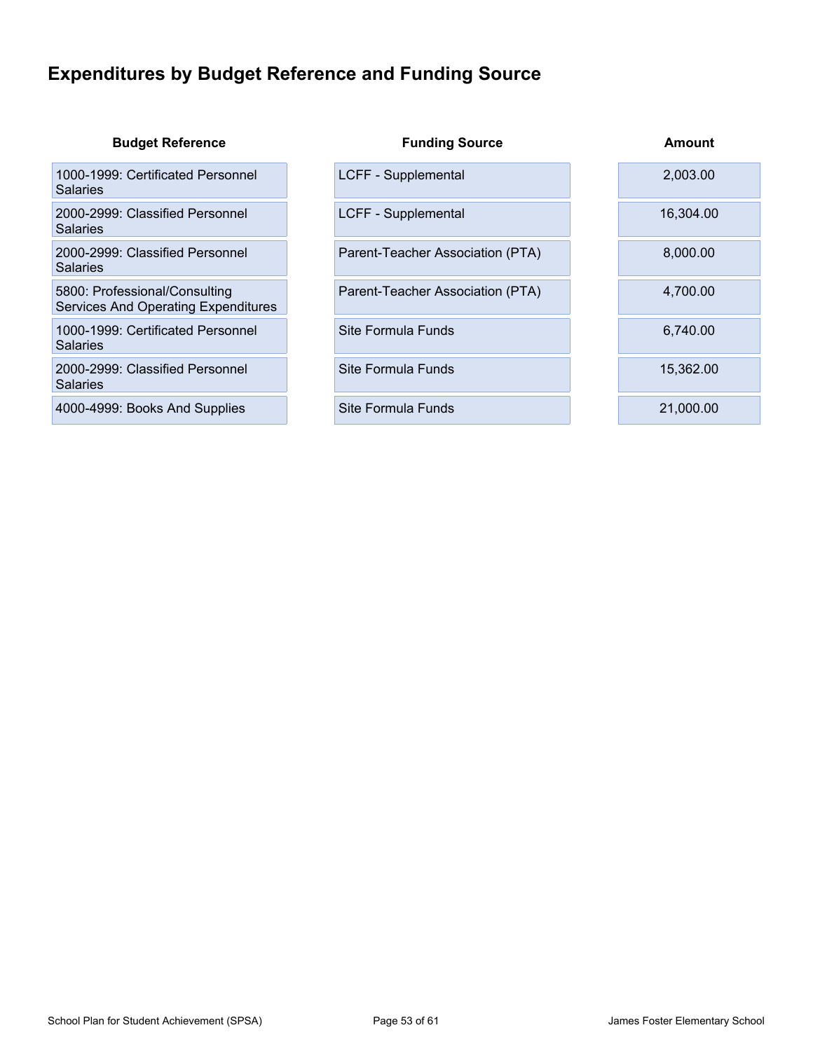## Expenditures by Budget Reference and Funding Source

| Budget Reference | Funding Source | Amount |
|---|---|---|
| 1000-1999: Certificated Personnel Salaries | LCFF - Supplemental | 2,003.00 |
| 2000-2999: Classified Personnel Salaries | LCFF - Supplemental | 16,304.00 |
| 2000-2999: Classified Personnel Salaries | Parent-Teacher Association (PTA) | 8,000.00 |
| 5800: Professional/Consulting Services And Operating Expenditures | Parent-Teacher Association (PTA) | 4,700.00 |
| 1000-1999: Certificated Personnel Salaries | Site Formula Funds | 6,740.00 |
| 2000-2999: Classified Personnel Salaries | Site Formula Funds | 15,362.00 |
| 4000-4999: Books And Supplies | Site Formula Funds | 21,000.00 |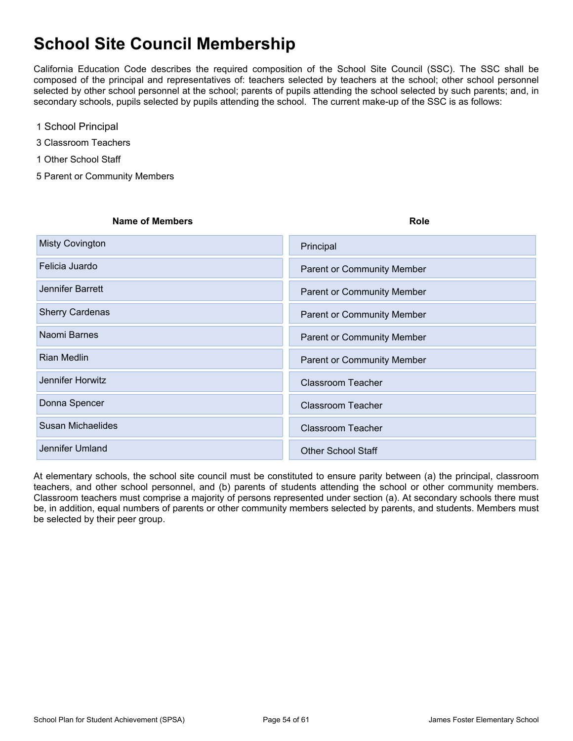# School Site Council Membership

California Education Code describes the required composition of the School Site Council (SSC). The SSC shall be composed of the principal and representatives of: teachers selected by teachers at the school; other school personnel selected by other school personnel at the school; parents of pupils attending the school selected by such parents; and, in secondary schools, pupils selected by pupils attending the school. The current make-up of the SSC is as follows:

1 School Principal

3 Classroom Teachers

1 Other School Staff

5 Parent or Community Members

| Name of Members | Role |
| --- | --- |
| Misty Covington | Principal |
| Felicia Juardo | Parent or Community Member |
| Jennifer Barrett | Parent or Community Member |
| Sherry Cardenas | Parent or Community Member |
| Naomi Barnes | Parent or Community Member |
| Rian Medlin | Parent or Community Member |
| Jennifer Horwitz | Classroom Teacher |
| Donna Spencer | Classroom Teacher |
| Susan Michaelides | Classroom Teacher |
| Jennifer Umland | Other School Staff |

At elementary schools, the school site council must be constituted to ensure parity between (a) the principal, classroom teachers, and other school personnel, and (b) parents of students attending the school or other community members. Classroom teachers must comprise a majority of persons represented under section (a). At secondary schools there must be, in addition, equal numbers of parents or other community members selected by parents, and students. Members must be selected by their peer group.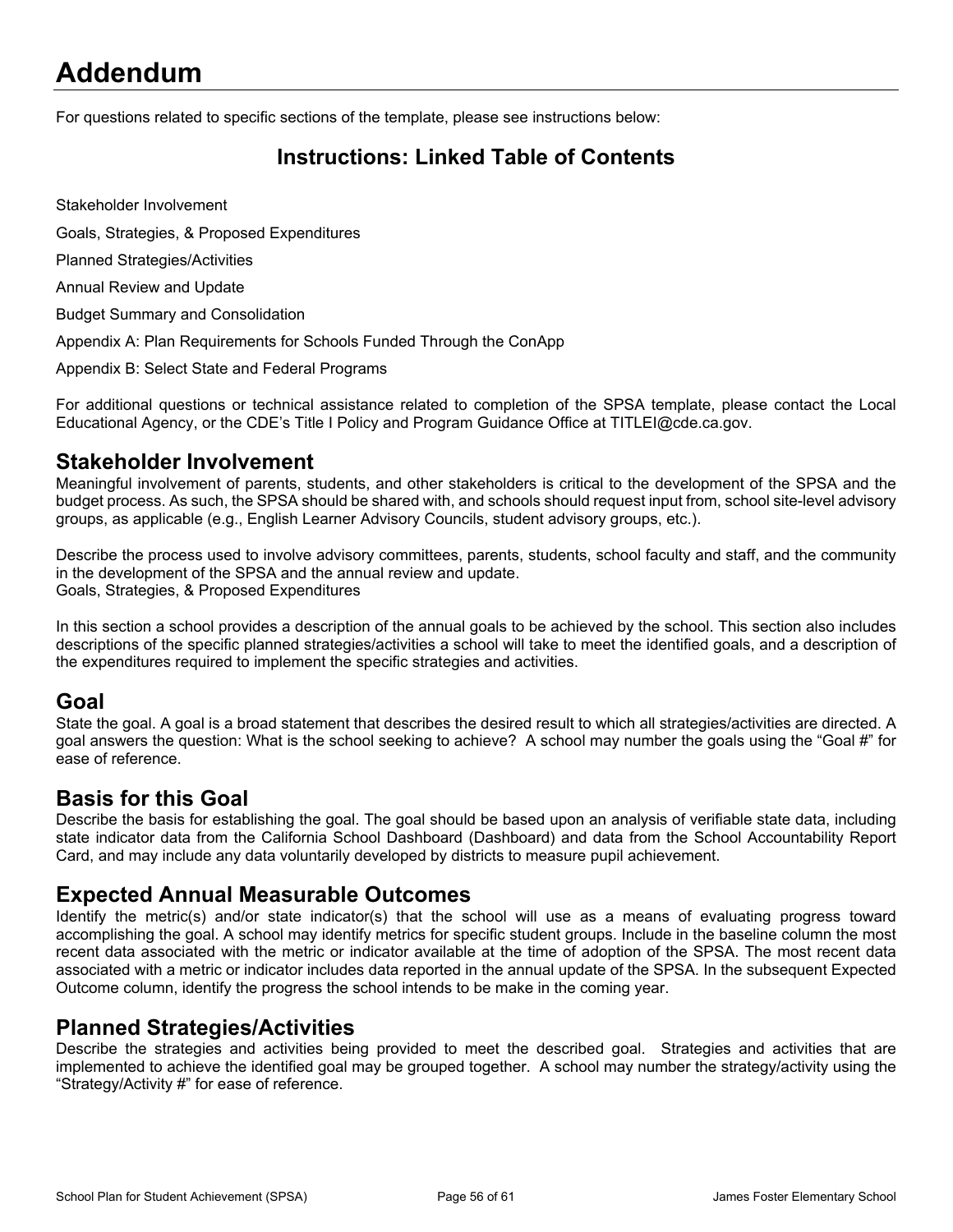# Addendum

For questions related to specific sections of the template, please see instructions below:

## Instructions: Linked Table of Contents

Stakeholder Involvement

Goals, Strategies, & Proposed Expenditures

Planned Strategies/Activities

Annual Review and Update

Budget Summary and Consolidation

Appendix A: Plan Requirements for Schools Funded Through the ConApp

Appendix B: Select State and Federal Programs

For additional questions or technical assistance related to completion of the SPSA template, please contact the Local Educational Agency, or the CDE's Title I Policy and Program Guidance Office at TITLEI@cde.ca.gov.

## Stakeholder Involvement

Meaningful involvement of parents, students, and other stakeholders is critical to the development of the SPSA and the budget process. As such, the SPSA should be shared with, and schools should request input from, school site-level advisory groups, as applicable (e.g., English Learner Advisory Councils, student advisory groups, etc.).

Describe the process used to involve advisory committees, parents, students, school faculty and staff, and the community in the development of the SPSA and the annual review and update.
Goals, Strategies, & Proposed Expenditures

In this section a school provides a description of the annual goals to be achieved by the school. This section also includes descriptions of the specific planned strategies/activities a school will take to meet the identified goals, and a description of the expenditures required to implement the specific strategies and activities.

## Goal

State the goal. A goal is a broad statement that describes the desired result to which all strategies/activities are directed. A goal answers the question: What is the school seeking to achieve? A school may number the goals using the "Goal #" for ease of reference.

## Basis for this Goal

Describe the basis for establishing the goal. The goal should be based upon an analysis of verifiable state data, including state indicator data from the California School Dashboard (Dashboard) and data from the School Accountability Report Card, and may include any data voluntarily developed by districts to measure pupil achievement.

## Expected Annual Measurable Outcomes

Identify the metric(s) and/or state indicator(s) that the school will use as a means of evaluating progress toward accomplishing the goal. A school may identify metrics for specific student groups. Include in the baseline column the most recent data associated with the metric or indicator available at the time of adoption of the SPSA. The most recent data associated with a metric or indicator includes data reported in the annual update of the SPSA. In the subsequent Expected Outcome column, identify the progress the school intends to be make in the coming year.

## Planned Strategies/Activities

Describe the strategies and activities being provided to meet the described goal. Strategies and activities that are implemented to achieve the identified goal may be grouped together. A school may number the strategy/activity using the "Strategy/Activity #" for ease of reference.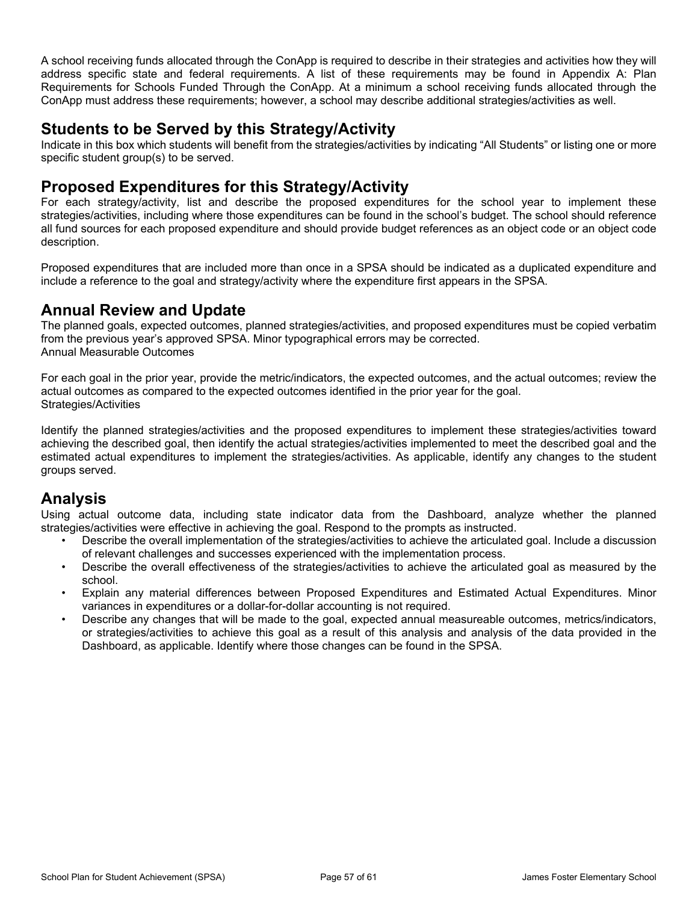A school receiving funds allocated through the ConApp is required to describe in their strategies and activities how they will address specific state and federal requirements. A list of these requirements may be found in Appendix A: Plan Requirements for Schools Funded Through the ConApp. At a minimum a school receiving funds allocated through the ConApp must address these requirements; however, a school may describe additional strategies/activities as well.

## Students to be Served by this Strategy/Activity

Indicate in this box which students will benefit from the strategies/activities by indicating "All Students" or listing one or more specific student group(s) to be served.

## Proposed Expenditures for this Strategy/Activity

For each strategy/activity, list and describe the proposed expenditures for the school year to implement these strategies/activities, including where those expenditures can be found in the school's budget. The school should reference all fund sources for each proposed expenditure and should provide budget references as an object code or an object code description.

Proposed expenditures that are included more than once in a SPSA should be indicated as a duplicated expenditure and include a reference to the goal and strategy/activity where the expenditure first appears in the SPSA.

## Annual Review and Update

The planned goals, expected outcomes, planned strategies/activities, and proposed expenditures must be copied verbatim from the previous year's approved SPSA. Minor typographical errors may be corrected.
Annual Measurable Outcomes

For each goal in the prior year, provide the metric/indicators, the expected outcomes, and the actual outcomes; review the actual outcomes as compared to the expected outcomes identified in the prior year for the goal.
Strategies/Activities

Identify the planned strategies/activities and the proposed expenditures to implement these strategies/activities toward achieving the described goal, then identify the actual strategies/activities implemented to meet the described goal and the estimated actual expenditures to implement the strategies/activities. As applicable, identify any changes to the student groups served.

## Analysis

Using actual outcome data, including state indicator data from the Dashboard, analyze whether the planned strategies/activities were effective in achieving the goal. Respond to the prompts as instructed.

- Describe the overall implementation of the strategies/activities to achieve the articulated goal. Include a discussion of relevant challenges and successes experienced with the implementation process.
- Describe the overall effectiveness of the strategies/activities to achieve the articulated goal as measured by the school.
- Explain any material differences between Proposed Expenditures and Estimated Actual Expenditures. Minor variances in expenditures or a dollar-for-dollar accounting is not required.
- Describe any changes that will be made to the goal, expected annual measureable outcomes, metrics/indicators, or strategies/activities to achieve this goal as a result of this analysis and analysis of the data provided in the Dashboard, as applicable. Identify where those changes can be found in the SPSA.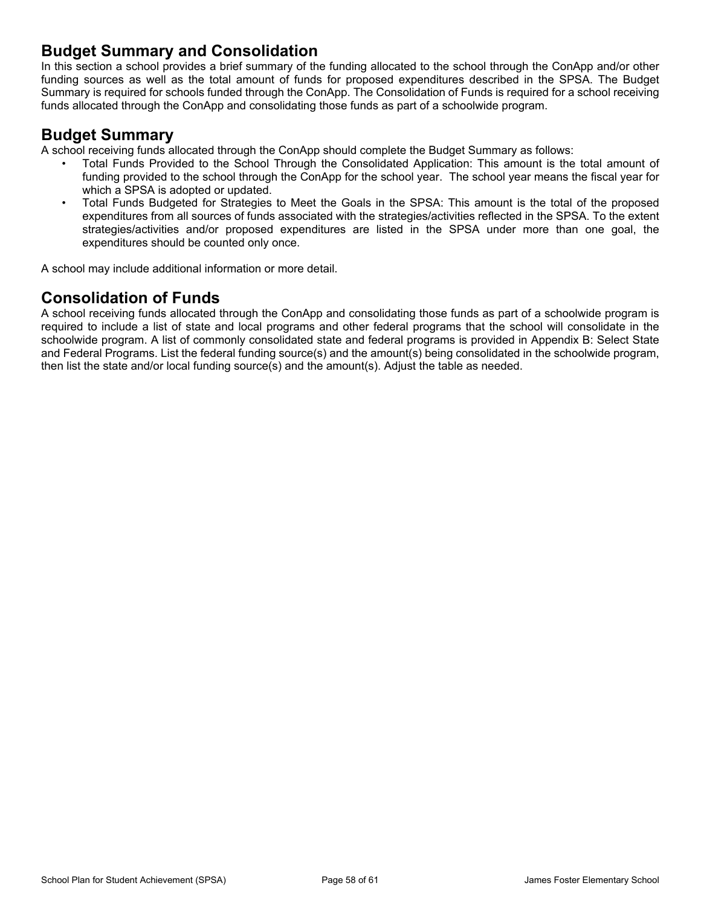## Budget Summary and Consolidation

In this section a school provides a brief summary of the funding allocated to the school through the ConApp and/or other funding sources as well as the total amount of funds for proposed expenditures described in the SPSA. The Budget Summary is required for schools funded through the ConApp. The Consolidation of Funds is required for a school receiving funds allocated through the ConApp and consolidating those funds as part of a schoolwide program.

## Budget Summary

A school receiving funds allocated through the ConApp should complete the Budget Summary as follows:

- Total Funds Provided to the School Through the Consolidated Application: This amount is the total amount of funding provided to the school through the ConApp for the school year. The school year means the fiscal year for which a SPSA is adopted or updated.
- Total Funds Budgeted for Strategies to Meet the Goals in the SPSA: This amount is the total of the proposed expenditures from all sources of funds associated with the strategies/activities reflected in the SPSA. To the extent strategies/activities and/or proposed expenditures are listed in the SPSA under more than one goal, the expenditures should be counted only once.

A school may include additional information or more detail.

## Consolidation of Funds

A school receiving funds allocated through the ConApp and consolidating those funds as part of a schoolwide program is required to include a list of state and local programs and other federal programs that the school will consolidate in the schoolwide program. A list of commonly consolidated state and federal programs is provided in Appendix B: Select State and Federal Programs. List the federal funding source(s) and the amount(s) being consolidated in the schoolwide program, then list the state and/or local funding source(s) and the amount(s). Adjust the table as needed.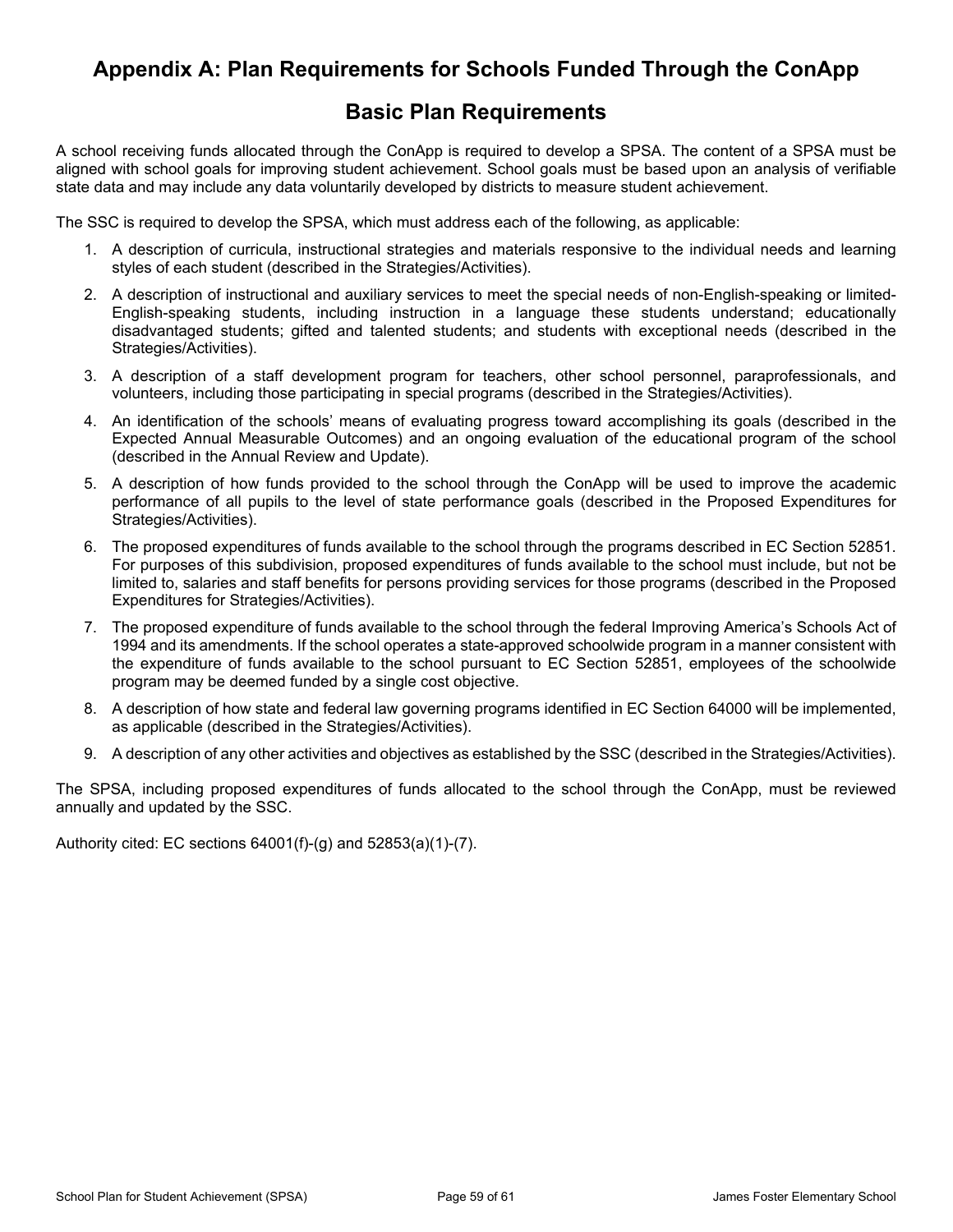# Appendix A: Plan Requirements for Schools Funded Through the ConApp

## Basic Plan Requirements

A school receiving funds allocated through the ConApp is required to develop a SPSA. The content of a SPSA must be aligned with school goals for improving student achievement. School goals must be based upon an analysis of verifiable state data and may include any data voluntarily developed by districts to measure student achievement.

The SSC is required to develop the SPSA, which must address each of the following, as applicable:

1. A description of curricula, instructional strategies and materials responsive to the individual needs and learning styles of each student (described in the Strategies/Activities).
2. A description of instructional and auxiliary services to meet the special needs of non-English-speaking or limited-English-speaking students, including instruction in a language these students understand; educationally disadvantaged students; gifted and talented students; and students with exceptional needs (described in the Strategies/Activities).
3. A description of a staff development program for teachers, other school personnel, paraprofessionals, and volunteers, including those participating in special programs (described in the Strategies/Activities).
4. An identification of the schools' means of evaluating progress toward accomplishing its goals (described in the Expected Annual Measurable Outcomes) and an ongoing evaluation of the educational program of the school (described in the Annual Review and Update).
5. A description of how funds provided to the school through the ConApp will be used to improve the academic performance of all pupils to the level of state performance goals (described in the Proposed Expenditures for Strategies/Activities).
6. The proposed expenditures of funds available to the school through the programs described in EC Section 52851. For purposes of this subdivision, proposed expenditures of funds available to the school must include, but not be limited to, salaries and staff benefits for persons providing services for those programs (described in the Proposed Expenditures for Strategies/Activities).
7. The proposed expenditure of funds available to the school through the federal Improving America's Schools Act of 1994 and its amendments. If the school operates a state-approved schoolwide program in a manner consistent with the expenditure of funds available to the school pursuant to EC Section 52851, employees of the schoolwide program may be deemed funded by a single cost objective.
8. A description of how state and federal law governing programs identified in EC Section 64000 will be implemented, as applicable (described in the Strategies/Activities).
9. A description of any other activities and objectives as established by the SSC (described in the Strategies/Activities).

The SPSA, including proposed expenditures of funds allocated to the school through the ConApp, must be reviewed annually and updated by the SSC.

Authority cited: EC sections 64001(f)-(g) and 52853(a)(1)-(7).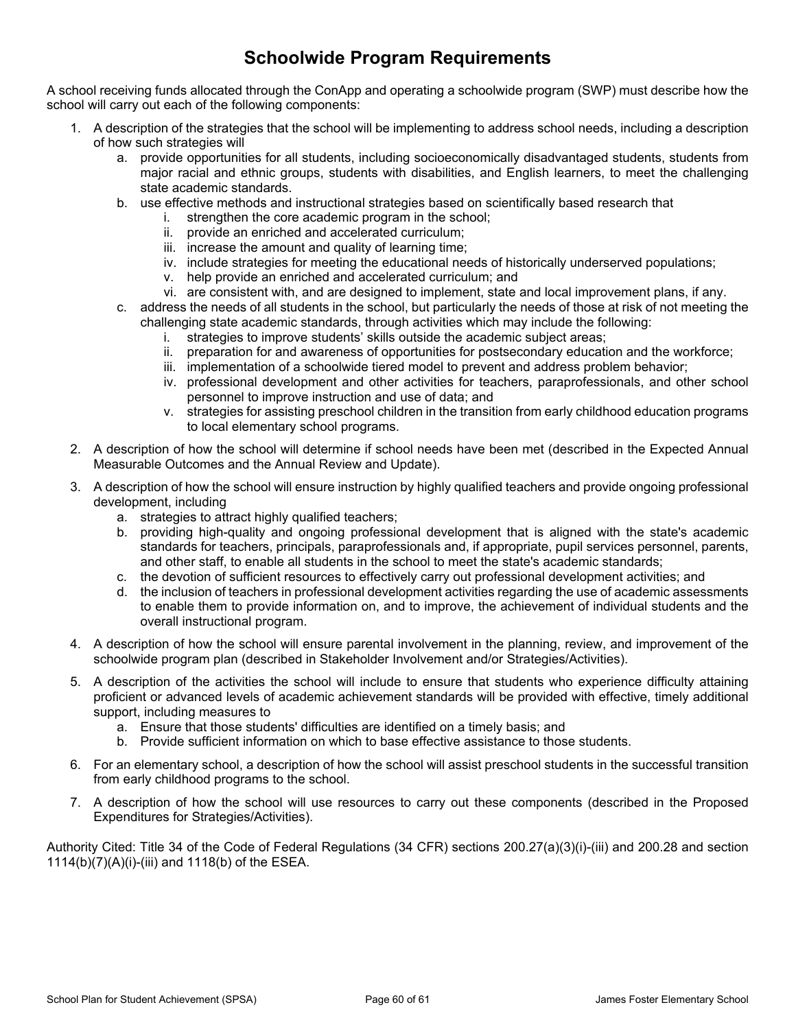# Schoolwide Program Requirements

A school receiving funds allocated through the ConApp and operating a schoolwide program (SWP) must describe how the school will carry out each of the following components:

1. A description of the strategies that the school will be implementing to address school needs, including a description of how such strategies will
   a. provide opportunities for all students, including socioeconomically disadvantaged students, students from major racial and ethnic groups, students with disabilities, and English learners, to meet the challenging state academic standards.
   b. use effective methods and instructional strategies based on scientifically based research that
      i. strengthen the core academic program in the school;
      ii. provide an enriched and accelerated curriculum;
      iii. increase the amount and quality of learning time;
      iv. include strategies for meeting the educational needs of historically underserved populations;
      v. help provide an enriched and accelerated curriculum; and
      vi. are consistent with, and are designed to implement, state and local improvement plans, if any.
   c. address the needs of all students in the school, but particularly the needs of those at risk of not meeting the challenging state academic standards, through activities which may include the following:
      i. strategies to improve students' skills outside the academic subject areas;
      ii. preparation for and awareness of opportunities for postsecondary education and the workforce;
      iii. implementation of a schoolwide tiered model to prevent and address problem behavior;
      iv. professional development and other activities for teachers, paraprofessionals, and other school personnel to improve instruction and use of data; and
      v. strategies for assisting preschool children in the transition from early childhood education programs to local elementary school programs.
2. A description of how the school will determine if school needs have been met (described in the Expected Annual Measurable Outcomes and the Annual Review and Update).
3. A description of how the school will ensure instruction by highly qualified teachers and provide ongoing professional development, including
   a. strategies to attract highly qualified teachers;
   b. providing high-quality and ongoing professional development that is aligned with the state's academic standards for teachers, principals, paraprofessionals and, if appropriate, pupil services personnel, parents, and other staff, to enable all students in the school to meet the state's academic standards;
   c. the devotion of sufficient resources to effectively carry out professional development activities; and
   d. the inclusion of teachers in professional development activities regarding the use of academic assessments to enable them to provide information on, and to improve, the achievement of individual students and the overall instructional program.
4. A description of how the school will ensure parental involvement in the planning, review, and improvement of the schoolwide program plan (described in Stakeholder Involvement and/or Strategies/Activities).
5. A description of the activities the school will include to ensure that students who experience difficulty attaining proficient or advanced levels of academic achievement standards will be provided with effective, timely additional support, including measures to
   a. Ensure that those students' difficulties are identified on a timely basis; and
   b. Provide sufficient information on which to base effective assistance to those students.
6. For an elementary school, a description of how the school will assist preschool students in the successful transition from early childhood programs to the school.
7. A description of how the school will use resources to carry out these components (described in the Proposed Expenditures for Strategies/Activities).

Authority Cited: Title 34 of the Code of Federal Regulations (34 CFR) sections 200.27(a)(3)(i)-(iii) and 200.28 and section 1114(b)(7)(A)(i)-(iii) and 1118(b) of the ESEA.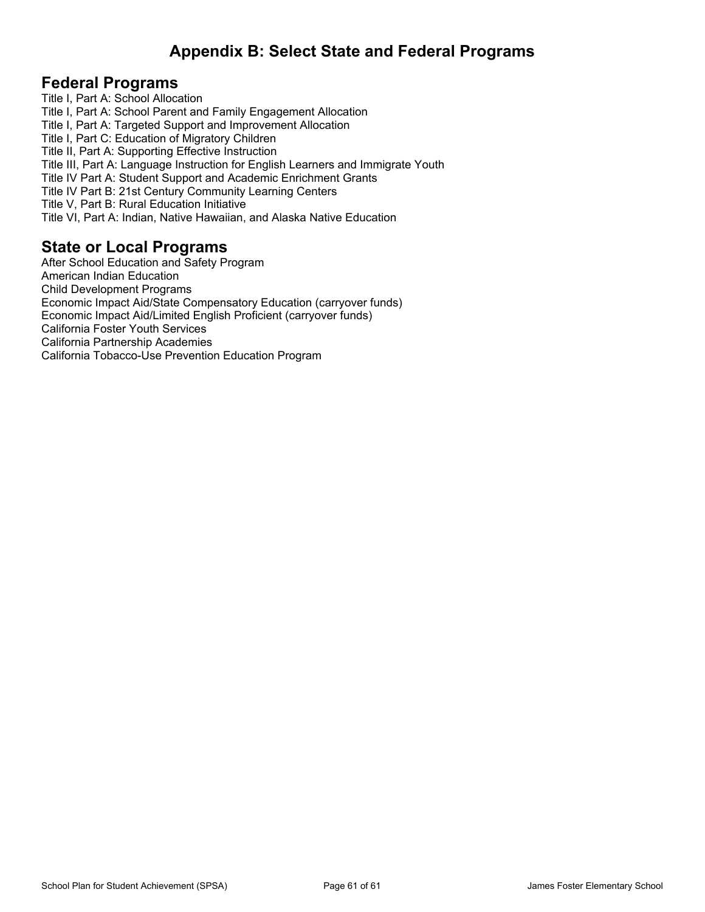# Appendix B: Select State and Federal Programs

## Federal Programs

Title I, Part A: School Allocation
Title I, Part A: School Parent and Family Engagement Allocation
Title I, Part A: Targeted Support and Improvement Allocation
Title I, Part C: Education of Migratory Children
Title II, Part A: Supporting Effective Instruction
Title III, Part A: Language Instruction for English Learners and Immigrate Youth
Title IV Part A: Student Support and Academic Enrichment Grants
Title IV Part B: 21st Century Community Learning Centers
Title V, Part B: Rural Education Initiative
Title VI, Part A: Indian, Native Hawaiian, and Alaska Native Education

## State or Local Programs

After School Education and Safety Program
American Indian Education
Child Development Programs
Economic Impact Aid/State Compensatory Education (carryover funds)
Economic Impact Aid/Limited English Proficient (carryover funds)
California Foster Youth Services
California Partnership Academies
California Tobacco-Use Prevention Education Program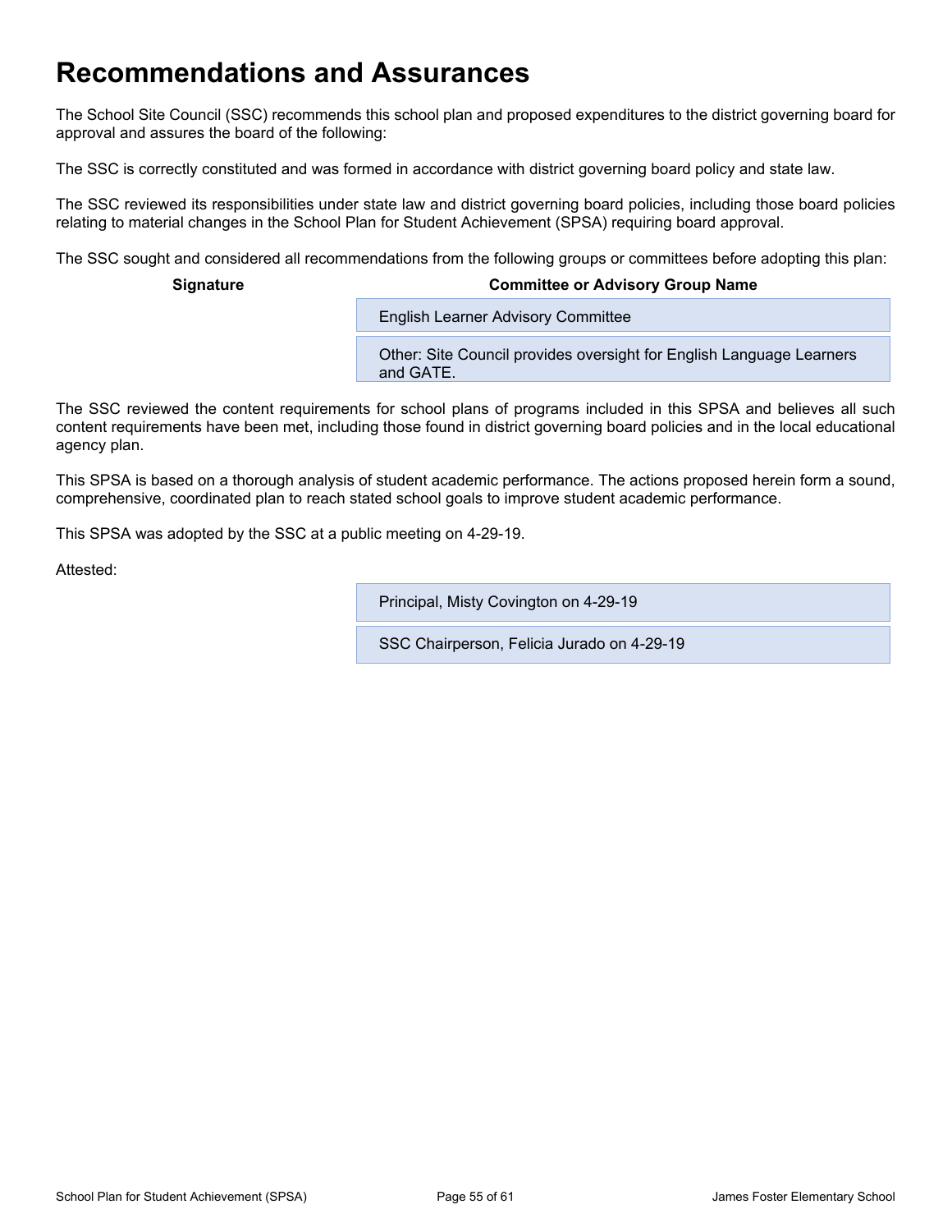# Recommendations and Assurances

The School Site Council (SSC) recommends this school plan and proposed expenditures to the district governing board for approval and assures the board of the following:

The SSC is correctly constituted and was formed in accordance with district governing board policy and state law.

The SSC reviewed its responsibilities under state law and district governing board policies, including those board policies relating to material changes in the School Plan for Student Achievement (SPSA) requiring board approval.

The SSC sought and considered all recommendations from the following groups or committees before adopting this plan:

| Signature | Committee or Advisory Group Name |
| --- | --- |
| | English Learner Advisory Committee |
| | Other: Site Council provides oversight for English Language Learners and GATE. |

The SSC reviewed the content requirements for school plans of programs included in this SPSA and believes all such content requirements have been met, including those found in district governing board policies and in the local educational agency plan.

This SPSA is based on a thorough analysis of student academic performance. The actions proposed herein form a sound, comprehensive, coordinated plan to reach stated school goals to improve student academic performance.

This SPSA was adopted by the SSC at a public meeting on 4-29-19.

Attested:

| | |
| --- | --- |
| | Principal, Misty Covington on 4-29-19 |
| | SSC Chairperson, Felicia Jurado on 4-29-19 |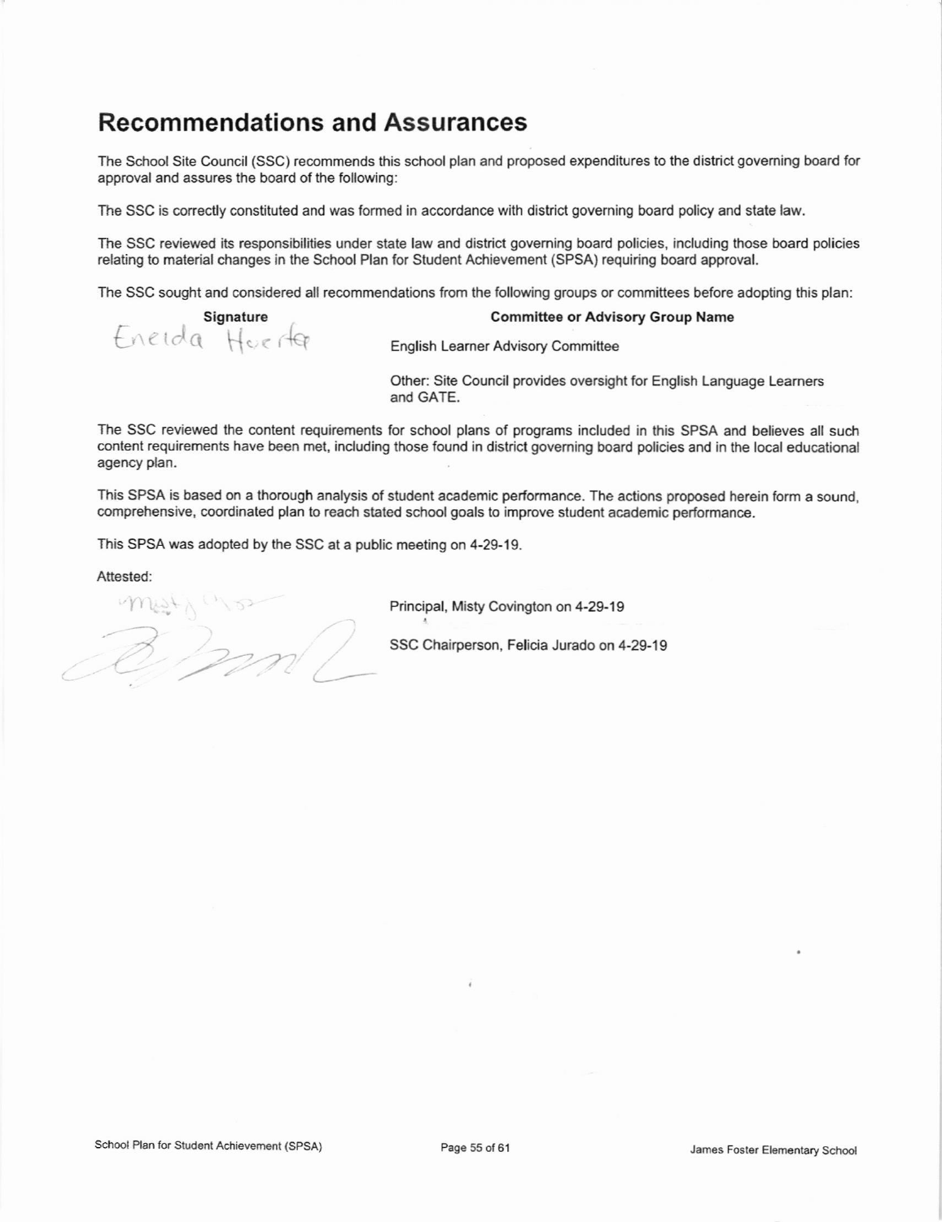# Recommendations and Assurances

The School Site Council (SSC) recommends this school plan and proposed expenditures to the district governing board for approval and assures the board of the following:

The SSC is correctly constituted and was formed in accordance with district governing board policy and state law.

The SSC reviewed its responsibilities under state law and district governing board policies, including those board policies relating to material changes in the School Plan for Student Achievement (SPSA) requiring board approval.

The SSC sought and considered all recommendations from the following groups or committees before adopting this plan:

| Signature | Committee or Advisory Group Name |
| --- | --- |
| Eneida Huerta | English Learner Advisory Committee |
| | Other: Site Council provides oversight for English Language Learners and GATE. |

The SSC reviewed the content requirements for school plans of programs included in this SPSA and believes all such content requirements have been met, including those found in district governing board policies and in the local educational agency plan.

This SPSA is based on a thorough analysis of student academic performance. The actions proposed herein form a sound, comprehensive, coordinated plan to reach stated school goals to improve student academic performance.

This SPSA was adopted by the SSC at a public meeting on 4-29-19.

Attested:

Principal, Misty Covington on 4-29-19

SSC Chairperson, Felicia Jurado on 4-29-19